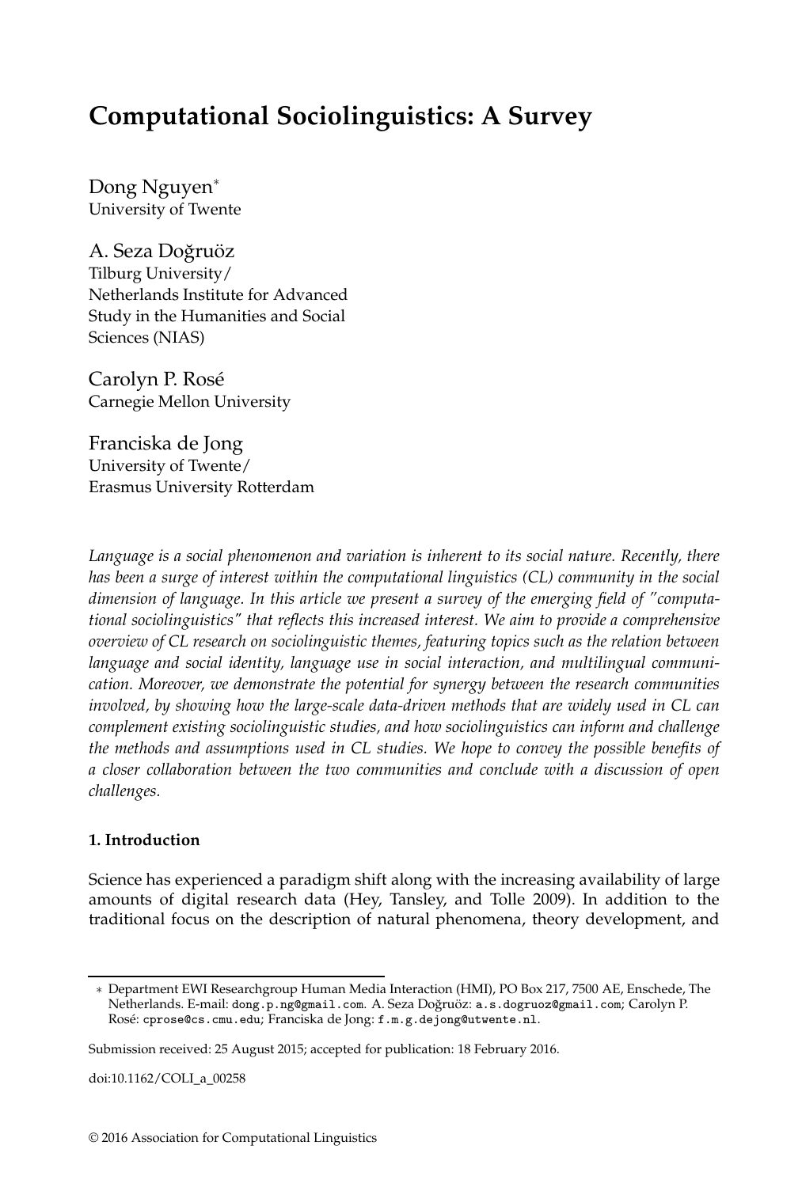# Computational Sociolinguistics: A Survey

Dong Nguyen*
University of Twente

A. Seza Doğruöz
Tilburg University/
Netherlands Institute for Advanced Study in the Humanities and Social Sciences (NIAS)

Carolyn P. Rosé
Carnegie Mellon University

Franciska de Jong
University of Twente/
Erasmus University Rotterdam

*Language is a social phenomenon and variation is inherent to its social nature. Recently, there has been a surge of interest within the computational linguistics (CL) community in the social dimension of language. In this article we present a survey of the emerging field of "computational sociolinguistics" that reflects this increased interest. We aim to provide a comprehensive overview of CL research on sociolinguistic themes, featuring topics such as the relation between language and social identity, language use in social interaction, and multilingual communication. Moreover, we demonstrate the potential for synergy between the research communities involved, by showing how the large-scale data-driven methods that are widely used in CL can complement existing sociolinguistic studies, and how sociolinguistics can inform and challenge the methods and assumptions used in CL studies. We hope to convey the possible benefits of a closer collaboration between the two communities and conclude with a discussion of open challenges.*

## 1. Introduction

Science has experienced a paradigm shift along with the increasing availability of large amounts of digital research data (Hey, Tansley, and Tolle 2009). In addition to the traditional focus on the description of natural phenomena, theory development, and

---

* Department EWI Researchgroup Human Media Interaction (HMI), PO Box 217, 7500 AE, Enschede, The Netherlands. E-mail: dong.p.ng@gmail.com. A. Seza Doğruöz: a.s.dogruoz@gmail.com; Carolyn P. Rosé: cprose@cs.cmu.edu; Franciska de Jong: f.m.g.dejong@utwente.nl.

Submission received: 25 August 2015; accepted for publication: 18 February 2016.

doi:10.1162/COLI_a_00258

© 2016 Association for Computational Linguistics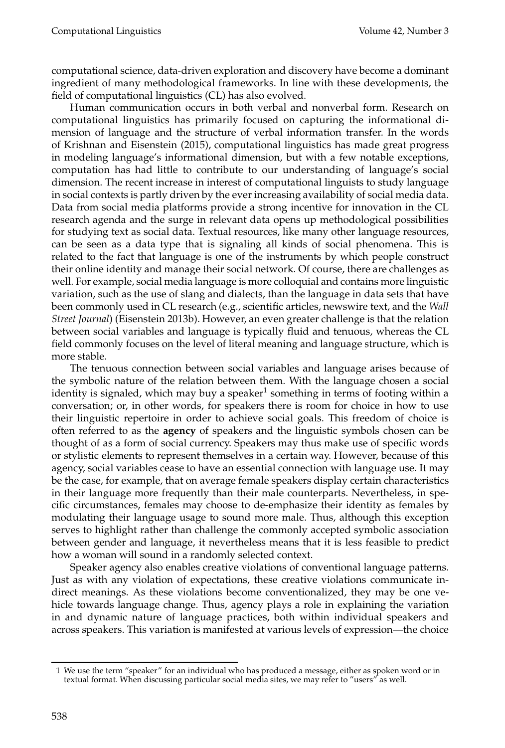computational science, data-driven exploration and discovery have become a dominant ingredient of many methodological frameworks. In line with these developments, the field of computational linguistics (CL) has also evolved.

Human communication occurs in both verbal and nonverbal form. Research on computational linguistics has primarily focused on capturing the informational dimension of language and the structure of verbal information transfer. In the words of Krishnan and Eisenstein (2015), computational linguistics has made great progress in modeling language's informational dimension, but with a few notable exceptions, computation has had little to contribute to our understanding of language's social dimension. The recent increase in interest of computational linguists to study language in social contexts is partly driven by the ever increasing availability of social media data. Data from social media platforms provide a strong incentive for innovation in the CL research agenda and the surge in relevant data opens up methodological possibilities for studying text as social data. Textual resources, like many other language resources, can be seen as a data type that is signaling all kinds of social phenomena. This is related to the fact that language is one of the instruments by which people construct their online identity and manage their social network. Of course, there are challenges as well. For example, social media language is more colloquial and contains more linguistic variation, such as the use of slang and dialects, than the language in data sets that have been commonly used in CL research (e.g., scientific articles, newswire text, and the *Wall Street Journal*) (Eisenstein 2013b). However, an even greater challenge is that the relation between social variables and language is typically fluid and tenuous, whereas the CL field commonly focuses on the level of literal meaning and language structure, which is more stable.

The tenuous connection between social variables and language arises because of the symbolic nature of the relation between them. With the language chosen a social identity is signaled, which may buy a speaker[1] something in terms of footing within a conversation; or, in other words, for speakers there is room for choice in how to use their linguistic repertoire in order to achieve social goals. This freedom of choice is often referred to as the **agency** of speakers and the linguistic symbols chosen can be thought of as a form of social currency. Speakers may thus make use of specific words or stylistic elements to represent themselves in a certain way. However, because of this agency, social variables cease to have an essential connection with language use. It may be the case, for example, that on average female speakers display certain characteristics in their language more frequently than their male counterparts. Nevertheless, in specific circumstances, females may choose to de-emphasize their identity as females by modulating their language usage to sound more male. Thus, although this exception serves to highlight rather than challenge the commonly accepted symbolic association between gender and language, it nevertheless means that it is less feasible to predict how a woman will sound in a randomly selected context.

Speaker agency also enables creative violations of conventional language patterns. Just as with any violation of expectations, these creative violations communicate indirect meanings. As these violations become conventionalized, they may be one vehicle towards language change. Thus, agency plays a role in explaining the variation in and dynamic nature of language practices, both within individual speakers and across speakers. This variation is manifested at various levels of expression—the choice

1 We use the term "speaker" for an individual who has produced a message, either as spoken word or in textual format. When discussing particular social media sites, we may refer to "users" as well.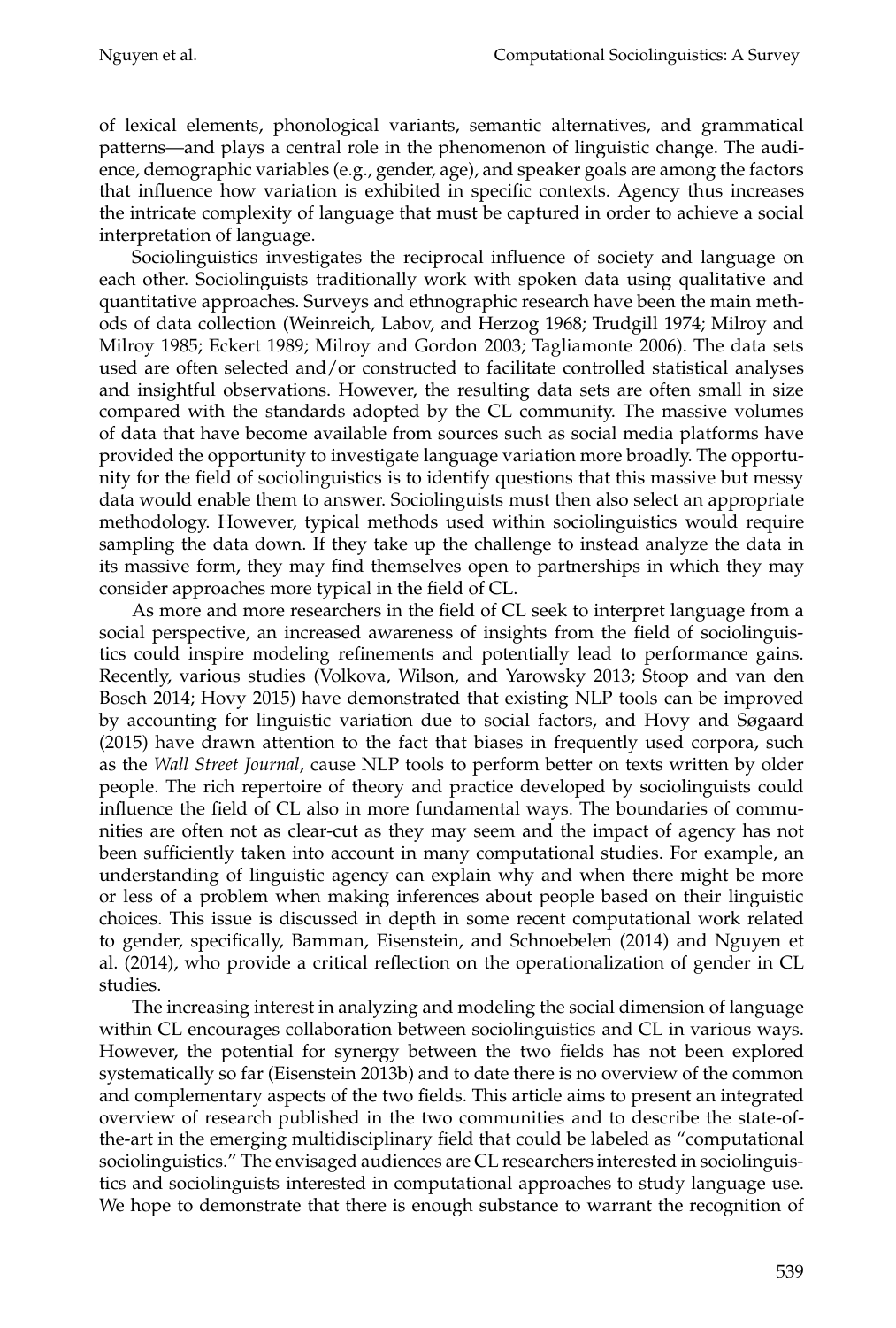of lexical elements, phonological variants, semantic alternatives, and grammatical patterns—and plays a central role in the phenomenon of linguistic change. The audience, demographic variables (e.g., gender, age), and speaker goals are among the factors that influence how variation is exhibited in specific contexts. Agency thus increases the intricate complexity of language that must be captured in order to achieve a social interpretation of language.

Sociolinguistics investigates the reciprocal influence of society and language on each other. Sociolinguists traditionally work with spoken data using qualitative and quantitative approaches. Surveys and ethnographic research have been the main methods of data collection (Weinreich, Labov, and Herzog 1968; Trudgill 1974; Milroy and Milroy 1985; Eckert 1989; Milroy and Gordon 2003; Tagliamonte 2006). The data sets used are often selected and/or constructed to facilitate controlled statistical analyses and insightful observations. However, the resulting data sets are often small in size compared with the standards adopted by the CL community. The massive volumes of data that have become available from sources such as social media platforms have provided the opportunity to investigate language variation more broadly. The opportunity for the field of sociolinguistics is to identify questions that this massive but messy data would enable them to answer. Sociolinguists must then also select an appropriate methodology. However, typical methods used within sociolinguistics would require sampling the data down. If they take up the challenge to instead analyze the data in its massive form, they may find themselves open to partnerships in which they may consider approaches more typical in the field of CL.

As more and more researchers in the field of CL seek to interpret language from a social perspective, an increased awareness of insights from the field of sociolinguistics could inspire modeling refinements and potentially lead to performance gains. Recently, various studies (Volkova, Wilson, and Yarowsky 2013; Stoop and van den Bosch 2014; Hovy 2015) have demonstrated that existing NLP tools can be improved by accounting for linguistic variation due to social factors, and Hovy and Søgaard (2015) have drawn attention to the fact that biases in frequently used corpora, such as the *Wall Street Journal*, cause NLP tools to perform better on texts written by older people. The rich repertoire of theory and practice developed by sociolinguists could influence the field of CL also in more fundamental ways. The boundaries of communities are often not as clear-cut as they may seem and the impact of agency has not been sufficiently taken into account in many computational studies. For example, an understanding of linguistic agency can explain why and when there might be more or less of a problem when making inferences about people based on their linguistic choices. This issue is discussed in depth in some recent computational work related to gender, specifically, Bamman, Eisenstein, and Schnoebelen (2014) and Nguyen et al. (2014), who provide a critical reflection on the operationalization of gender in CL studies.

The increasing interest in analyzing and modeling the social dimension of language within CL encourages collaboration between sociolinguistics and CL in various ways. However, the potential for synergy between the two fields has not been explored systematically so far (Eisenstein 2013b) and to date there is no overview of the common and complementary aspects of the two fields. This article aims to present an integrated overview of research published in the two communities and to describe the state-of-the-art in the emerging multidisciplinary field that could be labeled as "computational sociolinguistics." The envisaged audiences are CL researchers interested in sociolinguistics and sociolinguists interested in computational approaches to study language use. We hope to demonstrate that there is enough substance to warrant the recognition of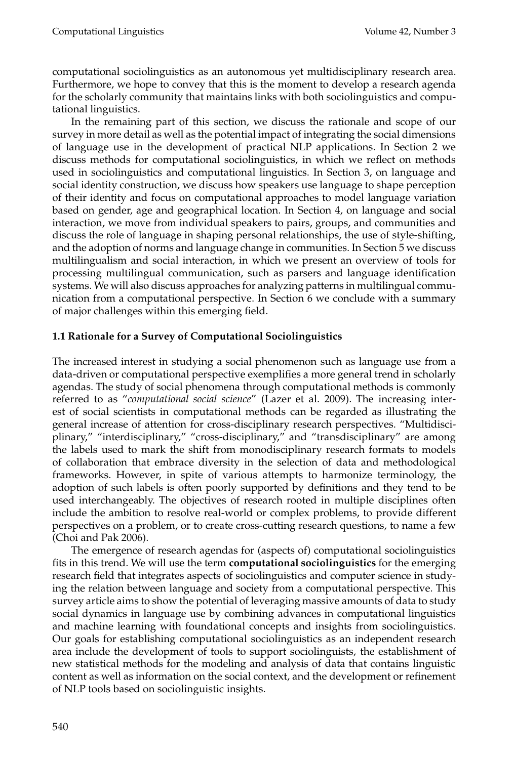computational sociolinguistics as an autonomous yet multidisciplinary research area. Furthermore, we hope to convey that this is the moment to develop a research agenda for the scholarly community that maintains links with both sociolinguistics and computational linguistics.

In the remaining part of this section, we discuss the rationale and scope of our survey in more detail as well as the potential impact of integrating the social dimensions of language use in the development of practical NLP applications. In Section 2 we discuss methods for computational sociolinguistics, in which we reflect on methods used in sociolinguistics and computational linguistics. In Section 3, on language and social identity construction, we discuss how speakers use language to shape perception of their identity and focus on computational approaches to model language variation based on gender, age and geographical location. In Section 4, on language and social interaction, we move from individual speakers to pairs, groups, and communities and discuss the role of language in shaping personal relationships, the use of style-shifting, and the adoption of norms and language change in communities. In Section 5 we discuss multilingualism and social interaction, in which we present an overview of tools for processing multilingual communication, such as parsers and language identification systems. We will also discuss approaches for analyzing patterns in multilingual communication from a computational perspective. In Section 6 we conclude with a summary of major challenges within this emerging field.

### 1.1 Rationale for a Survey of Computational Sociolinguistics

The increased interest in studying a social phenomenon such as language use from a data-driven or computational perspective exemplifies a more general trend in scholarly agendas. The study of social phenomena through computational methods is commonly referred to as "*computational social science*" (Lazer et al. 2009). The increasing interest of social scientists in computational methods can be regarded as illustrating the general increase of attention for cross-disciplinary research perspectives. "Multidisciplinary," "interdisciplinary," "cross-disciplinary," and "transdisciplinary" are among the labels used to mark the shift from monodisciplinary research formats to models of collaboration that embrace diversity in the selection of data and methodological frameworks. However, in spite of various attempts to harmonize terminology, the adoption of such labels is often poorly supported by definitions and they tend to be used interchangeably. The objectives of research rooted in multiple disciplines often include the ambition to resolve real-world or complex problems, to provide different perspectives on a problem, or to create cross-cutting research questions, to name a few (Choi and Pak 2006).

The emergence of research agendas for (aspects of) computational sociolinguistics fits in this trend. We will use the term **computational sociolinguistics** for the emerging research field that integrates aspects of sociolinguistics and computer science in studying the relation between language and society from a computational perspective. This survey article aims to show the potential of leveraging massive amounts of data to study social dynamics in language use by combining advances in computational linguistics and machine learning with foundational concepts and insights from sociolinguistics. Our goals for establishing computational sociolinguistics as an independent research area include the development of tools to support sociolinguists, the establishment of new statistical methods for the modeling and analysis of data that contains linguistic content as well as information on the social context, and the development or refinement of NLP tools based on sociolinguistic insights.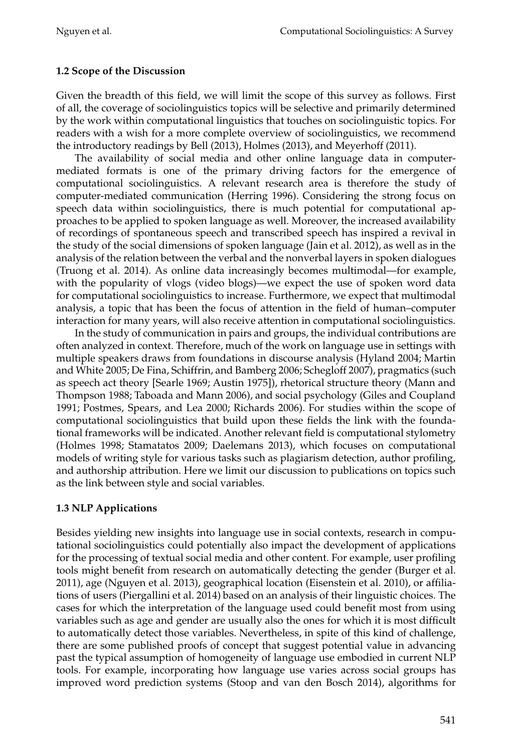### 1.2 Scope of the Discussion

Given the breadth of this field, we will limit the scope of this survey as follows. First of all, the coverage of sociolinguistics topics will be selective and primarily determined by the work within computational linguistics that touches on sociolinguistic topics. For readers with a wish for a more complete overview of sociolinguistics, we recommend the introductory readings by Bell (2013), Holmes (2013), and Meyerhoff (2011).

The availability of social media and other online language data in computer-mediated formats is one of the primary driving factors for the emergence of computational sociolinguistics. A relevant research area is therefore the study of computer-mediated communication (Herring 1996). Considering the strong focus on speech data within sociolinguistics, there is much potential for computational approaches to be applied to spoken language as well. Moreover, the increased availability of recordings of spontaneous speech and transcribed speech has inspired a revival in the study of the social dimensions of spoken language (Jain et al. 2012), as well as in the analysis of the relation between the verbal and the nonverbal layers in spoken dialogues (Truong et al. 2014). As online data increasingly becomes multimodal—for example, with the popularity of vlogs (video blogs)—we expect the use of spoken word data for computational sociolinguistics to increase. Furthermore, we expect that multimodal analysis, a topic that has been the focus of attention in the field of human–computer interaction for many years, will also receive attention in computational sociolinguistics.

In the study of communication in pairs and groups, the individual contributions are often analyzed in context. Therefore, much of the work on language use in settings with multiple speakers draws from foundations in discourse analysis (Hyland 2004; Martin and White 2005; De Fina, Schiffrin, and Bamberg 2006; Schegloff 2007), pragmatics (such as speech act theory [Searle 1969; Austin 1975]), rhetorical structure theory (Mann and Thompson 1988; Taboada and Mann 2006), and social psychology (Giles and Coupland 1991; Postmes, Spears, and Lea 2000; Richards 2006). For studies within the scope of computational sociolinguistics that build upon these fields the link with the foundational frameworks will be indicated. Another relevant field is computational stylometry (Holmes 1998; Stamatatos 2009; Daelemans 2013), which focuses on computational models of writing style for various tasks such as plagiarism detection, author profiling, and authorship attribution. Here we limit our discussion to publications on topics such as the link between style and social variables.

### 1.3 NLP Applications

Besides yielding new insights into language use in social contexts, research in computational sociolinguistics could potentially also impact the development of applications for the processing of textual social media and other content. For example, user profiling tools might benefit from research on automatically detecting the gender (Burger et al. 2011), age (Nguyen et al. 2013), geographical location (Eisenstein et al. 2010), or affiliations of users (Piergallini et al. 2014) based on an analysis of their linguistic choices. The cases for which the interpretation of the language used could benefit most from using variables such as age and gender are usually also the ones for which it is most difficult to automatically detect those variables. Nevertheless, in spite of this kind of challenge, there are some published proofs of concept that suggest potential value in advancing past the typical assumption of homogeneity of language use embodied in current NLP tools. For example, incorporating how language use varies across social groups has improved word prediction systems (Stoop and van den Bosch 2014), algorithms for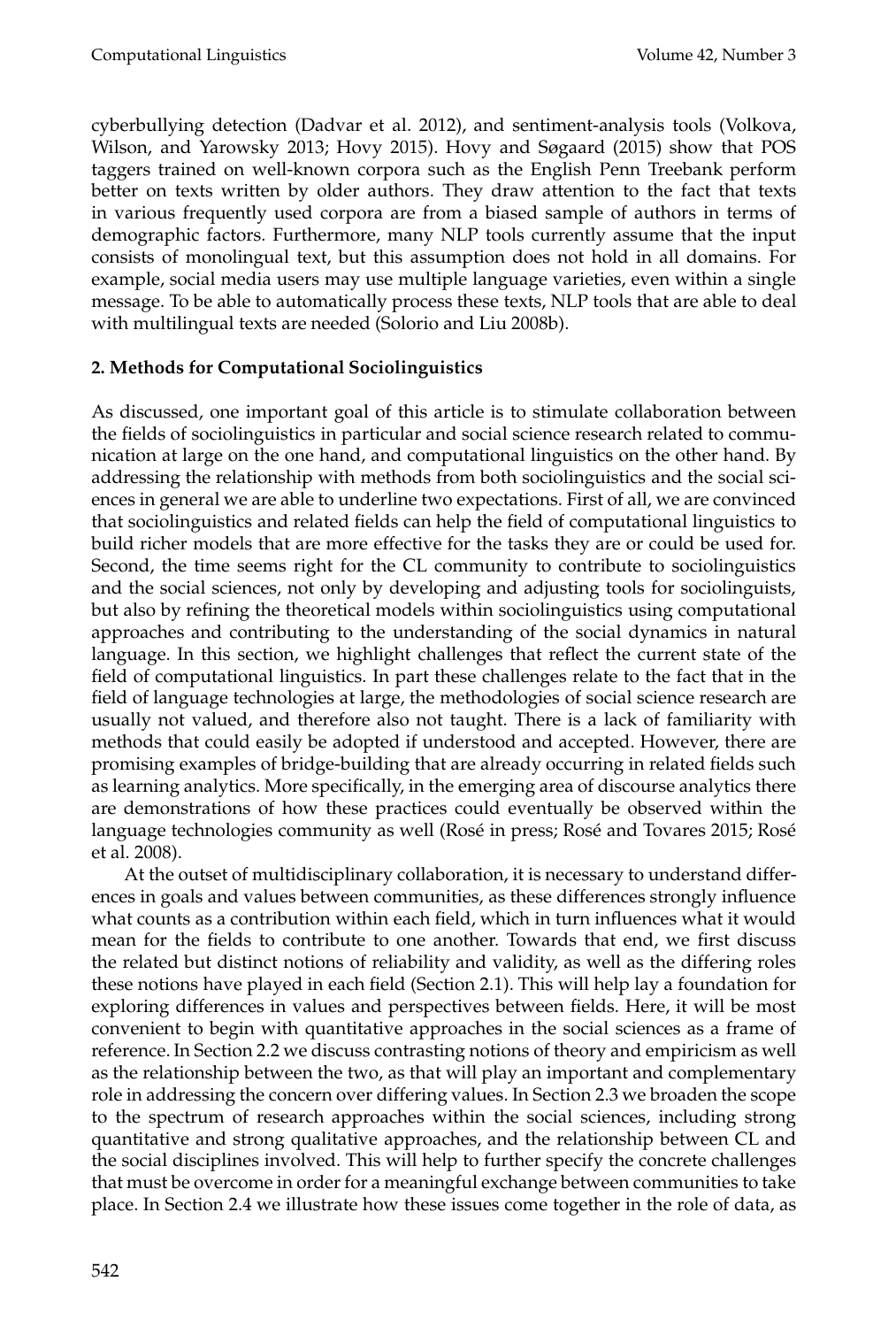cyberbullying detection (Dadvar et al. 2012), and sentiment-analysis tools (Volkova, Wilson, and Yarowsky 2013; Hovy 2015). Hovy and Søgaard (2015) show that POS taggers trained on well-known corpora such as the English Penn Treebank perform better on texts written by older authors. They draw attention to the fact that texts in various frequently used corpora are from a biased sample of authors in terms of demographic factors. Furthermore, many NLP tools currently assume that the input consists of monolingual text, but this assumption does not hold in all domains. For example, social media users may use multiple language varieties, even within a single message. To be able to automatically process these texts, NLP tools that are able to deal with multilingual texts are needed (Solorio and Liu 2008b).

## 2. Methods for Computational Sociolinguistics

As discussed, one important goal of this article is to stimulate collaboration between the fields of sociolinguistics in particular and social science research related to communication at large on the one hand, and computational linguistics on the other hand. By addressing the relationship with methods from both sociolinguistics and the social sciences in general we are able to underline two expectations. First of all, we are convinced that sociolinguistics and related fields can help the field of computational linguistics to build richer models that are more effective for the tasks they are or could be used for. Second, the time seems right for the CL community to contribute to sociolinguistics and the social sciences, not only by developing and adjusting tools for sociolinguists, but also by refining the theoretical models within sociolinguistics using computational approaches and contributing to the understanding of the social dynamics in natural language. In this section, we highlight challenges that reflect the current state of the field of computational linguistics. In part these challenges relate to the fact that in the field of language technologies at large, the methodologies of social science research are usually not valued, and therefore also not taught. There is a lack of familiarity with methods that could easily be adopted if understood and accepted. However, there are promising examples of bridge-building that are already occurring in related fields such as learning analytics. More specifically, in the emerging area of discourse analytics there are demonstrations of how these practices could eventually be observed within the language technologies community as well (Rosé in press; Rosé and Tovares 2015; Rosé et al. 2008).

At the outset of multidisciplinary collaboration, it is necessary to understand differences in goals and values between communities, as these differences strongly influence what counts as a contribution within each field, which in turn influences what it would mean for the fields to contribute to one another. Towards that end, we first discuss the related but distinct notions of reliability and validity, as well as the differing roles these notions have played in each field (Section 2.1). This will help lay a foundation for exploring differences in values and perspectives between fields. Here, it will be most convenient to begin with quantitative approaches in the social sciences as a frame of reference. In Section 2.2 we discuss contrasting notions of theory and empiricism as well as the relationship between the two, as that will play an important and complementary role in addressing the concern over differing values. In Section 2.3 we broaden the scope to the spectrum of research approaches within the social sciences, including strong quantitative and strong qualitative approaches, and the relationship between CL and the social disciplines involved. This will help to further specify the concrete challenges that must be overcome in order for a meaningful exchange between communities to take place. In Section 2.4 we illustrate how these issues come together in the role of data, as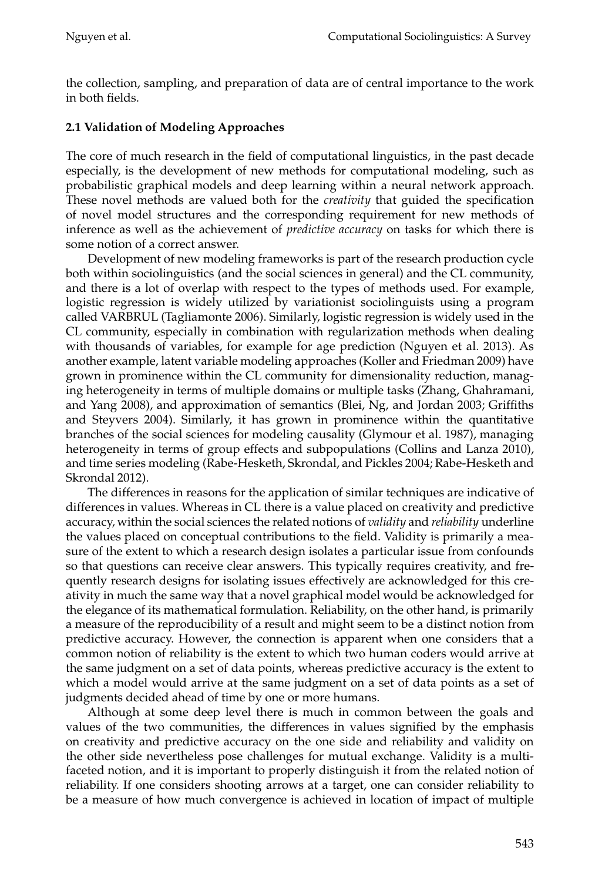the collection, sampling, and preparation of data are of central importance to the work in both fields.

### 2.1 Validation of Modeling Approaches

The core of much research in the field of computational linguistics, in the past decade especially, is the development of new methods for computational modeling, such as probabilistic graphical models and deep learning within a neural network approach. These novel methods are valued both for the *creativity* that guided the specification of novel model structures and the corresponding requirement for new methods of inference as well as the achievement of *predictive accuracy* on tasks for which there is some notion of a correct answer.

Development of new modeling frameworks is part of the research production cycle both within sociolinguistics (and the social sciences in general) and the CL community, and there is a lot of overlap with respect to the types of methods used. For example, logistic regression is widely utilized by variationist sociolinguists using a program called VARBRUL (Tagliamonte 2006). Similarly, logistic regression is widely used in the CL community, especially in combination with regularization methods when dealing with thousands of variables, for example for age prediction (Nguyen et al. 2013). As another example, latent variable modeling approaches (Koller and Friedman 2009) have grown in prominence within the CL community for dimensionality reduction, managing heterogeneity in terms of multiple domains or multiple tasks (Zhang, Ghahramani, and Yang 2008), and approximation of semantics (Blei, Ng, and Jordan 2003; Griffiths and Steyvers 2004). Similarly, it has grown in prominence within the quantitative branches of the social sciences for modeling causality (Glymour et al. 1987), managing heterogeneity in terms of group effects and subpopulations (Collins and Lanza 2010), and time series modeling (Rabe-Hesketh, Skrondal, and Pickles 2004; Rabe-Hesketh and Skrondal 2012).

The differences in reasons for the application of similar techniques are indicative of differences in values. Whereas in CL there is a value placed on creativity and predictive accuracy, within the social sciences the related notions of *validity* and *reliability* underline the values placed on conceptual contributions to the field. Validity is primarily a measure of the extent to which a research design isolates a particular issue from confounds so that questions can receive clear answers. This typically requires creativity, and frequently research designs for isolating issues effectively are acknowledged for this creativity in much the same way that a novel graphical model would be acknowledged for the elegance of its mathematical formulation. Reliability, on the other hand, is primarily a measure of the reproducibility of a result and might seem to be a distinct notion from predictive accuracy. However, the connection is apparent when one considers that a common notion of reliability is the extent to which two human coders would arrive at the same judgment on a set of data points, whereas predictive accuracy is the extent to which a model would arrive at the same judgment on a set of data points as a set of judgments decided ahead of time by one or more humans.

Although at some deep level there is much in common between the goals and values of the two communities, the differences in values signified by the emphasis on creativity and predictive accuracy on the one side and reliability and validity on the other side nevertheless pose challenges for mutual exchange. Validity is a multifaceted notion, and it is important to properly distinguish it from the related notion of reliability. If one considers shooting arrows at a target, one can consider reliability to be a measure of how much convergence is achieved in location of impact of multiple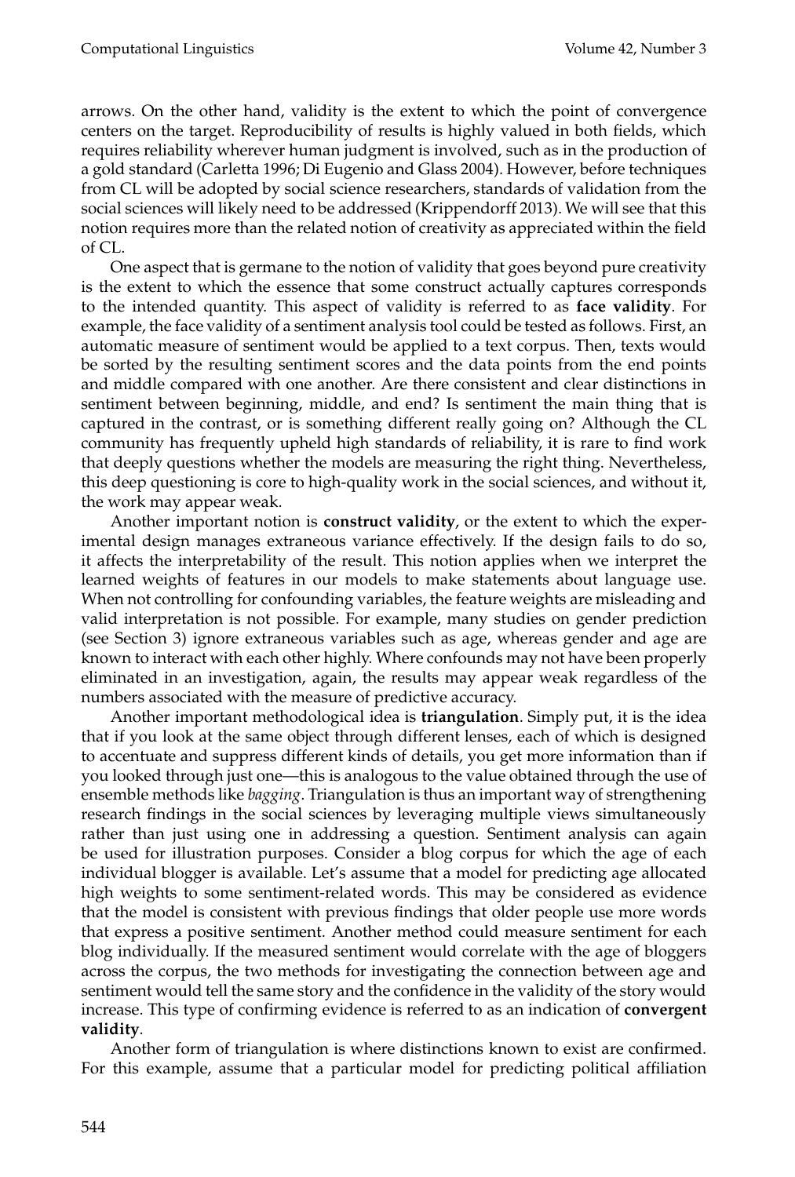arrows. On the other hand, validity is the extent to which the point of convergence centers on the target. Reproducibility of results is highly valued in both fields, which requires reliability wherever human judgment is involved, such as in the production of a gold standard (Carletta 1996; Di Eugenio and Glass 2004). However, before techniques from CL will be adopted by social science researchers, standards of validation from the social sciences will likely need to be addressed (Krippendorff 2013). We will see that this notion requires more than the related notion of creativity as appreciated within the field of CL.

One aspect that is germane to the notion of validity that goes beyond pure creativity is the extent to which the essence that some construct actually captures corresponds to the intended quantity. This aspect of validity is referred to as **face validity**. For example, the face validity of a sentiment analysis tool could be tested as follows. First, an automatic measure of sentiment would be applied to a text corpus. Then, texts would be sorted by the resulting sentiment scores and the data points from the end points and middle compared with one another. Are there consistent and clear distinctions in sentiment between beginning, middle, and end? Is sentiment the main thing that is captured in the contrast, or is something different really going on? Although the CL community has frequently upheld high standards of reliability, it is rare to find work that deeply questions whether the models are measuring the right thing. Nevertheless, this deep questioning is core to high-quality work in the social sciences, and without it, the work may appear weak.

Another important notion is **construct validity**, or the extent to which the experimental design manages extraneous variance effectively. If the design fails to do so, it affects the interpretability of the result. This notion applies when we interpret the learned weights of features in our models to make statements about language use. When not controlling for confounding variables, the feature weights are misleading and valid interpretation is not possible. For example, many studies on gender prediction (see Section 3) ignore extraneous variables such as age, whereas gender and age are known to interact with each other highly. Where confounds may not have been properly eliminated in an investigation, again, the results may appear weak regardless of the numbers associated with the measure of predictive accuracy.

Another important methodological idea is **triangulation**. Simply put, it is the idea that if you look at the same object through different lenses, each of which is designed to accentuate and suppress different kinds of details, you get more information than if you looked through just one—this is analogous to the value obtained through the use of ensemble methods like *bagging*. Triangulation is thus an important way of strengthening research findings in the social sciences by leveraging multiple views simultaneously rather than just using one in addressing a question. Sentiment analysis can again be used for illustration purposes. Consider a blog corpus for which the age of each individual blogger is available. Let's assume that a model for predicting age allocated high weights to some sentiment-related words. This may be considered as evidence that the model is consistent with previous findings that older people use more words that express a positive sentiment. Another method could measure sentiment for each blog individually. If the measured sentiment would correlate with the age of bloggers across the corpus, the two methods for investigating the connection between age and sentiment would tell the same story and the confidence in the validity of the story would increase. This type of confirming evidence is referred to as an indication of **convergent validity**.

Another form of triangulation is where distinctions known to exist are confirmed. For this example, assume that a particular model for predicting political affiliation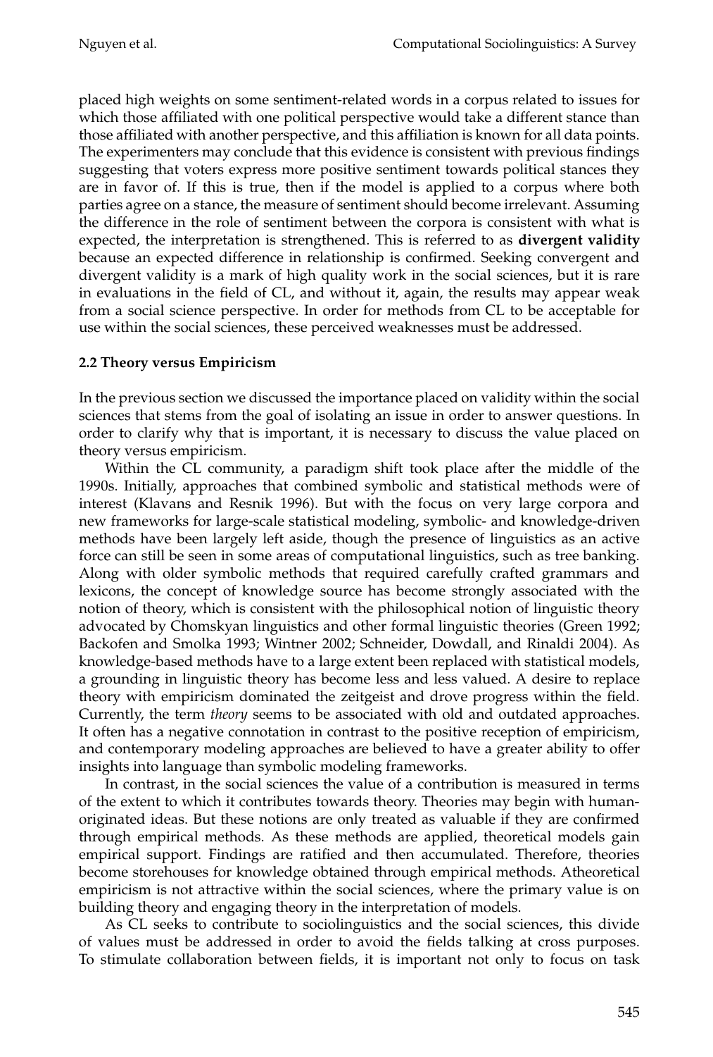placed high weights on some sentiment-related words in a corpus related to issues for which those affiliated with one political perspective would take a different stance than those affiliated with another perspective, and this affiliation is known for all data points. The experimenters may conclude that this evidence is consistent with previous findings suggesting that voters express more positive sentiment towards political stances they are in favor of. If this is true, then if the model is applied to a corpus where both parties agree on a stance, the measure of sentiment should become irrelevant. Assuming the difference in the role of sentiment between the corpora is consistent with what is expected, the interpretation is strengthened. This is referred to as **divergent validity** because an expected difference in relationship is confirmed. Seeking convergent and divergent validity is a mark of high quality work in the social sciences, but it is rare in evaluations in the field of CL, and without it, again, the results may appear weak from a social science perspective. In order for methods from CL to be acceptable for use within the social sciences, these perceived weaknesses must be addressed.

### 2.2 Theory versus Empiricism

In the previous section we discussed the importance placed on validity within the social sciences that stems from the goal of isolating an issue in order to answer questions. In order to clarify why that is important, it is necessary to discuss the value placed on theory versus empiricism.

Within the CL community, a paradigm shift took place after the middle of the 1990s. Initially, approaches that combined symbolic and statistical methods were of interest (Klavans and Resnik 1996). But with the focus on very large corpora and new frameworks for large-scale statistical modeling, symbolic- and knowledge-driven methods have been largely left aside, though the presence of linguistics as an active force can still be seen in some areas of computational linguistics, such as tree banking. Along with older symbolic methods that required carefully crafted grammars and lexicons, the concept of knowledge source has become strongly associated with the notion of theory, which is consistent with the philosophical notion of linguistic theory advocated by Chomskyan linguistics and other formal linguistic theories (Green 1992; Backofen and Smolka 1993; Wintner 2002; Schneider, Dowdall, and Rinaldi 2004). As knowledge-based methods have to a large extent been replaced with statistical models, a grounding in linguistic theory has become less and less valued. A desire to replace theory with empiricism dominated the zeitgeist and drove progress within the field. Currently, the term *theory* seems to be associated with old and outdated approaches. It often has a negative connotation in contrast to the positive reception of empiricism, and contemporary modeling approaches are believed to have a greater ability to offer insights into language than symbolic modeling frameworks.

In contrast, in the social sciences the value of a contribution is measured in terms of the extent to which it contributes towards theory. Theories may begin with human-originated ideas. But these notions are only treated as valuable if they are confirmed through empirical methods. As these methods are applied, theoretical models gain empirical support. Findings are ratified and then accumulated. Therefore, theories become storehouses for knowledge obtained through empirical methods. Atheoretical empiricism is not attractive within the social sciences, where the primary value is on building theory and engaging theory in the interpretation of models.

As CL seeks to contribute to sociolinguistics and the social sciences, this divide of values must be addressed in order to avoid the fields talking at cross purposes. To stimulate collaboration between fields, it is important not only to focus on task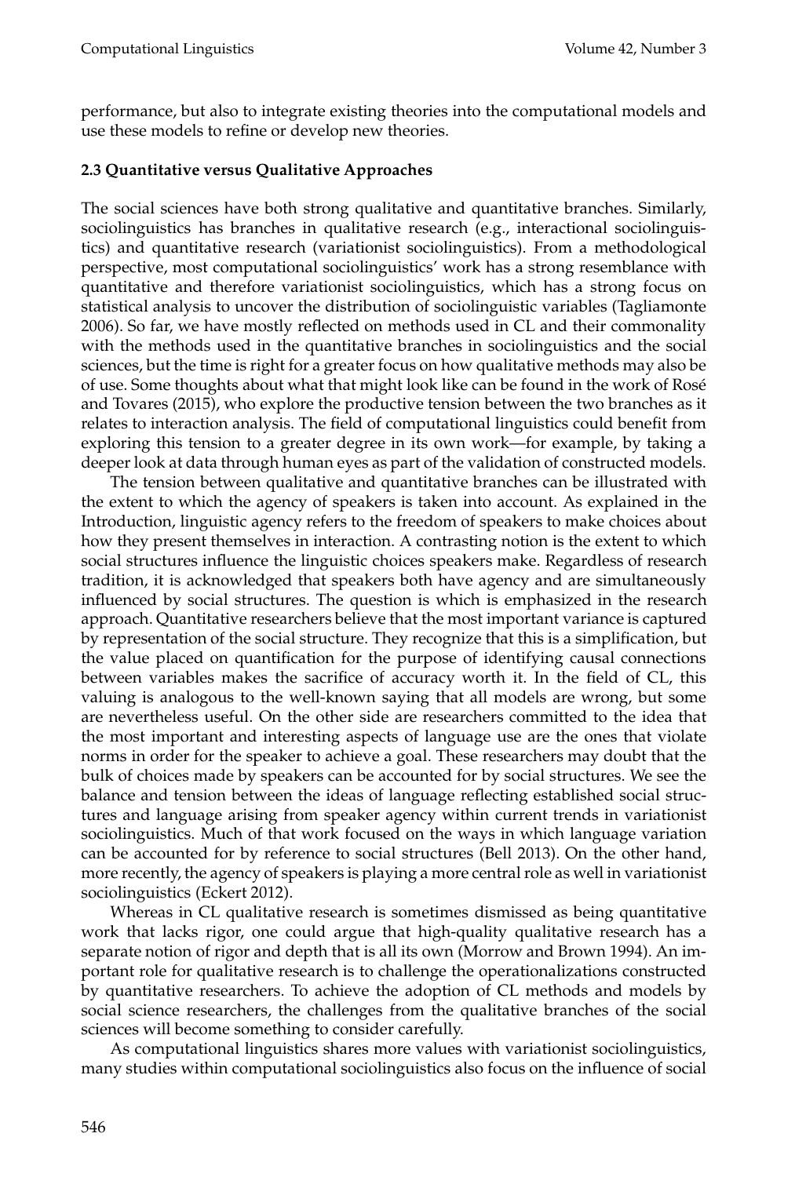performance, but also to integrate existing theories into the computational models and use these models to refine or develop new theories.

### 2.3 Quantitative versus Qualitative Approaches

The social sciences have both strong qualitative and quantitative branches. Similarly, sociolinguistics has branches in qualitative research (e.g., interactional sociolinguistics) and quantitative research (variationist sociolinguistics). From a methodological perspective, most computational sociolinguistics' work has a strong resemblance with quantitative and therefore variationist sociolinguistics, which has a strong focus on statistical analysis to uncover the distribution of sociolinguistic variables (Tagliamonte 2006). So far, we have mostly reflected on methods used in CL and their commonality with the methods used in the quantitative branches in sociolinguistics and the social sciences, but the time is right for a greater focus on how qualitative methods may also be of use. Some thoughts about what that might look like can be found in the work of Rosé and Tovares (2015), who explore the productive tension between the two branches as it relates to interaction analysis. The field of computational linguistics could benefit from exploring this tension to a greater degree in its own work—for example, by taking a deeper look at data through human eyes as part of the validation of constructed models.

The tension between qualitative and quantitative branches can be illustrated with the extent to which the agency of speakers is taken into account. As explained in the Introduction, linguistic agency refers to the freedom of speakers to make choices about how they present themselves in interaction. A contrasting notion is the extent to which social structures influence the linguistic choices speakers make. Regardless of research tradition, it is acknowledged that speakers both have agency and are simultaneously influenced by social structures. The question is which is emphasized in the research approach. Quantitative researchers believe that the most important variance is captured by representation of the social structure. They recognize that this is a simplification, but the value placed on quantification for the purpose of identifying causal connections between variables makes the sacrifice of accuracy worth it. In the field of CL, this valuing is analogous to the well-known saying that all models are wrong, but some are nevertheless useful. On the other side are researchers committed to the idea that the most important and interesting aspects of language use are the ones that violate norms in order for the speaker to achieve a goal. These researchers may doubt that the bulk of choices made by speakers can be accounted for by social structures. We see the balance and tension between the ideas of language reflecting established social structures and language arising from speaker agency within current trends in variationist sociolinguistics. Much of that work focused on the ways in which language variation can be accounted for by reference to social structures (Bell 2013). On the other hand, more recently, the agency of speakers is playing a more central role as well in variationist sociolinguistics (Eckert 2012).

Whereas in CL qualitative research is sometimes dismissed as being quantitative work that lacks rigor, one could argue that high-quality qualitative research has a separate notion of rigor and depth that is all its own (Morrow and Brown 1994). An important role for qualitative research is to challenge the operationalizations constructed by quantitative researchers. To achieve the adoption of CL methods and models by social science researchers, the challenges from the qualitative branches of the social sciences will become something to consider carefully.

As computational linguistics shares more values with variationist sociolinguistics, many studies within computational sociolinguistics also focus on the influence of social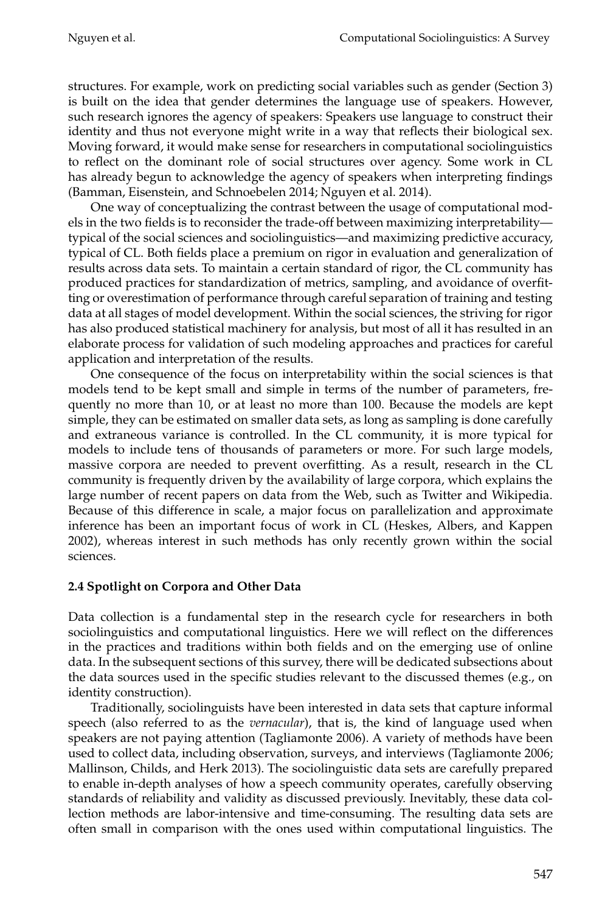structures. For example, work on predicting social variables such as gender (Section 3) is built on the idea that gender determines the language use of speakers. However, such research ignores the agency of speakers: Speakers use language to construct their identity and thus not everyone might write in a way that reflects their biological sex. Moving forward, it would make sense for researchers in computational sociolinguistics to reflect on the dominant role of social structures over agency. Some work in CL has already begun to acknowledge the agency of speakers when interpreting findings (Bamman, Eisenstein, and Schnoebelen 2014; Nguyen et al. 2014).

One way of conceptualizing the contrast between the usage of computational models in the two fields is to reconsider the trade-off between maximizing interpretability—typical of the social sciences and sociolinguistics—and maximizing predictive accuracy, typical of CL. Both fields place a premium on rigor in evaluation and generalization of results across data sets. To maintain a certain standard of rigor, the CL community has produced practices for standardization of metrics, sampling, and avoidance of overfitting or overestimation of performance through careful separation of training and testing data at all stages of model development. Within the social sciences, the striving for rigor has also produced statistical machinery for analysis, but most of all it has resulted in an elaborate process for validation of such modeling approaches and practices for careful application and interpretation of the results.

One consequence of the focus on interpretability within the social sciences is that models tend to be kept small and simple in terms of the number of parameters, frequently no more than 10, or at least no more than 100. Because the models are kept simple, they can be estimated on smaller data sets, as long as sampling is done carefully and extraneous variance is controlled. In the CL community, it is more typical for models to include tens of thousands of parameters or more. For such large models, massive corpora are needed to prevent overfitting. As a result, research in the CL community is frequently driven by the availability of large corpora, which explains the large number of recent papers on data from the Web, such as Twitter and Wikipedia. Because of this difference in scale, a major focus on parallelization and approximate inference has been an important focus of work in CL (Heskes, Albers, and Kappen 2002), whereas interest in such methods has only recently grown within the social sciences.

### 2.4 Spotlight on Corpora and Other Data

Data collection is a fundamental step in the research cycle for researchers in both sociolinguistics and computational linguistics. Here we will reflect on the differences in the practices and traditions within both fields and on the emerging use of online data. In the subsequent sections of this survey, there will be dedicated subsections about the data sources used in the specific studies relevant to the discussed themes (e.g., on identity construction).

Traditionally, sociolinguists have been interested in data sets that capture informal speech (also referred to as the *vernacular*), that is, the kind of language used when speakers are not paying attention (Tagliamonte 2006). A variety of methods have been used to collect data, including observation, surveys, and interviews (Tagliamonte 2006; Mallinson, Childs, and Herk 2013). The sociolinguistic data sets are carefully prepared to enable in-depth analyses of how a speech community operates, carefully observing standards of reliability and validity as discussed previously. Inevitably, these data collection methods are labor-intensive and time-consuming. The resulting data sets are often small in comparison with the ones used within computational linguistics. The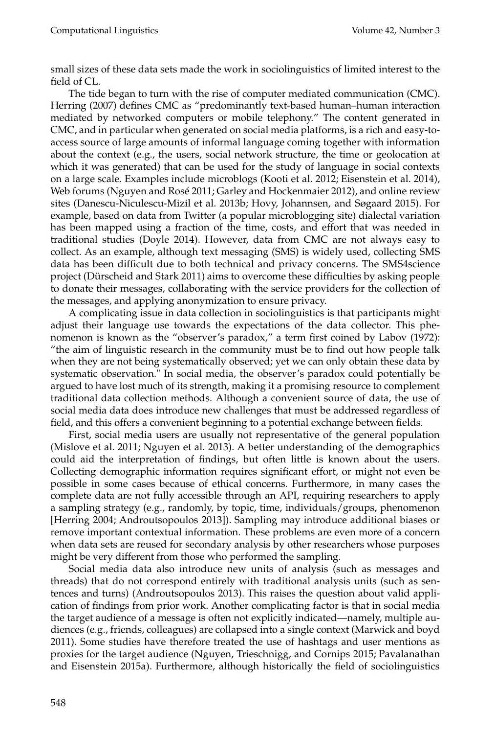small sizes of these data sets made the work in sociolinguistics of limited interest to the field of CL.

The tide began to turn with the rise of computer mediated communication (CMC). Herring (2007) defines CMC as "predominantly text-based human–human interaction mediated by networked computers or mobile telephony." The content generated in CMC, and in particular when generated on social media platforms, is a rich and easy-to-access source of large amounts of informal language coming together with information about the context (e.g., the users, social network structure, the time or geolocation at which it was generated) that can be used for the study of language in social contexts on a large scale. Examples include microblogs (Kooti et al. 2012; Eisenstein et al. 2014), Web forums (Nguyen and Rosé 2011; Garley and Hockenmaier 2012), and online review sites (Danescu-Niculescu-Mizil et al. 2013b; Hovy, Johannsen, and Søgaard 2015). For example, based on data from Twitter (a popular microblogging site) dialectal variation has been mapped using a fraction of the time, costs, and effort that was needed in traditional studies (Doyle 2014). However, data from CMC are not always easy to collect. As an example, although text messaging (SMS) is widely used, collecting SMS data has been difficult due to both technical and privacy concerns. The SMS4science project (Dürscheid and Stark 2011) aims to overcome these difficulties by asking people to donate their messages, collaborating with the service providers for the collection of the messages, and applying anonymization to ensure privacy.

A complicating issue in data collection in sociolinguistics is that participants might adjust their language use towards the expectations of the data collector. This phenomenon is known as the "observer's paradox," a term first coined by Labov (1972): "the aim of linguistic research in the community must be to find out how people talk when they are not being systematically observed; yet we can only obtain these data by systematic observation." In social media, the observer's paradox could potentially be argued to have lost much of its strength, making it a promising resource to complement traditional data collection methods. Although a convenient source of data, the use of social media data does introduce new challenges that must be addressed regardless of field, and this offers a convenient beginning to a potential exchange between fields.

First, social media users are usually not representative of the general population (Mislove et al. 2011; Nguyen et al. 2013). A better understanding of the demographics could aid the interpretation of findings, but often little is known about the users. Collecting demographic information requires significant effort, or might not even be possible in some cases because of ethical concerns. Furthermore, in many cases the complete data are not fully accessible through an API, requiring researchers to apply a sampling strategy (e.g., randomly, by topic, time, individuals/groups, phenomenon [Herring 2004; Androutsopoulos 2013]). Sampling may introduce additional biases or remove important contextual information. These problems are even more of a concern when data sets are reused for secondary analysis by other researchers whose purposes might be very different from those who performed the sampling.

Social media data also introduce new units of analysis (such as messages and threads) that do not correspond entirely with traditional analysis units (such as sentences and turns) (Androutsopoulos 2013). This raises the question about valid application of findings from prior work. Another complicating factor is that in social media the target audience of a message is often not explicitly indicated—namely, multiple audiences (e.g., friends, colleagues) are collapsed into a single context (Marwick and boyd 2011). Some studies have therefore treated the use of hashtags and user mentions as proxies for the target audience (Nguyen, Trieschnigg, and Cornips 2015; Pavalanathan and Eisenstein 2015a). Furthermore, although historically the field of sociolinguistics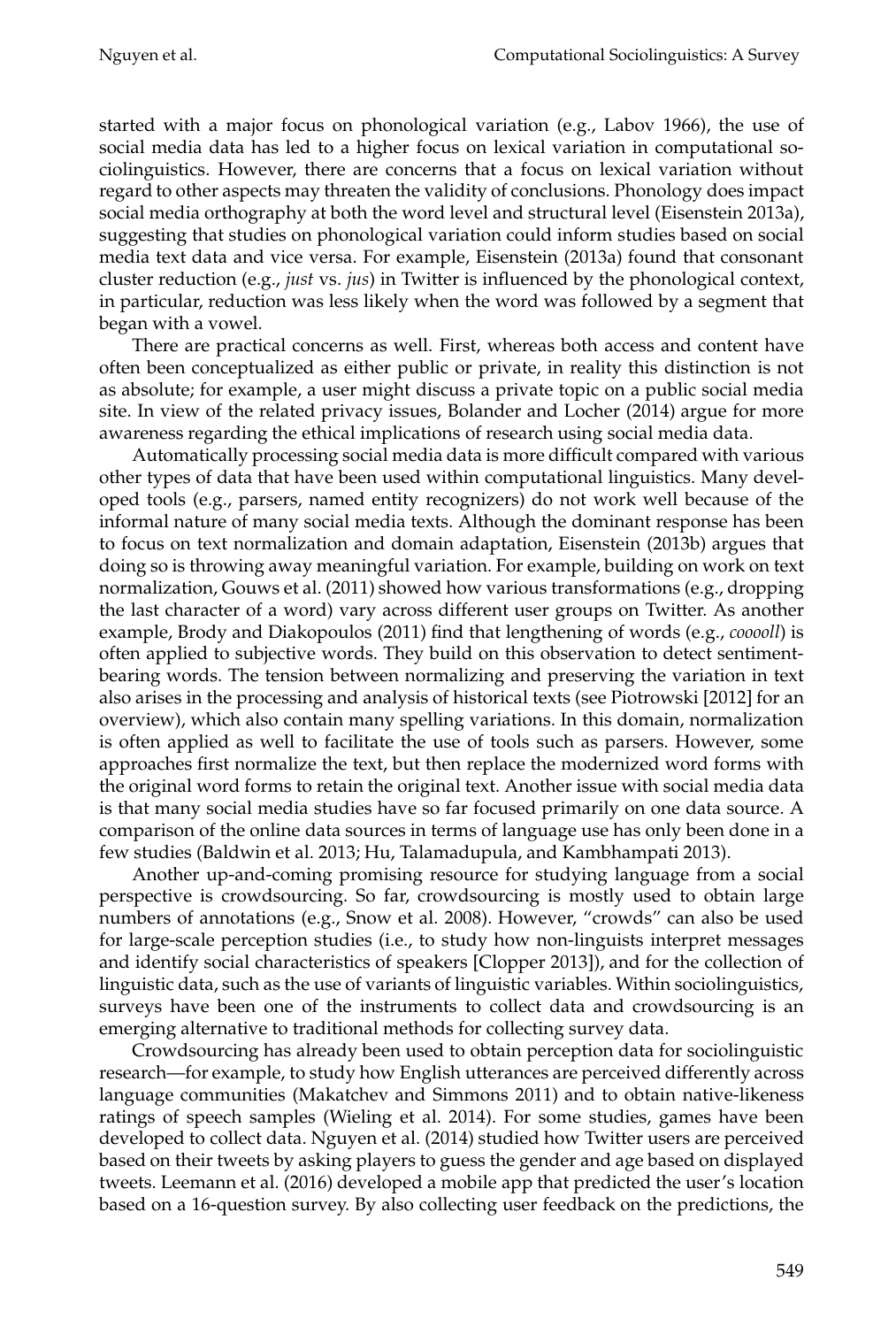started with a major focus on phonological variation (e.g., Labov 1966), the use of social media data has led to a higher focus on lexical variation in computational sociolinguistics. However, there are concerns that a focus on lexical variation without regard to other aspects may threaten the validity of conclusions. Phonology does impact social media orthography at both the word level and structural level (Eisenstein 2013a), suggesting that studies on phonological variation could inform studies based on social media text data and vice versa. For example, Eisenstein (2013a) found that consonant cluster reduction (e.g., *just* vs. *jus*) in Twitter is influenced by the phonological context, in particular, reduction was less likely when the word was followed by a segment that began with a vowel.

There are practical concerns as well. First, whereas both access and content have often been conceptualized as either public or private, in reality this distinction is not as absolute; for example, a user might discuss a private topic on a public social media site. In view of the related privacy issues, Bolander and Locher (2014) argue for more awareness regarding the ethical implications of research using social media data.

Automatically processing social media data is more difficult compared with various other types of data that have been used within computational linguistics. Many developed tools (e.g., parsers, named entity recognizers) do not work well because of the informal nature of many social media texts. Although the dominant response has been to focus on text normalization and domain adaptation, Eisenstein (2013b) argues that doing so is throwing away meaningful variation. For example, building on work on text normalization, Gouws et al. (2011) showed how various transformations (e.g., dropping the last character of a word) vary across different user groups on Twitter. As another example, Brody and Diakopoulos (2011) find that lengthening of words (e.g., *cooooll*) is often applied to subjective words. They build on this observation to detect sentiment-bearing words. The tension between normalizing and preserving the variation in text also arises in the processing and analysis of historical texts (see Piotrowski [2012] for an overview), which also contain many spelling variations. In this domain, normalization is often applied as well to facilitate the use of tools such as parsers. However, some approaches first normalize the text, but then replace the modernized word forms with the original word forms to retain the original text. Another issue with social media data is that many social media studies have so far focused primarily on one data source. A comparison of the online data sources in terms of language use has only been done in a few studies (Baldwin et al. 2013; Hu, Talamadupula, and Kambhampati 2013).

Another up-and-coming promising resource for studying language from a social perspective is crowdsourcing. So far, crowdsourcing is mostly used to obtain large numbers of annotations (e.g., Snow et al. 2008). However, "crowds" can also be used for large-scale perception studies (i.e., to study how non-linguists interpret messages and identify social characteristics of speakers [Clopper 2013]), and for the collection of linguistic data, such as the use of variants of linguistic variables. Within sociolinguistics, surveys have been one of the instruments to collect data and crowdsourcing is an emerging alternative to traditional methods for collecting survey data.

Crowdsourcing has already been used to obtain perception data for sociolinguistic research—for example, to study how English utterances are perceived differently across language communities (Makatchev and Simmons 2011) and to obtain native-likeness ratings of speech samples (Wieling et al. 2014). For some studies, games have been developed to collect data. Nguyen et al. (2014) studied how Twitter users are perceived based on their tweets by asking players to guess the gender and age based on displayed tweets. Leemann et al. (2016) developed a mobile app that predicted the user's location based on a 16-question survey. By also collecting user feedback on the predictions, the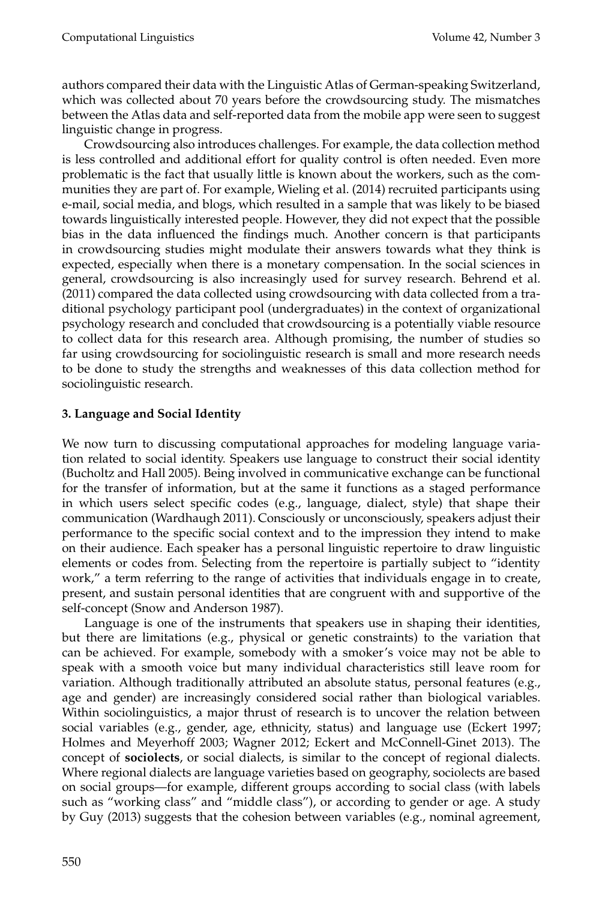authors compared their data with the Linguistic Atlas of German-speaking Switzerland, which was collected about 70 years before the crowdsourcing study. The mismatches between the Atlas data and self-reported data from the mobile app were seen to suggest linguistic change in progress.

Crowdsourcing also introduces challenges. For example, the data collection method is less controlled and additional effort for quality control is often needed. Even more problematic is the fact that usually little is known about the workers, such as the communities they are part of. For example, Wieling et al. (2014) recruited participants using e-mail, social media, and blogs, which resulted in a sample that was likely to be biased towards linguistically interested people. However, they did not expect that the possible bias in the data influenced the findings much. Another concern is that participants in crowdsourcing studies might modulate their answers towards what they think is expected, especially when there is a monetary compensation. In the social sciences in general, crowdsourcing is also increasingly used for survey research. Behrend et al. (2011) compared the data collected using crowdsourcing with data collected from a traditional psychology participant pool (undergraduates) in the context of organizational psychology research and concluded that crowdsourcing is a potentially viable resource to collect data for this research area. Although promising, the number of studies so far using crowdsourcing for sociolinguistic research is small and more research needs to be done to study the strengths and weaknesses of this data collection method for sociolinguistic research.

## 3. Language and Social Identity

We now turn to discussing computational approaches for modeling language variation related to social identity. Speakers use language to construct their social identity (Bucholtz and Hall 2005). Being involved in communicative exchange can be functional for the transfer of information, but at the same it functions as a staged performance in which users select specific codes (e.g., language, dialect, style) that shape their communication (Wardhaugh 2011). Consciously or unconsciously, speakers adjust their performance to the specific social context and to the impression they intend to make on their audience. Each speaker has a personal linguistic repertoire to draw linguistic elements or codes from. Selecting from the repertoire is partially subject to "identity work," a term referring to the range of activities that individuals engage in to create, present, and sustain personal identities that are congruent with and supportive of the self-concept (Snow and Anderson 1987).

Language is one of the instruments that speakers use in shaping their identities, but there are limitations (e.g., physical or genetic constraints) to the variation that can be achieved. For example, somebody with a smoker's voice may not be able to speak with a smooth voice but many individual characteristics still leave room for variation. Although traditionally attributed an absolute status, personal features (e.g., age and gender) are increasingly considered social rather than biological variables. Within sociolinguistics, a major thrust of research is to uncover the relation between social variables (e.g., gender, age, ethnicity, status) and language use (Eckert 1997; Holmes and Meyerhoff 2003; Wagner 2012; Eckert and McConnell-Ginet 2013). The concept of **sociolects**, or social dialects, is similar to the concept of regional dialects. Where regional dialects are language varieties based on geography, sociolects are based on social groups—for example, different groups according to social class (with labels such as "working class" and "middle class"), or according to gender or age. A study by Guy (2013) suggests that the cohesion between variables (e.g., nominal agreement,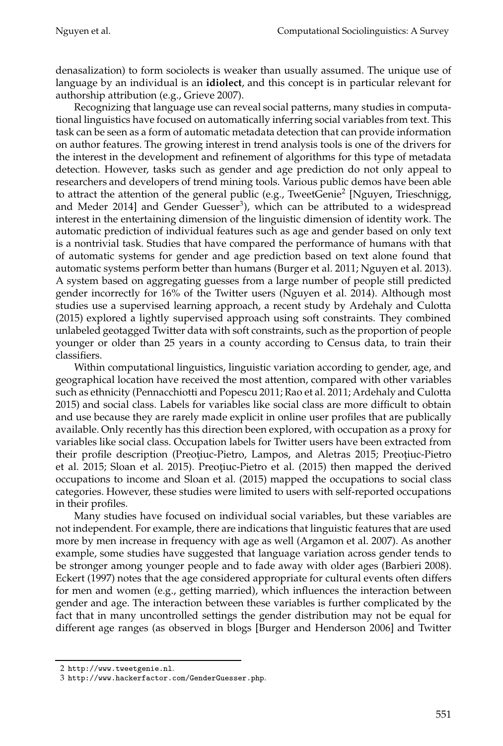denasalization) to form sociolects is weaker than usually assumed. The unique use of language by an individual is an **idiolect**, and this concept is in particular relevant for authorship attribution (e.g., Grieve 2007).

Recognizing that language use can reveal social patterns, many studies in computational linguistics have focused on automatically inferring social variables from text. This task can be seen as a form of automatic metadata detection that can provide information on author features. The growing interest in trend analysis tools is one of the drivers for the interest in the development and refinement of algorithms for this type of metadata detection. However, tasks such as gender and age prediction do not only appeal to researchers and developers of trend mining tools. Various public demos have been able to attract the attention of the general public (e.g., TweetGenie[2] [Nguyen, Trieschnigg, and Meder 2014] and Gender Guesser[3]), which can be attributed to a widespread interest in the entertaining dimension of the linguistic dimension of identity work. The automatic prediction of individual features such as age and gender based on only text is a nontrivial task. Studies that have compared the performance of humans with that of automatic systems for gender and age prediction based on text alone found that automatic systems perform better than humans (Burger et al. 2011; Nguyen et al. 2013). A system based on aggregating guesses from a large number of people still predicted gender incorrectly for 16% of the Twitter users (Nguyen et al. 2014). Although most studies use a supervised learning approach, a recent study by Ardehaly and Culotta (2015) explored a lightly supervised approach using soft constraints. They combined unlabeled geotagged Twitter data with soft constraints, such as the proportion of people younger or older than 25 years in a county according to Census data, to train their classifiers.

Within computational linguistics, linguistic variation according to gender, age, and geographical location have received the most attention, compared with other variables such as ethnicity (Pennacchiotti and Popescu 2011; Rao et al. 2011; Ardehaly and Culotta 2015) and social class. Labels for variables like social class are more difficult to obtain and use because they are rarely made explicit in online user profiles that are publically available. Only recently has this direction been explored, with occupation as a proxy for variables like social class. Occupation labels for Twitter users have been extracted from their profile description (Preoţiuc-Pietro, Lampos, and Aletras 2015; Preoţiuc-Pietro et al. 2015; Sloan et al. 2015). Preoţiuc-Pietro et al. (2015) then mapped the derived occupations to income and Sloan et al. (2015) mapped the occupations to social class categories. However, these studies were limited to users with self-reported occupations in their profiles.

Many studies have focused on individual social variables, but these variables are not independent. For example, there are indications that linguistic features that are used more by men increase in frequency with age as well (Argamon et al. 2007). As another example, some studies have suggested that language variation across gender tends to be stronger among younger people and to fade away with older ages (Barbieri 2008). Eckert (1997) notes that the age considered appropriate for cultural events often differs for men and women (e.g., getting married), which influences the interaction between gender and age. The interaction between these variables is further complicated by the fact that in many uncontrolled settings the gender distribution may not be equal for different age ranges (as observed in blogs [Burger and Henderson 2006] and Twitter

2 http://www.tweetgenie.nl.

3 http://www.hackerfactor.com/GenderGuesser.php.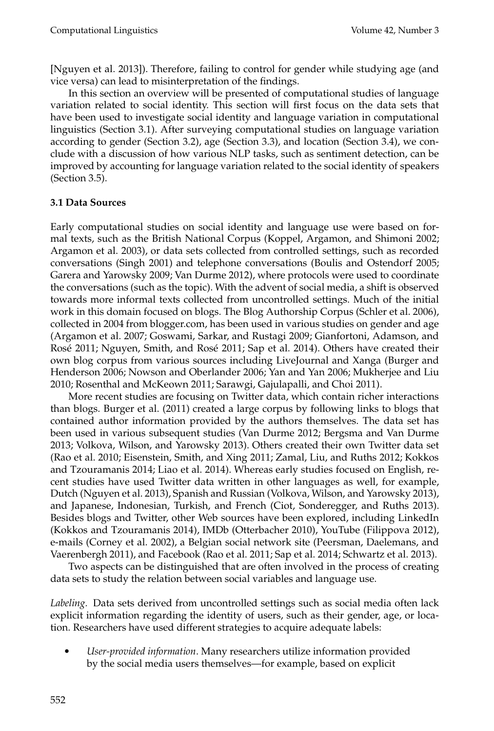[Nguyen et al. 2013]). Therefore, failing to control for gender while studying age (and vice versa) can lead to misinterpretation of the findings.

In this section an overview will be presented of computational studies of language variation related to social identity. This section will first focus on the data sets that have been used to investigate social identity and language variation in computational linguistics (Section 3.1). After surveying computational studies on language variation according to gender (Section 3.2), age (Section 3.3), and location (Section 3.4), we conclude with a discussion of how various NLP tasks, such as sentiment detection, can be improved by accounting for language variation related to the social identity of speakers (Section 3.5).

### 3.1 Data Sources

Early computational studies on social identity and language use were based on formal texts, such as the British National Corpus (Koppel, Argamon, and Shimoni 2002; Argamon et al. 2003), or data sets collected from controlled settings, such as recorded conversations (Singh 2001) and telephone conversations (Boulis and Ostendorf 2005; Garera and Yarowsky 2009; Van Durme 2012), where protocols were used to coordinate the conversations (such as the topic). With the advent of social media, a shift is observed towards more informal texts collected from uncontrolled settings. Much of the initial work in this domain focused on blogs. The Blog Authorship Corpus (Schler et al. 2006), collected in 2004 from blogger.com, has been used in various studies on gender and age (Argamon et al. 2007; Goswami, Sarkar, and Rustagi 2009; Gianfortoni, Adamson, and Rosé 2011; Nguyen, Smith, and Rosé 2011; Sap et al. 2014). Others have created their own blog corpus from various sources including LiveJournal and Xanga (Burger and Henderson 2006; Nowson and Oberlander 2006; Yan and Yan 2006; Mukherjee and Liu 2010; Rosenthal and McKeown 2011; Sarawgi, Gajulapalli, and Choi 2011).

More recent studies are focusing on Twitter data, which contain richer interactions than blogs. Burger et al. (2011) created a large corpus by following links to blogs that contained author information provided by the authors themselves. The data set has been used in various subsequent studies (Van Durme 2012; Bergsma and Van Durme 2013; Volkova, Wilson, and Yarowsky 2013). Others created their own Twitter data set (Rao et al. 2010; Eisenstein, Smith, and Xing 2011; Zamal, Liu, and Ruths 2012; Kokkos and Tzouramanis 2014; Liao et al. 2014). Whereas early studies focused on English, recent studies have used Twitter data written in other languages as well, for example, Dutch (Nguyen et al. 2013), Spanish and Russian (Volkova, Wilson, and Yarowsky 2013), and Japanese, Indonesian, Turkish, and French (Ciot, Sonderegger, and Ruths 2013). Besides blogs and Twitter, other Web sources have been explored, including LinkedIn (Kokkos and Tzouramanis 2014), IMDb (Otterbacher 2010), YouTube (Filippova 2012), e-mails (Corney et al. 2002), a Belgian social network site (Peersman, Daelemans, and Vaerenbergh 2011), and Facebook (Rao et al. 2011; Sap et al. 2014; Schwartz et al. 2013).

Two aspects can be distinguished that are often involved in the process of creating data sets to study the relation between social variables and language use.

*Labeling.* Data sets derived from uncontrolled settings such as social media often lack explicit information regarding the identity of users, such as their gender, age, or location. Researchers have used different strategies to acquire adequate labels:

- *User-provided information*. Many researchers utilize information provided by the social media users themselves—for example, based on explicit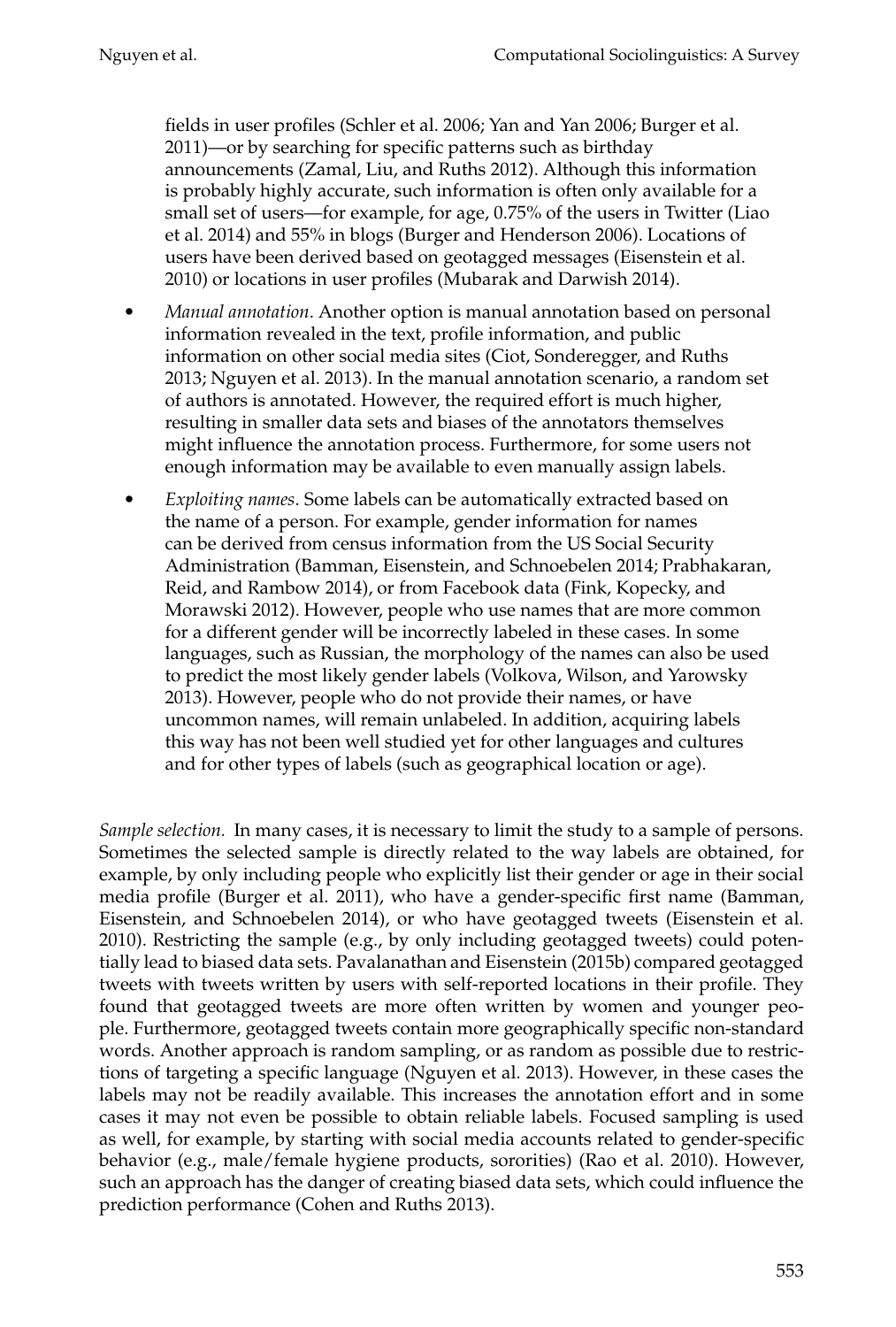fields in user profiles (Schler et al. 2006; Yan and Yan 2006; Burger et al. 2011)—or by searching for specific patterns such as birthday announcements (Zamal, Liu, and Ruths 2012). Although this information is probably highly accurate, such information is often only available for a small set of users—for example, for age, 0.75% of the users in Twitter (Liao et al. 2014) and 55% in blogs (Burger and Henderson 2006). Locations of users have been derived based on geotagged messages (Eisenstein et al. 2010) or locations in user profiles (Mubarak and Darwish 2014).

- *Manual annotation*. Another option is manual annotation based on personal information revealed in the text, profile information, and public information on other social media sites (Ciot, Sonderegger, and Ruths 2013; Nguyen et al. 2013). In the manual annotation scenario, a random set of authors is annotated. However, the required effort is much higher, resulting in smaller data sets and biases of the annotators themselves might influence the annotation process. Furthermore, for some users not enough information may be available to even manually assign labels.
- *Exploiting names*. Some labels can be automatically extracted based on the name of a person. For example, gender information for names can be derived from census information from the US Social Security Administration (Bamman, Eisenstein, and Schnoebelen 2014; Prabhakaran, Reid, and Rambow 2014), or from Facebook data (Fink, Kopecky, and Morawski 2012). However, people who use names that are more common for a different gender will be incorrectly labeled in these cases. In some languages, such as Russian, the morphology of the names can also be used to predict the most likely gender labels (Volkova, Wilson, and Yarowsky 2013). However, people who do not provide their names, or have uncommon names, will remain unlabeled. In addition, acquiring labels this way has not been well studied yet for other languages and cultures and for other types of labels (such as geographical location or age).

*Sample selection.* In many cases, it is necessary to limit the study to a sample of persons. Sometimes the selected sample is directly related to the way labels are obtained, for example, by only including people who explicitly list their gender or age in their social media profile (Burger et al. 2011), who have a gender-specific first name (Bamman, Eisenstein, and Schnoebelen 2014), or who have geotagged tweets (Eisenstein et al. 2010). Restricting the sample (e.g., by only including geotagged tweets) could potentially lead to biased data sets. Pavalanathan and Eisenstein (2015b) compared geotagged tweets with tweets written by users with self-reported locations in their profile. They found that geotagged tweets are more often written by women and younger people. Furthermore, geotagged tweets contain more geographically specific non-standard words. Another approach is random sampling, or as random as possible due to restrictions of targeting a specific language (Nguyen et al. 2013). However, in these cases the labels may not be readily available. This increases the annotation effort and in some cases it may not even be possible to obtain reliable labels. Focused sampling is used as well, for example, by starting with social media accounts related to gender-specific behavior (e.g., male/female hygiene products, sororities) (Rao et al. 2010). However, such an approach has the danger of creating biased data sets, which could influence the prediction performance (Cohen and Ruths 2013).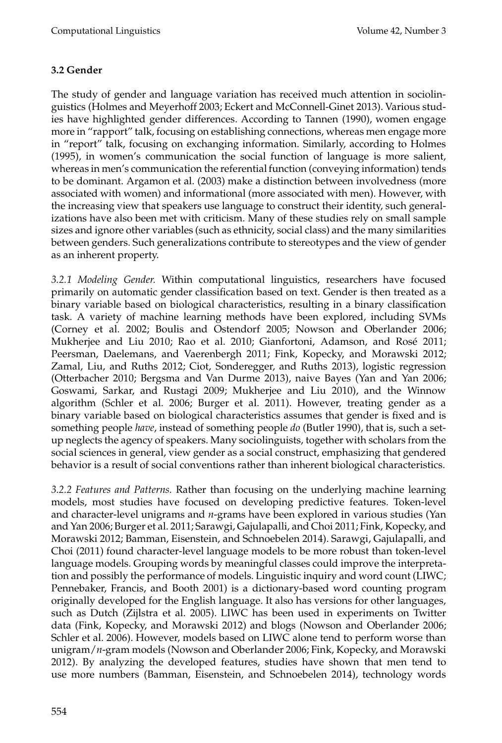### 3.2 Gender

The study of gender and language variation has received much attention in sociolinguistics (Holmes and Meyerhoff 2003; Eckert and McConnell-Ginet 2013). Various studies have highlighted gender differences. According to Tannen (1990), women engage more in "rapport" talk, focusing on establishing connections, whereas men engage more in "report" talk, focusing on exchanging information. Similarly, according to Holmes (1995), in women's communication the social function of language is more salient, whereas in men's communication the referential function (conveying information) tends to be dominant. Argamon et al. (2003) make a distinction between involvedness (more associated with women) and informational (more associated with men). However, with the increasing view that speakers use language to construct their identity, such generalizations have also been met with criticism. Many of these studies rely on small sample sizes and ignore other variables (such as ethnicity, social class) and the many similarities between genders. Such generalizations contribute to stereotypes and the view of gender as an inherent property.

*3.2.1 Modeling Gender.* Within computational linguistics, researchers have focused primarily on automatic gender classification based on text. Gender is then treated as a binary variable based on biological characteristics, resulting in a binary classification task. A variety of machine learning methods have been explored, including SVMs (Corney et al. 2002; Boulis and Ostendorf 2005; Nowson and Oberlander 2006; Mukherjee and Liu 2010; Rao et al. 2010; Gianfortoni, Adamson, and Rosé 2011; Peersman, Daelemans, and Vaerenbergh 2011; Fink, Kopecky, and Morawski 2012; Zamal, Liu, and Ruths 2012; Ciot, Sonderegger, and Ruths 2013), logistic regression (Otterbacher 2010; Bergsma and Van Durme 2013), naive Bayes (Yan and Yan 2006; Goswami, Sarkar, and Rustagi 2009; Mukherjee and Liu 2010), and the Winnow algorithm (Schler et al. 2006; Burger et al. 2011). However, treating gender as a binary variable based on biological characteristics assumes that gender is fixed and is something people *have*, instead of something people *do* (Butler 1990), that is, such a set-up neglects the agency of speakers. Many sociolinguists, together with scholars from the social sciences in general, view gender as a social construct, emphasizing that gendered behavior is a result of social conventions rather than inherent biological characteristics.

*3.2.2 Features and Patterns.* Rather than focusing on the underlying machine learning models, most studies have focused on developing predictive features. Token-level and character-level unigrams and *n*-grams have been explored in various studies (Yan and Yan 2006; Burger et al. 2011; Sarawgi, Gajulapalli, and Choi 2011; Fink, Kopecky, and Morawski 2012; Bamman, Eisenstein, and Schnoebelen 2014). Sarawgi, Gajulapalli, and Choi (2011) found character-level language models to be more robust than token-level language models. Grouping words by meaningful classes could improve the interpretation and possibly the performance of models. Linguistic inquiry and word count (LIWC; Pennebaker, Francis, and Booth 2001) is a dictionary-based word counting program originally developed for the English language. It also has versions for other languages, such as Dutch (Zijlstra et al. 2005). LIWC has been used in experiments on Twitter data (Fink, Kopecky, and Morawski 2012) and blogs (Nowson and Oberlander 2006; Schler et al. 2006). However, models based on LIWC alone tend to perform worse than unigram/*n*-gram models (Nowson and Oberlander 2006; Fink, Kopecky, and Morawski 2012). By analyzing the developed features, studies have shown that men tend to use more numbers (Bamman, Eisenstein, and Schnoebelen 2014), technology words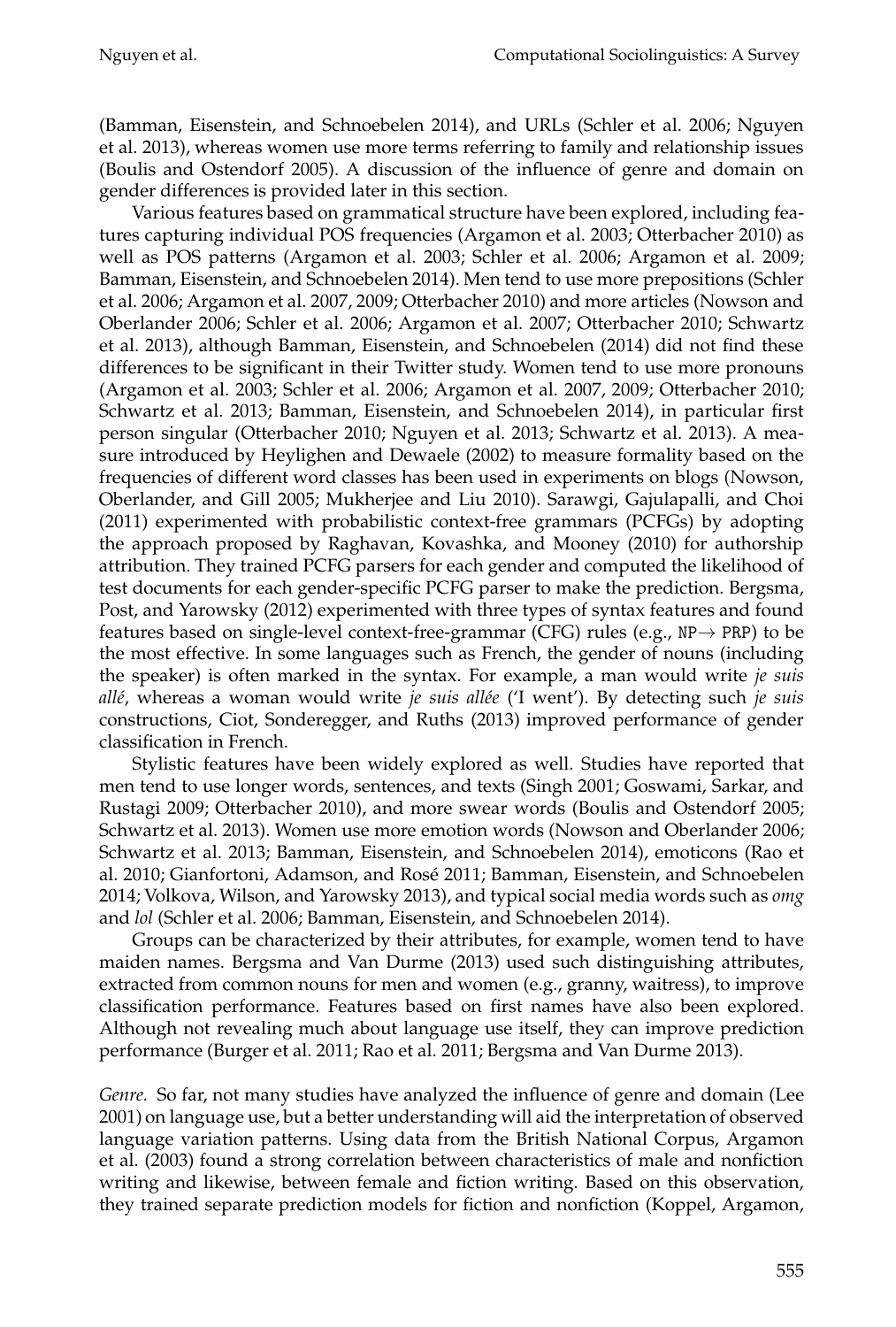(Bamman, Eisenstein, and Schnoebelen 2014), and URLs (Schler et al. 2006; Nguyen et al. 2013), whereas women use more terms referring to family and relationship issues (Boulis and Ostendorf 2005). A discussion of the influence of genre and domain on gender differences is provided later in this section.

Various features based on grammatical structure have been explored, including features capturing individual POS frequencies (Argamon et al. 2003; Otterbacher 2010) as well as POS patterns (Argamon et al. 2003; Schler et al. 2006; Argamon et al. 2009; Bamman, Eisenstein, and Schnoebelen 2014). Men tend to use more prepositions (Schler et al. 2006; Argamon et al. 2007, 2009; Otterbacher 2010) and more articles (Nowson and Oberlander 2006; Schler et al. 2006; Argamon et al. 2007; Otterbacher 2010; Schwartz et al. 2013), although Bamman, Eisenstein, and Schnoebelen (2014) did not find these differences to be significant in their Twitter study. Women tend to use more pronouns (Argamon et al. 2003; Schler et al. 2006; Argamon et al. 2007, 2009; Otterbacher 2010; Schwartz et al. 2013; Bamman, Eisenstein, and Schnoebelen 2014), in particular first person singular (Otterbacher 2010; Nguyen et al. 2013; Schwartz et al. 2013). A measure introduced by Heylighen and Dewaele (2002) to measure formality based on the frequencies of different word classes has been used in experiments on blogs (Nowson, Oberlander, and Gill 2005; Mukherjee and Liu 2010). Sarawgi, Gajulapalli, and Choi (2011) experimented with probabilistic context-free grammars (PCFGs) by adopting the approach proposed by Raghavan, Kovashka, and Mooney (2010) for authorship attribution. They trained PCFG parsers for each gender and computed the likelihood of test documents for each gender-specific PCFG parser to make the prediction. Bergsma, Post, and Yarowsky (2012) experimented with three types of syntax features and found features based on single-level context-free-grammar (CFG) rules (e.g., NP→ PRP) to be the most effective. In some languages such as French, the gender of nouns (including the speaker) is often marked in the syntax. For example, a man would write *je suis allé*, whereas a woman would write *je suis allée* ('I went'). By detecting such *je suis* constructions, Ciot, Sonderegger, and Ruths (2013) improved performance of gender classification in French.

Stylistic features have been widely explored as well. Studies have reported that men tend to use longer words, sentences, and texts (Singh 2001; Goswami, Sarkar, and Rustagi 2009; Otterbacher 2010), and more swear words (Boulis and Ostendorf 2005; Schwartz et al. 2013). Women use more emotion words (Nowson and Oberlander 2006; Schwartz et al. 2013; Bamman, Eisenstein, and Schnoebelen 2014), emoticons (Rao et al. 2010; Gianfortoni, Adamson, and Rosé 2011; Bamman, Eisenstein, and Schnoebelen 2014; Volkova, Wilson, and Yarowsky 2013), and typical social media words such as *omg* and *lol* (Schler et al. 2006; Bamman, Eisenstein, and Schnoebelen 2014).

Groups can be characterized by their attributes, for example, women tend to have maiden names. Bergsma and Van Durme (2013) used such distinguishing attributes, extracted from common nouns for men and women (e.g., granny, waitress), to improve classification performance. Features based on first names have also been explored. Although not revealing much about language use itself, they can improve prediction performance (Burger et al. 2011; Rao et al. 2011; Bergsma and Van Durme 2013).

*Genre.* So far, not many studies have analyzed the influence of genre and domain (Lee 2001) on language use, but a better understanding will aid the interpretation of observed language variation patterns. Using data from the British National Corpus, Argamon et al. (2003) found a strong correlation between characteristics of male and nonfiction writing and likewise, between female and fiction writing. Based on this observation, they trained separate prediction models for fiction and nonfiction (Koppel, Argamon,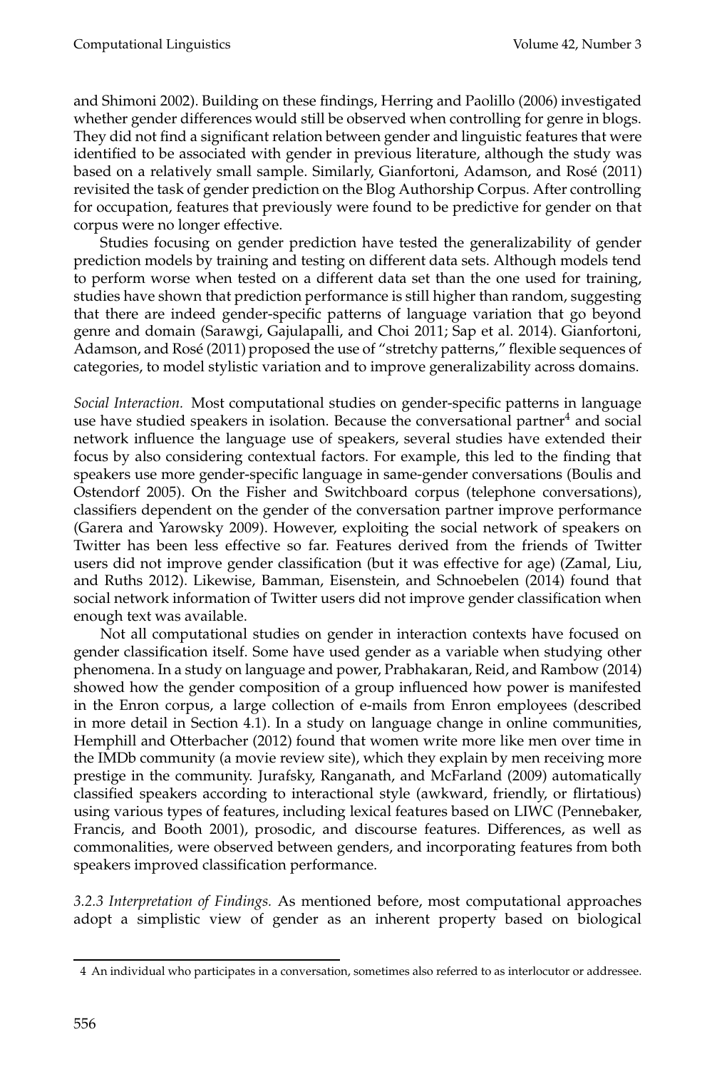and Shimoni 2002). Building on these findings, Herring and Paolillo (2006) investigated whether gender differences would still be observed when controlling for genre in blogs. They did not find a significant relation between gender and linguistic features that were identified to be associated with gender in previous literature, although the study was based on a relatively small sample. Similarly, Gianfortoni, Adamson, and Rosé (2011) revisited the task of gender prediction on the Blog Authorship Corpus. After controlling for occupation, features that previously were found to be predictive for gender on that corpus were no longer effective.

Studies focusing on gender prediction have tested the generalizability of gender prediction models by training and testing on different data sets. Although models tend to perform worse when tested on a different data set than the one used for training, studies have shown that prediction performance is still higher than random, suggesting that there are indeed gender-specific patterns of language variation that go beyond genre and domain (Sarawgi, Gajulapalli, and Choi 2011; Sap et al. 2014). Gianfortoni, Adamson, and Rosé (2011) proposed the use of "stretchy patterns," flexible sequences of categories, to model stylistic variation and to improve generalizability across domains.

*Social Interaction.* Most computational studies on gender-specific patterns in language use have studied speakers in isolation. Because the conversational partner[4] and social network influence the language use of speakers, several studies have extended their focus by also considering contextual factors. For example, this led to the finding that speakers use more gender-specific language in same-gender conversations (Boulis and Ostendorf 2005). On the Fisher and Switchboard corpus (telephone conversations), classifiers dependent on the gender of the conversation partner improve performance (Garera and Yarowsky 2009). However, exploiting the social network of speakers on Twitter has been less effective so far. Features derived from the friends of Twitter users did not improve gender classification (but it was effective for age) (Zamal, Liu, and Ruths 2012). Likewise, Bamman, Eisenstein, and Schnoebelen (2014) found that social network information of Twitter users did not improve gender classification when enough text was available.

Not all computational studies on gender in interaction contexts have focused on gender classification itself. Some have used gender as a variable when studying other phenomena. In a study on language and power, Prabhakaran, Reid, and Rambow (2014) showed how the gender composition of a group influenced how power is manifested in the Enron corpus, a large collection of e-mails from Enron employees (described in more detail in Section 4.1). In a study on language change in online communities, Hemphill and Otterbacher (2012) found that women write more like men over time in the IMDb community (a movie review site), which they explain by men receiving more prestige in the community. Jurafsky, Ranganath, and McFarland (2009) automatically classified speakers according to interactional style (awkward, friendly, or flirtatious) using various types of features, including lexical features based on LIWC (Pennebaker, Francis, and Booth 2001), prosodic, and discourse features. Differences, as well as commonalities, were observed between genders, and incorporating features from both speakers improved classification performance.

*3.2.3 Interpretation of Findings.* As mentioned before, most computational approaches adopt a simplistic view of gender as an inherent property based on biological

4 An individual who participates in a conversation, sometimes also referred to as interlocutor or addressee.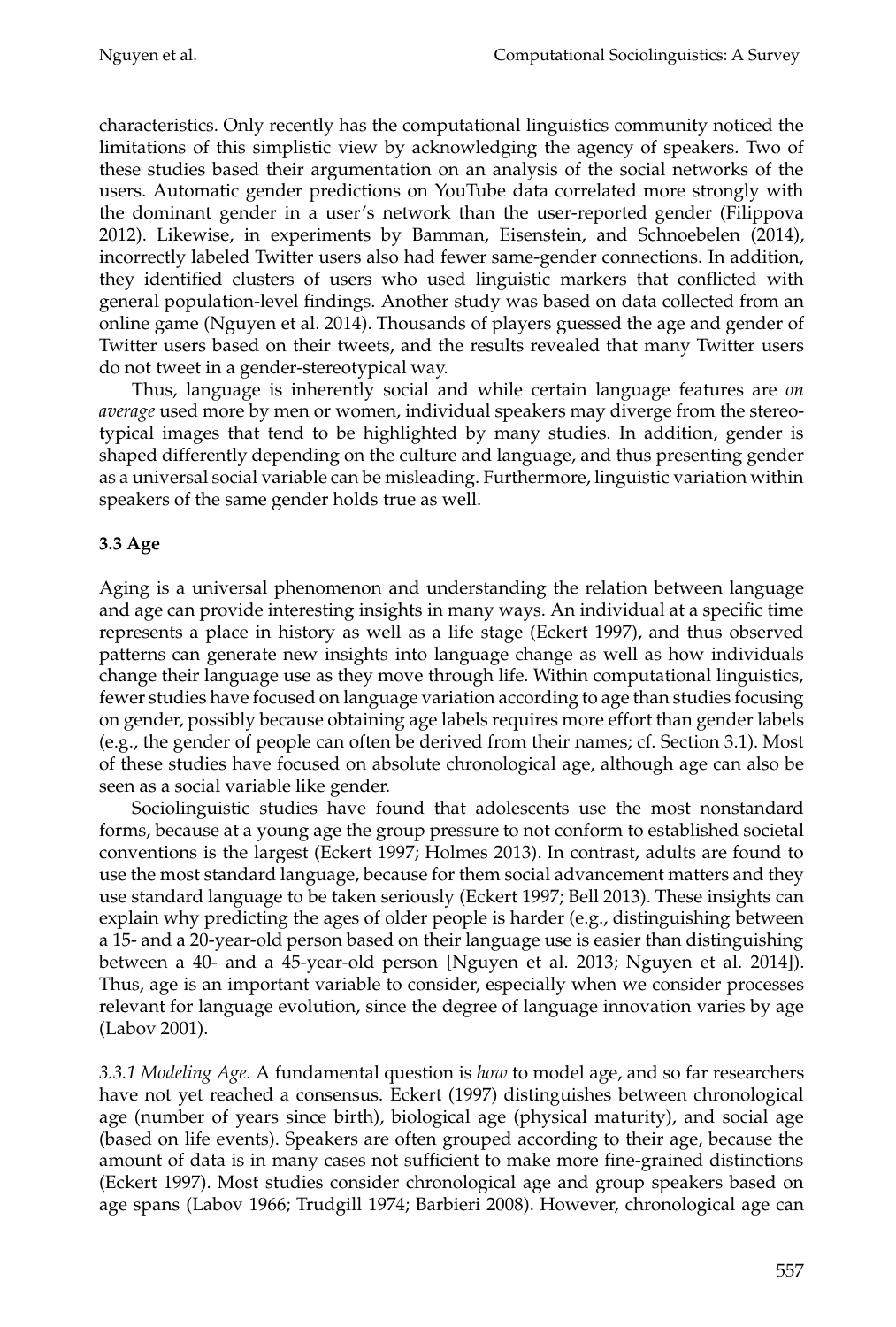characteristics. Only recently has the computational linguistics community noticed the limitations of this simplistic view by acknowledging the agency of speakers. Two of these studies based their argumentation on an analysis of the social networks of the users. Automatic gender predictions on YouTube data correlated more strongly with the dominant gender in a user's network than the user-reported gender (Filippova 2012). Likewise, in experiments by Bamman, Eisenstein, and Schnoebelen (2014), incorrectly labeled Twitter users also had fewer same-gender connections. In addition, they identified clusters of users who used linguistic markers that conflicted with general population-level findings. Another study was based on data collected from an online game (Nguyen et al. 2014). Thousands of players guessed the age and gender of Twitter users based on their tweets, and the results revealed that many Twitter users do not tweet in a gender-stereotypical way.

Thus, language is inherently social and while certain language features are *on average* used more by men or women, individual speakers may diverge from the stereotypical images that tend to be highlighted by many studies. In addition, gender is shaped differently depending on the culture and language, and thus presenting gender as a universal social variable can be misleading. Furthermore, linguistic variation within speakers of the same gender holds true as well.

### 3.3 Age

Aging is a universal phenomenon and understanding the relation between language and age can provide interesting insights in many ways. An individual at a specific time represents a place in history as well as a life stage (Eckert 1997), and thus observed patterns can generate new insights into language change as well as how individuals change their language use as they move through life. Within computational linguistics, fewer studies have focused on language variation according to age than studies focusing on gender, possibly because obtaining age labels requires more effort than gender labels (e.g., the gender of people can often be derived from their names; cf. Section 3.1). Most of these studies have focused on absolute chronological age, although age can also be seen as a social variable like gender.

Sociolinguistic studies have found that adolescents use the most nonstandard forms, because at a young age the group pressure to not conform to established societal conventions is the largest (Eckert 1997; Holmes 2013). In contrast, adults are found to use the most standard language, because for them social advancement matters and they use standard language to be taken seriously (Eckert 1997; Bell 2013). These insights can explain why predicting the ages of older people is harder (e.g., distinguishing between a 15- and a 20-year-old person based on their language use is easier than distinguishing between a 40- and a 45-year-old person [Nguyen et al. 2013; Nguyen et al. 2014]). Thus, age is an important variable to consider, especially when we consider processes relevant for language evolution, since the degree of language innovation varies by age (Labov 2001).

*3.3.1 Modeling Age.* A fundamental question is *how* to model age, and so far researchers have not yet reached a consensus. Eckert (1997) distinguishes between chronological age (number of years since birth), biological age (physical maturity), and social age (based on life events). Speakers are often grouped according to their age, because the amount of data is in many cases not sufficient to make more fine-grained distinctions (Eckert 1997). Most studies consider chronological age and group speakers based on age spans (Labov 1966; Trudgill 1974; Barbieri 2008). However, chronological age can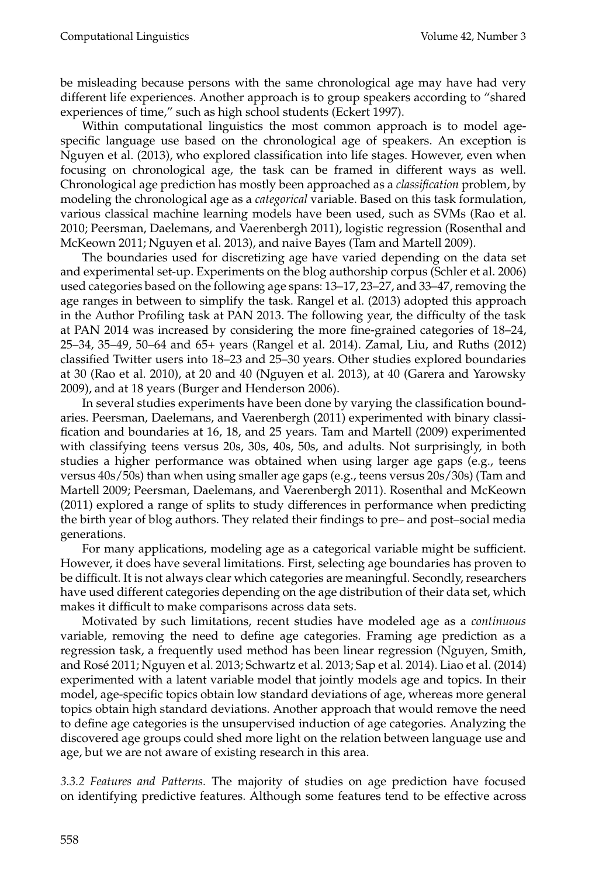be misleading because persons with the same chronological age may have had very different life experiences. Another approach is to group speakers according to "shared experiences of time," such as high school students (Eckert 1997).

Within computational linguistics the most common approach is to model age-specific language use based on the chronological age of speakers. An exception is Nguyen et al. (2013), who explored classification into life stages. However, even when focusing on chronological age, the task can be framed in different ways as well. Chronological age prediction has mostly been approached as a *classification* problem, by modeling the chronological age as a *categorical* variable. Based on this task formulation, various classical machine learning models have been used, such as SVMs (Rao et al. 2010; Peersman, Daelemans, and Vaerenbergh 2011), logistic regression (Rosenthal and McKeown 2011; Nguyen et al. 2013), and naive Bayes (Tam and Martell 2009).

The boundaries used for discretizing age have varied depending on the data set and experimental set-up. Experiments on the blog authorship corpus (Schler et al. 2006) used categories based on the following age spans: 13–17, 23–27, and 33–47, removing the age ranges in between to simplify the task. Rangel et al. (2013) adopted this approach in the Author Profiling task at PAN 2013. The following year, the difficulty of the task at PAN 2014 was increased by considering the more fine-grained categories of 18–24, 25–34, 35–49, 50–64 and 65+ years (Rangel et al. 2014). Zamal, Liu, and Ruths (2012) classified Twitter users into 18–23 and 25–30 years. Other studies explored boundaries at 30 (Rao et al. 2010), at 20 and 40 (Nguyen et al. 2013), at 40 (Garera and Yarowsky 2009), and at 18 years (Burger and Henderson 2006).

In several studies experiments have been done by varying the classification boundaries. Peersman, Daelemans, and Vaerenbergh (2011) experimented with binary classification and boundaries at 16, 18, and 25 years. Tam and Martell (2009) experimented with classifying teens versus 20s, 30s, 40s, 50s, and adults. Not surprisingly, in both studies a higher performance was obtained when using larger age gaps (e.g., teens versus 40s/50s) than when using smaller age gaps (e.g., teens versus 20s/30s) (Tam and Martell 2009; Peersman, Daelemans, and Vaerenbergh 2011). Rosenthal and McKeown (2011) explored a range of splits to study differences in performance when predicting the birth year of blog authors. They related their findings to pre– and post–social media generations.

For many applications, modeling age as a categorical variable might be sufficient. However, it does have several limitations. First, selecting age boundaries has proven to be difficult. It is not always clear which categories are meaningful. Secondly, researchers have used different categories depending on the age distribution of their data set, which makes it difficult to make comparisons across data sets.

Motivated by such limitations, recent studies have modeled age as a *continuous* variable, removing the need to define age categories. Framing age prediction as a regression task, a frequently used method has been linear regression (Nguyen, Smith, and Rosé 2011; Nguyen et al. 2013; Schwartz et al. 2013; Sap et al. 2014). Liao et al. (2014) experimented with a latent variable model that jointly models age and topics. In their model, age-specific topics obtain low standard deviations of age, whereas more general topics obtain high standard deviations. Another approach that would remove the need to define age categories is the unsupervised induction of age categories. Analyzing the discovered age groups could shed more light on the relation between language use and age, but we are not aware of existing research in this area.

*3.3.2 Features and Patterns.* The majority of studies on age prediction have focused on identifying predictive features. Although some features tend to be effective across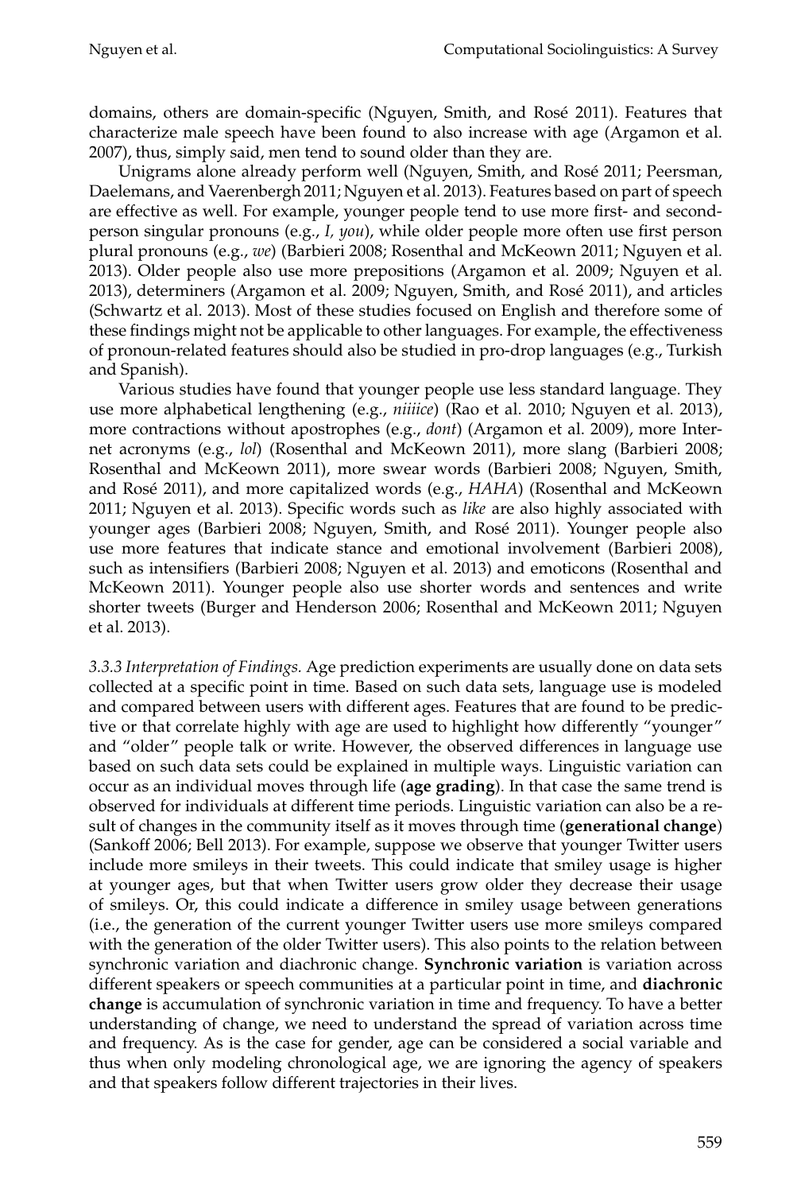domains, others are domain-specific (Nguyen, Smith, and Rosé 2011). Features that characterize male speech have been found to also increase with age (Argamon et al. 2007), thus, simply said, men tend to sound older than they are.

Unigrams alone already perform well (Nguyen, Smith, and Rosé 2011; Peersman, Daelemans, and Vaerenbergh 2011; Nguyen et al. 2013). Features based on part of speech are effective as well. For example, younger people tend to use more first- and second-person singular pronouns (e.g., *I, you*), while older people more often use first person plural pronouns (e.g., *we*) (Barbieri 2008; Rosenthal and McKeown 2011; Nguyen et al. 2013). Older people also use more prepositions (Argamon et al. 2009; Nguyen et al. 2013), determiners (Argamon et al. 2009; Nguyen, Smith, and Rosé 2011), and articles (Schwartz et al. 2013). Most of these studies focused on English and therefore some of these findings might not be applicable to other languages. For example, the effectiveness of pronoun-related features should also be studied in pro-drop languages (e.g., Turkish and Spanish).

Various studies have found that younger people use less standard language. They use more alphabetical lengthening (e.g., *niiiice*) (Rao et al. 2010; Nguyen et al. 2013), more contractions without apostrophes (e.g., *dont*) (Argamon et al. 2009), more Internet acronyms (e.g., *lol*) (Rosenthal and McKeown 2011), more slang (Barbieri 2008; Rosenthal and McKeown 2011), more swear words (Barbieri 2008; Nguyen, Smith, and Rosé 2011), and more capitalized words (e.g., *HAHA*) (Rosenthal and McKeown 2011; Nguyen et al. 2013). Specific words such as *like* are also highly associated with younger ages (Barbieri 2008; Nguyen, Smith, and Rosé 2011). Younger people also use more features that indicate stance and emotional involvement (Barbieri 2008), such as intensifiers (Barbieri 2008; Nguyen et al. 2013) and emoticons (Rosenthal and McKeown 2011). Younger people also use shorter words and sentences and write shorter tweets (Burger and Henderson 2006; Rosenthal and McKeown 2011; Nguyen et al. 2013).

*3.3.3 Interpretation of Findings.* Age prediction experiments are usually done on data sets collected at a specific point in time. Based on such data sets, language use is modeled and compared between users with different ages. Features that are found to be predictive or that correlate highly with age are used to highlight how differently "younger" and "older" people talk or write. However, the observed differences in language use based on such data sets could be explained in multiple ways. Linguistic variation can occur as an individual moves through life (**age grading**). In that case the same trend is observed for individuals at different time periods. Linguistic variation can also be a result of changes in the community itself as it moves through time (**generational change**) (Sankoff 2006; Bell 2013). For example, suppose we observe that younger Twitter users include more smileys in their tweets. This could indicate that smiley usage is higher at younger ages, but that when Twitter users grow older they decrease their usage of smileys. Or, this could indicate a difference in smiley usage between generations (i.e., the generation of the current younger Twitter users use more smileys compared with the generation of the older Twitter users). This also points to the relation between synchronic variation and diachronic change. **Synchronic variation** is variation across different speakers or speech communities at a particular point in time, and **diachronic change** is accumulation of synchronic variation in time and frequency. To have a better understanding of change, we need to understand the spread of variation across time and frequency. As is the case for gender, age can be considered a social variable and thus when only modeling chronological age, we are ignoring the agency of speakers and that speakers follow different trajectories in their lives.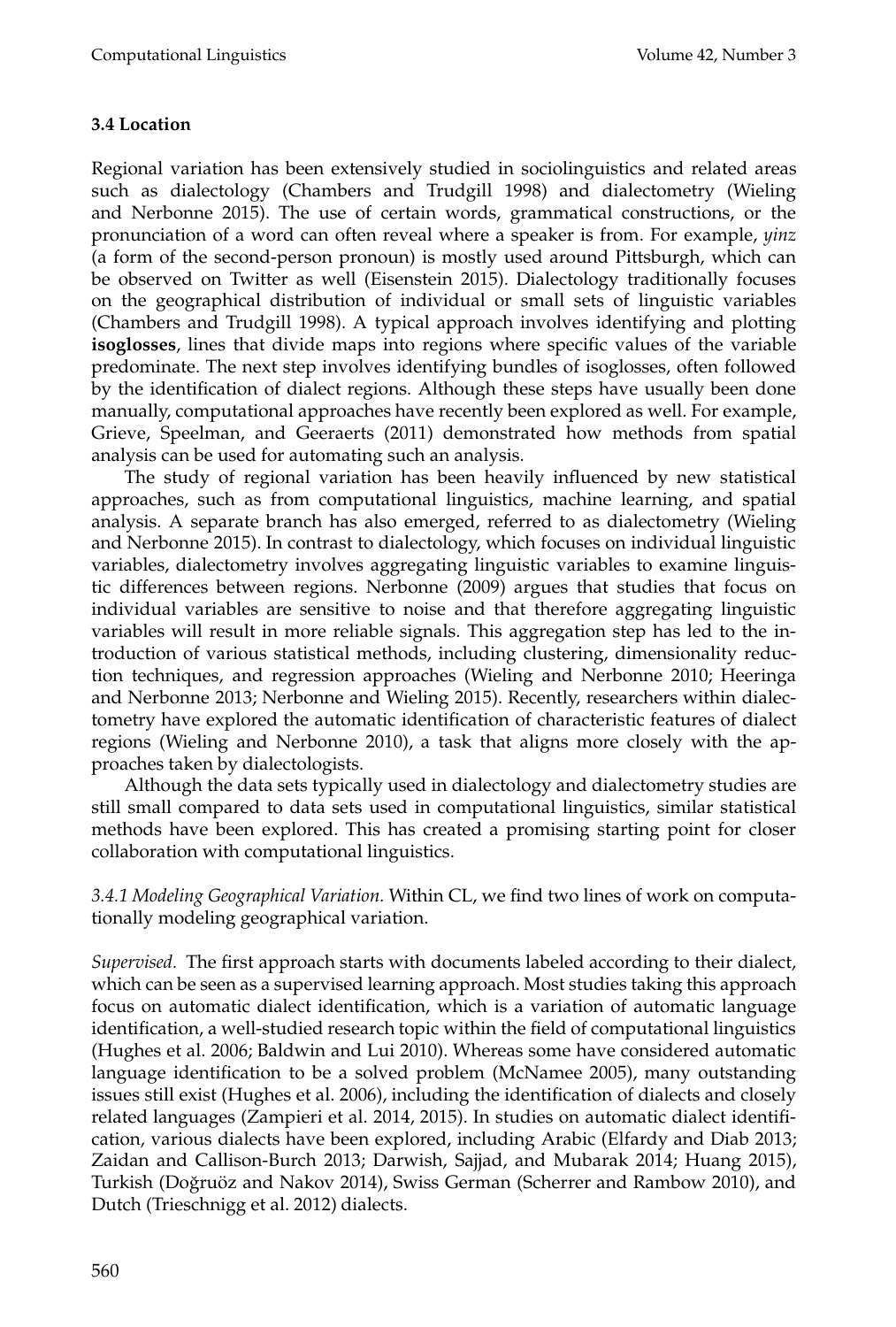### 3.4 Location

Regional variation has been extensively studied in sociolinguistics and related areas such as dialectology (Chambers and Trudgill 1998) and dialectometry (Wieling and Nerbonne 2015). The use of certain words, grammatical constructions, or the pronunciation of a word can often reveal where a speaker is from. For example, *yinz* (a form of the second-person pronoun) is mostly used around Pittsburgh, which can be observed on Twitter as well (Eisenstein 2015). Dialectology traditionally focuses on the geographical distribution of individual or small sets of linguistic variables (Chambers and Trudgill 1998). A typical approach involves identifying and plotting **isoglosses**, lines that divide maps into regions where specific values of the variable predominate. The next step involves identifying bundles of isoglosses, often followed by the identification of dialect regions. Although these steps have usually been done manually, computational approaches have recently been explored as well. For example, Grieve, Speelman, and Geeraerts (2011) demonstrated how methods from spatial analysis can be used for automating such an analysis.

The study of regional variation has been heavily influenced by new statistical approaches, such as from computational linguistics, machine learning, and spatial analysis. A separate branch has also emerged, referred to as dialectometry (Wieling and Nerbonne 2015). In contrast to dialectology, which focuses on individual linguistic variables, dialectometry involves aggregating linguistic variables to examine linguistic differences between regions. Nerbonne (2009) argues that studies that focus on individual variables are sensitive to noise and that therefore aggregating linguistic variables will result in more reliable signals. This aggregation step has led to the introduction of various statistical methods, including clustering, dimensionality reduction techniques, and regression approaches (Wieling and Nerbonne 2010; Heeringa and Nerbonne 2013; Nerbonne and Wieling 2015). Recently, researchers within dialectometry have explored the automatic identification of characteristic features of dialect regions (Wieling and Nerbonne 2010), a task that aligns more closely with the approaches taken by dialectologists.

Although the data sets typically used in dialectology and dialectometry studies are still small compared to data sets used in computational linguistics, similar statistical methods have been explored. This has created a promising starting point for closer collaboration with computational linguistics.

*3.4.1 Modeling Geographical Variation.* Within CL, we find two lines of work on computationally modeling geographical variation.

*Supervised.* The first approach starts with documents labeled according to their dialect, which can be seen as a supervised learning approach. Most studies taking this approach focus on automatic dialect identification, which is a variation of automatic language identification, a well-studied research topic within the field of computational linguistics (Hughes et al. 2006; Baldwin and Lui 2010). Whereas some have considered automatic language identification to be a solved problem (McNamee 2005), many outstanding issues still exist (Hughes et al. 2006), including the identification of dialects and closely related languages (Zampieri et al. 2014, 2015). In studies on automatic dialect identification, various dialects have been explored, including Arabic (Elfardy and Diab 2013; Zaidan and Callison-Burch 2013; Darwish, Sajjad, and Mubarak 2014; Huang 2015), Turkish (Doğruöz and Nakov 2014), Swiss German (Scherrer and Rambow 2010), and Dutch (Trieschnigg et al. 2012) dialects.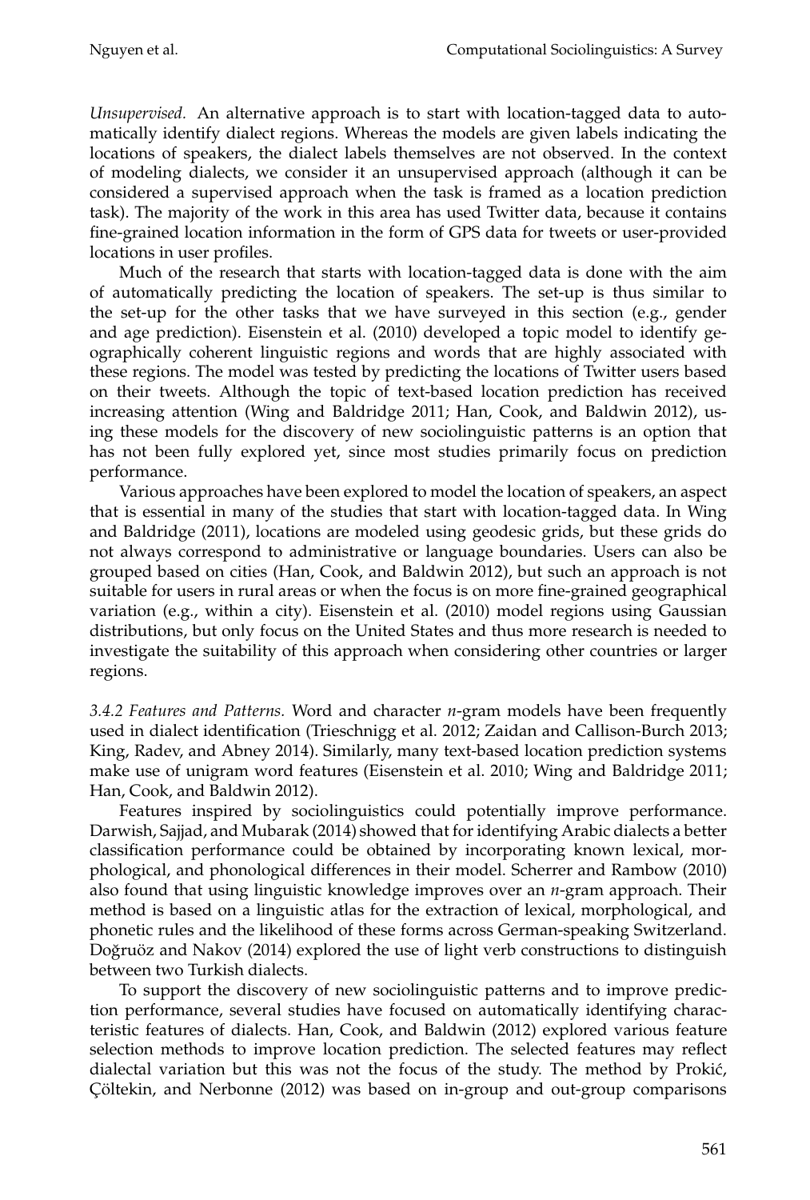*Unsupervised.* An alternative approach is to start with location-tagged data to automatically identify dialect regions. Whereas the models are given labels indicating the locations of speakers, the dialect labels themselves are not observed. In the context of modeling dialects, we consider it an unsupervised approach (although it can be considered a supervised approach when the task is framed as a location prediction task). The majority of the work in this area has used Twitter data, because it contains fine-grained location information in the form of GPS data for tweets or user-provided locations in user profiles.

Much of the research that starts with location-tagged data is done with the aim of automatically predicting the location of speakers. The set-up is thus similar to the set-up for the other tasks that we have surveyed in this section (e.g., gender and age prediction). Eisenstein et al. (2010) developed a topic model to identify geographically coherent linguistic regions and words that are highly associated with these regions. The model was tested by predicting the locations of Twitter users based on their tweets. Although the topic of text-based location prediction has received increasing attention (Wing and Baldridge 2011; Han, Cook, and Baldwin 2012), using these models for the discovery of new sociolinguistic patterns is an option that has not been fully explored yet, since most studies primarily focus on prediction performance.

Various approaches have been explored to model the location of speakers, an aspect that is essential in many of the studies that start with location-tagged data. In Wing and Baldridge (2011), locations are modeled using geodesic grids, but these grids do not always correspond to administrative or language boundaries. Users can also be grouped based on cities (Han, Cook, and Baldwin 2012), but such an approach is not suitable for users in rural areas or when the focus is on more fine-grained geographical variation (e.g., within a city). Eisenstein et al. (2010) model regions using Gaussian distributions, but only focus on the United States and thus more research is needed to investigate the suitability of this approach when considering other countries or larger regions.

*3.4.2 Features and Patterns.* Word and character *n*-gram models have been frequently used in dialect identification (Trieschnigg et al. 2012; Zaidan and Callison-Burch 2013; King, Radev, and Abney 2014). Similarly, many text-based location prediction systems make use of unigram word features (Eisenstein et al. 2010; Wing and Baldridge 2011; Han, Cook, and Baldwin 2012).

Features inspired by sociolinguistics could potentially improve performance. Darwish, Sajjad, and Mubarak (2014) showed that for identifying Arabic dialects a better classification performance could be obtained by incorporating known lexical, morphological, and phonological differences in their model. Scherrer and Rambow (2010) also found that using linguistic knowledge improves over an *n*-gram approach. Their method is based on a linguistic atlas for the extraction of lexical, morphological, and phonetic rules and the likelihood of these forms across German-speaking Switzerland. Doğruöz and Nakov (2014) explored the use of light verb constructions to distinguish between two Turkish dialects.

To support the discovery of new sociolinguistic patterns and to improve prediction performance, several studies have focused on automatically identifying characteristic features of dialects. Han, Cook, and Baldwin (2012) explored various feature selection methods to improve location prediction. The selected features may reflect dialectal variation but this was not the focus of the study. The method by Prokić, Çöltekin, and Nerbonne (2012) was based on in-group and out-group comparisons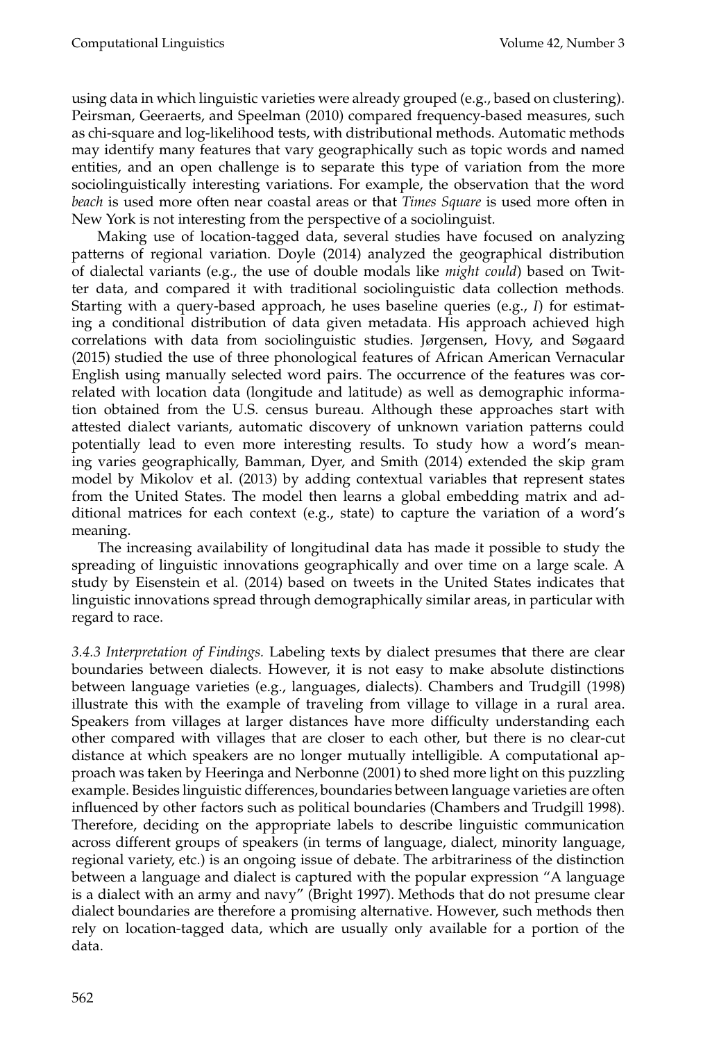using data in which linguistic varieties were already grouped (e.g., based on clustering). Peirsman, Geeraerts, and Speelman (2010) compared frequency-based measures, such as chi-square and log-likelihood tests, with distributional methods. Automatic methods may identify many features that vary geographically such as topic words and named entities, and an open challenge is to separate this type of variation from the more sociolinguistically interesting variations. For example, the observation that the word *beach* is used more often near coastal areas or that *Times Square* is used more often in New York is not interesting from the perspective of a sociolinguist.

Making use of location-tagged data, several studies have focused on analyzing patterns of regional variation. Doyle (2014) analyzed the geographical distribution of dialectal variants (e.g., the use of double modals like *might could*) based on Twitter data, and compared it with traditional sociolinguistic data collection methods. Starting with a query-based approach, he uses baseline queries (e.g., *I*) for estimating a conditional distribution of data given metadata. His approach achieved high correlations with data from sociolinguistic studies. Jørgensen, Hovy, and Søgaard (2015) studied the use of three phonological features of African American Vernacular English using manually selected word pairs. The occurrence of the features was correlated with location data (longitude and latitude) as well as demographic information obtained from the U.S. census bureau. Although these approaches start with attested dialect variants, automatic discovery of unknown variation patterns could potentially lead to even more interesting results. To study how a word's meaning varies geographically, Bamman, Dyer, and Smith (2014) extended the skip gram model by Mikolov et al. (2013) by adding contextual variables that represent states from the United States. The model then learns a global embedding matrix and additional matrices for each context (e.g., state) to capture the variation of a word's meaning.

The increasing availability of longitudinal data has made it possible to study the spreading of linguistic innovations geographically and over time on a large scale. A study by Eisenstein et al. (2014) based on tweets in the United States indicates that linguistic innovations spread through demographically similar areas, in particular with regard to race.

*3.4.3 Interpretation of Findings.* Labeling texts by dialect presumes that there are clear boundaries between dialects. However, it is not easy to make absolute distinctions between language varieties (e.g., languages, dialects). Chambers and Trudgill (1998) illustrate this with the example of traveling from village to village in a rural area. Speakers from villages at larger distances have more difficulty understanding each other compared with villages that are closer to each other, but there is no clear-cut distance at which speakers are no longer mutually intelligible. A computational approach was taken by Heeringa and Nerbonne (2001) to shed more light on this puzzling example. Besides linguistic differences, boundaries between language varieties are often influenced by other factors such as political boundaries (Chambers and Trudgill 1998). Therefore, deciding on the appropriate labels to describe linguistic communication across different groups of speakers (in terms of language, dialect, minority language, regional variety, etc.) is an ongoing issue of debate. The arbitrariness of the distinction between a language and dialect is captured with the popular expression "A language is a dialect with an army and navy" (Bright 1997). Methods that do not presume clear dialect boundaries are therefore a promising alternative. However, such methods then rely on location-tagged data, which are usually only available for a portion of the data.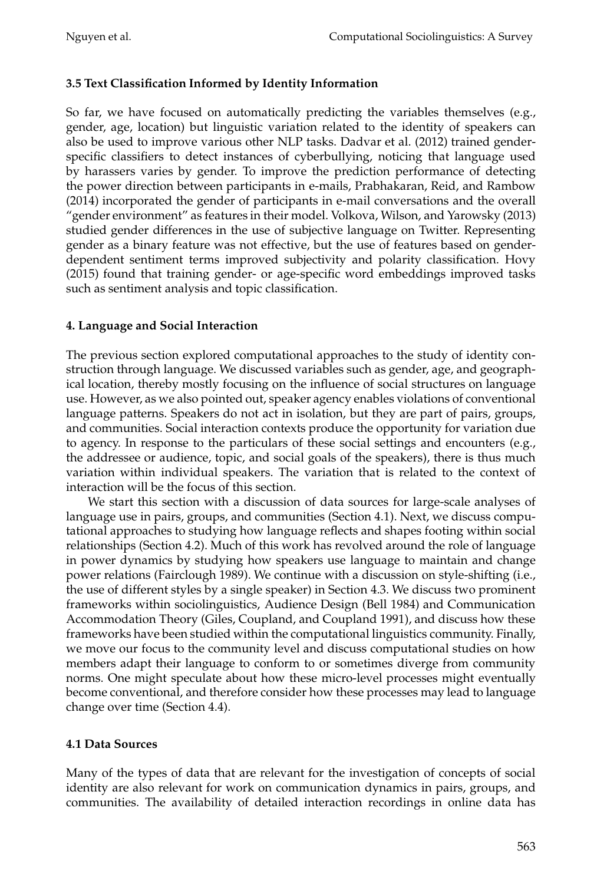### 3.5 Text Classification Informed by Identity Information

So far, we have focused on automatically predicting the variables themselves (e.g., gender, age, location) but linguistic variation related to the identity of speakers can also be used to improve various other NLP tasks. Dadvar et al. (2012) trained gender-specific classifiers to detect instances of cyberbullying, noticing that language used by harassers varies by gender. To improve the prediction performance of detecting the power direction between participants in e-mails, Prabhakaran, Reid, and Rambow (2014) incorporated the gender of participants in e-mail conversations and the overall "gender environment" as features in their model. Volkova, Wilson, and Yarowsky (2013) studied gender differences in the use of subjective language on Twitter. Representing gender as a binary feature was not effective, but the use of features based on gender-dependent sentiment terms improved subjectivity and polarity classification. Hovy (2015) found that training gender- or age-specific word embeddings improved tasks such as sentiment analysis and topic classification.

## 4. Language and Social Interaction

The previous section explored computational approaches to the study of identity construction through language. We discussed variables such as gender, age, and geographical location, thereby mostly focusing on the influence of social structures on language use. However, as we also pointed out, speaker agency enables violations of conventional language patterns. Speakers do not act in isolation, but they are part of pairs, groups, and communities. Social interaction contexts produce the opportunity for variation due to agency. In response to the particulars of these social settings and encounters (e.g., the addressee or audience, topic, and social goals of the speakers), there is thus much variation within individual speakers. The variation that is related to the context of interaction will be the focus of this section.

We start this section with a discussion of data sources for large-scale analyses of language use in pairs, groups, and communities (Section 4.1). Next, we discuss computational approaches to studying how language reflects and shapes footing within social relationships (Section 4.2). Much of this work has revolved around the role of language in power dynamics by studying how speakers use language to maintain and change power relations (Fairclough 1989). We continue with a discussion on style-shifting (i.e., the use of different styles by a single speaker) in Section 4.3. We discuss two prominent frameworks within sociolinguistics, Audience Design (Bell 1984) and Communication Accommodation Theory (Giles, Coupland, and Coupland 1991), and discuss how these frameworks have been studied within the computational linguistics community. Finally, we move our focus to the community level and discuss computational studies on how members adapt their language to conform to or sometimes diverge from community norms. One might speculate about how these micro-level processes might eventually become conventional, and therefore consider how these processes may lead to language change over time (Section 4.4).

### 4.1 Data Sources

Many of the types of data that are relevant for the investigation of concepts of social identity are also relevant for work on communication dynamics in pairs, groups, and communities. The availability of detailed interaction recordings in online data has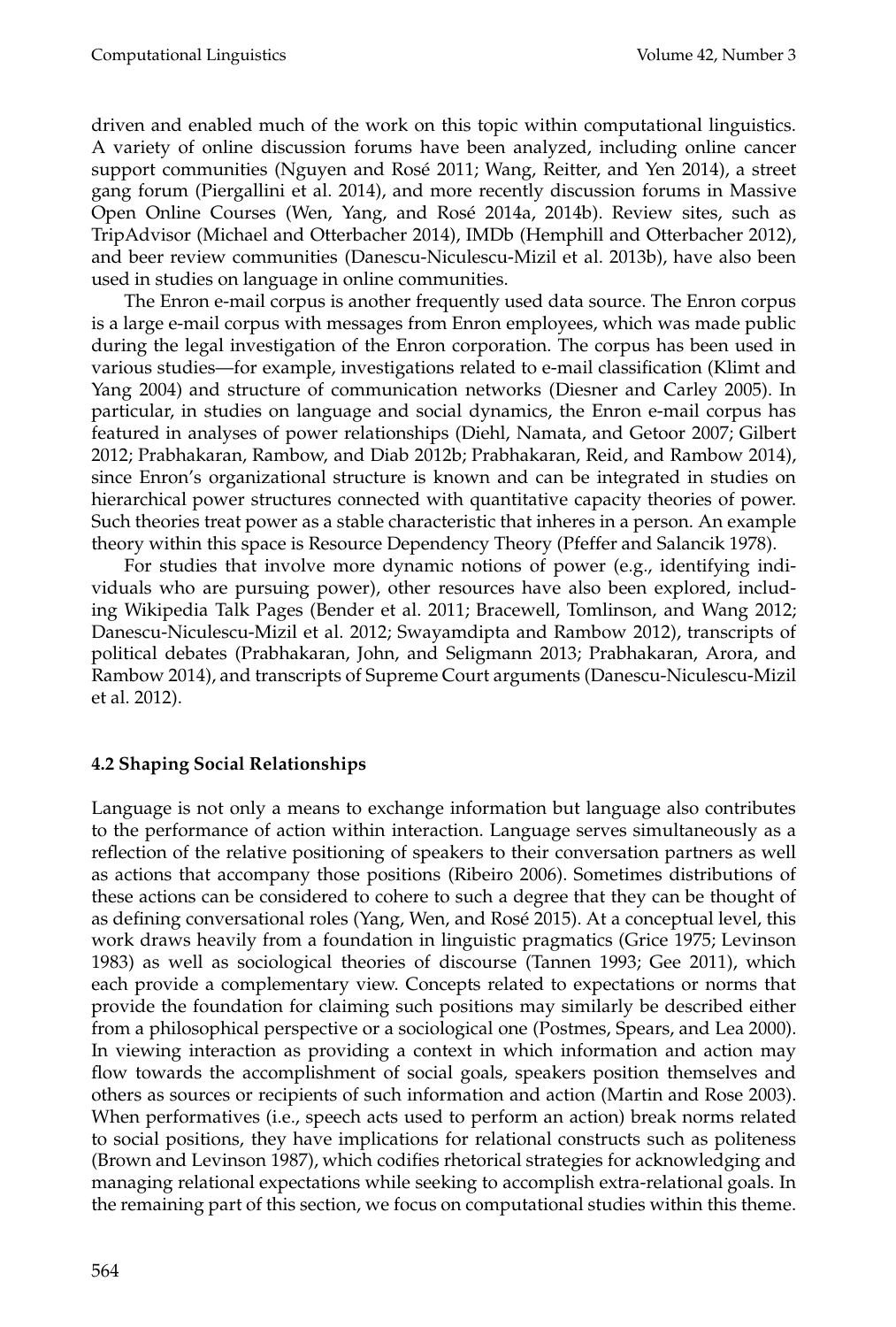driven and enabled much of the work on this topic within computational linguistics. A variety of online discussion forums have been analyzed, including online cancer support communities (Nguyen and Rosé 2011; Wang, Reitter, and Yen 2014), a street gang forum (Piergallini et al. 2014), and more recently discussion forums in Massive Open Online Courses (Wen, Yang, and Rosé 2014a, 2014b). Review sites, such as TripAdvisor (Michael and Otterbacher 2014), IMDb (Hemphill and Otterbacher 2012), and beer review communities (Danescu-Niculescu-Mizil et al. 2013b), have also been used in studies on language in online communities.

The Enron e-mail corpus is another frequently used data source. The Enron corpus is a large e-mail corpus with messages from Enron employees, which was made public during the legal investigation of the Enron corporation. The corpus has been used in various studies—for example, investigations related to e-mail classification (Klimt and Yang 2004) and structure of communication networks (Diesner and Carley 2005). In particular, in studies on language and social dynamics, the Enron e-mail corpus has featured in analyses of power relationships (Diehl, Namata, and Getoor 2007; Gilbert 2012; Prabhakaran, Rambow, and Diab 2012b; Prabhakaran, Reid, and Rambow 2014), since Enron's organizational structure is known and can be integrated in studies on hierarchical power structures connected with quantitative capacity theories of power. Such theories treat power as a stable characteristic that inheres in a person. An example theory within this space is Resource Dependency Theory (Pfeffer and Salancik 1978).

For studies that involve more dynamic notions of power (e.g., identifying individuals who are pursuing power), other resources have also been explored, including Wikipedia Talk Pages (Bender et al. 2011; Bracewell, Tomlinson, and Wang 2012; Danescu-Niculescu-Mizil et al. 2012; Swayamdipta and Rambow 2012), transcripts of political debates (Prabhakaran, John, and Seligmann 2013; Prabhakaran, Arora, and Rambow 2014), and transcripts of Supreme Court arguments (Danescu-Niculescu-Mizil et al. 2012).

### 4.2 Shaping Social Relationships

Language is not only a means to exchange information but language also contributes to the performance of action within interaction. Language serves simultaneously as a reflection of the relative positioning of speakers to their conversation partners as well as actions that accompany those positions (Ribeiro 2006). Sometimes distributions of these actions can be considered to cohere to such a degree that they can be thought of as defining conversational roles (Yang, Wen, and Rosé 2015). At a conceptual level, this work draws heavily from a foundation in linguistic pragmatics (Grice 1975; Levinson 1983) as well as sociological theories of discourse (Tannen 1993; Gee 2011), which each provide a complementary view. Concepts related to expectations or norms that provide the foundation for claiming such positions may similarly be described either from a philosophical perspective or a sociological one (Postmes, Spears, and Lea 2000). In viewing interaction as providing a context in which information and action may flow towards the accomplishment of social goals, speakers position themselves and others as sources or recipients of such information and action (Martin and Rose 2003). When performatives (i.e., speech acts used to perform an action) break norms related to social positions, they have implications for relational constructs such as politeness (Brown and Levinson 1987), which codifies rhetorical strategies for acknowledging and managing relational expectations while seeking to accomplish extra-relational goals. In the remaining part of this section, we focus on computational studies within this theme.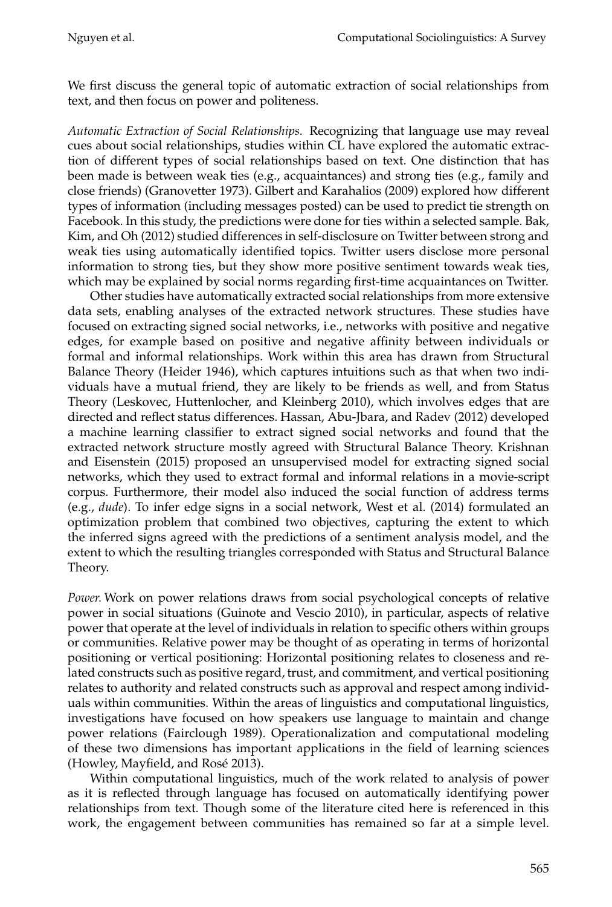We first discuss the general topic of automatic extraction of social relationships from text, and then focus on power and politeness.

*Automatic Extraction of Social Relationships.* Recognizing that language use may reveal cues about social relationships, studies within CL have explored the automatic extraction of different types of social relationships based on text. One distinction that has been made is between weak ties (e.g., acquaintances) and strong ties (e.g., family and close friends) (Granovetter 1973). Gilbert and Karahalios (2009) explored how different types of information (including messages posted) can be used to predict tie strength on Facebook. In this study, the predictions were done for ties within a selected sample. Bak, Kim, and Oh (2012) studied differences in self-disclosure on Twitter between strong and weak ties using automatically identified topics. Twitter users disclose more personal information to strong ties, but they show more positive sentiment towards weak ties, which may be explained by social norms regarding first-time acquaintances on Twitter.

Other studies have automatically extracted social relationships from more extensive data sets, enabling analyses of the extracted network structures. These studies have focused on extracting signed social networks, i.e., networks with positive and negative edges, for example based on positive and negative affinity between individuals or formal and informal relationships. Work within this area has drawn from Structural Balance Theory (Heider 1946), which captures intuitions such as that when two individuals have a mutual friend, they are likely to be friends as well, and from Status Theory (Leskovec, Huttenlocher, and Kleinberg 2010), which involves edges that are directed and reflect status differences. Hassan, Abu-Jbara, and Radev (2012) developed a machine learning classifier to extract signed social networks and found that the extracted network structure mostly agreed with Structural Balance Theory. Krishnan and Eisenstein (2015) proposed an unsupervised model for extracting signed social networks, which they used to extract formal and informal relations in a movie-script corpus. Furthermore, their model also induced the social function of address terms (e.g., *dude*). To infer edge signs in a social network, West et al. (2014) formulated an optimization problem that combined two objectives, capturing the extent to which the inferred signs agreed with the predictions of a sentiment analysis model, and the extent to which the resulting triangles corresponded with Status and Structural Balance Theory.

*Power.* Work on power relations draws from social psychological concepts of relative power in social situations (Guinote and Vescio 2010), in particular, aspects of relative power that operate at the level of individuals in relation to specific others within groups or communities. Relative power may be thought of as operating in terms of horizontal positioning or vertical positioning: Horizontal positioning relates to closeness and related constructs such as positive regard, trust, and commitment, and vertical positioning relates to authority and related constructs such as approval and respect among individuals within communities. Within the areas of linguistics and computational linguistics, investigations have focused on how speakers use language to maintain and change power relations (Fairclough 1989). Operationalization and computational modeling of these two dimensions has important applications in the field of learning sciences (Howley, Mayfield, and Rosé 2013).

Within computational linguistics, much of the work related to analysis of power as it is reflected through language has focused on automatically identifying power relationships from text. Though some of the literature cited here is referenced in this work, the engagement between communities has remained so far at a simple level.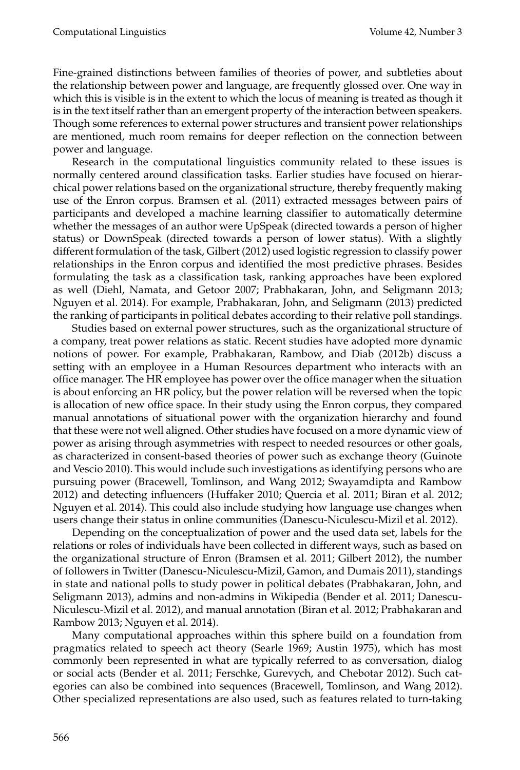Fine-grained distinctions between families of theories of power, and subtleties about the relationship between power and language, are frequently glossed over. One way in which this is visible is in the extent to which the locus of meaning is treated as though it is in the text itself rather than an emergent property of the interaction between speakers. Though some references to external power structures and transient power relationships are mentioned, much room remains for deeper reflection on the connection between power and language.

Research in the computational linguistics community related to these issues is normally centered around classification tasks. Earlier studies have focused on hierarchical power relations based on the organizational structure, thereby frequently making use of the Enron corpus. Bramsen et al. (2011) extracted messages between pairs of participants and developed a machine learning classifier to automatically determine whether the messages of an author were UpSpeak (directed towards a person of higher status) or DownSpeak (directed towards a person of lower status). With a slightly different formulation of the task, Gilbert (2012) used logistic regression to classify power relationships in the Enron corpus and identified the most predictive phrases. Besides formulating the task as a classification task, ranking approaches have been explored as well (Diehl, Namata, and Getoor 2007; Prabhakaran, John, and Seligmann 2013; Nguyen et al. 2014). For example, Prabhakaran, John, and Seligmann (2013) predicted the ranking of participants in political debates according to their relative poll standings.

Studies based on external power structures, such as the organizational structure of a company, treat power relations as static. Recent studies have adopted more dynamic notions of power. For example, Prabhakaran, Rambow, and Diab (2012b) discuss a setting with an employee in a Human Resources department who interacts with an office manager. The HR employee has power over the office manager when the situation is about enforcing an HR policy, but the power relation will be reversed when the topic is allocation of new office space. In their study using the Enron corpus, they compared manual annotations of situational power with the organization hierarchy and found that these were not well aligned. Other studies have focused on a more dynamic view of power as arising through asymmetries with respect to needed resources or other goals, as characterized in consent-based theories of power such as exchange theory (Guinote and Vescio 2010). This would include such investigations as identifying persons who are pursuing power (Bracewell, Tomlinson, and Wang 2012; Swayamdipta and Rambow 2012) and detecting influencers (Huffaker 2010; Quercia et al. 2011; Biran et al. 2012; Nguyen et al. 2014). This could also include studying how language use changes when users change their status in online communities (Danescu-Niculescu-Mizil et al. 2012).

Depending on the conceptualization of power and the used data set, labels for the relations or roles of individuals have been collected in different ways, such as based on the organizational structure of Enron (Bramsen et al. 2011; Gilbert 2012), the number of followers in Twitter (Danescu-Niculescu-Mizil, Gamon, and Dumais 2011), standings in state and national polls to study power in political debates (Prabhakaran, John, and Seligmann 2013), admins and non-admins in Wikipedia (Bender et al. 2011; Danescu-Niculescu-Mizil et al. 2012), and manual annotation (Biran et al. 2012; Prabhakaran and Rambow 2013; Nguyen et al. 2014).

Many computational approaches within this sphere build on a foundation from pragmatics related to speech act theory (Searle 1969; Austin 1975), which has most commonly been represented in what are typically referred to as conversation, dialog or social acts (Bender et al. 2011; Ferschke, Gurevych, and Chebotar 2012). Such categories can also be combined into sequences (Bracewell, Tomlinson, and Wang 2012). Other specialized representations are also used, such as features related to turn-taking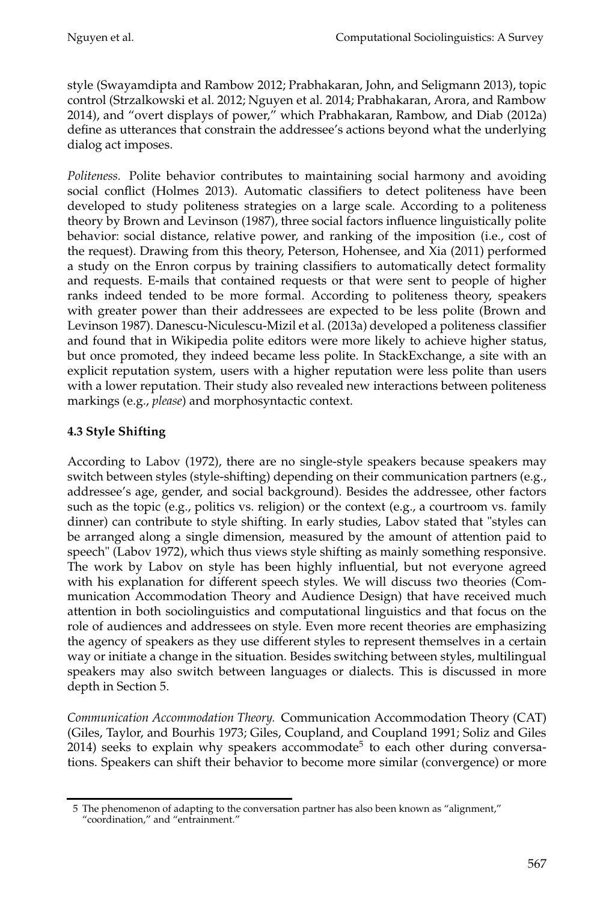style (Swayamdipta and Rambow 2012; Prabhakaran, John, and Seligmann 2013), topic control (Strzalkowski et al. 2012; Nguyen et al. 2014; Prabhakaran, Arora, and Rambow 2014), and "overt displays of power," which Prabhakaran, Rambow, and Diab (2012a) define as utterances that constrain the addressee's actions beyond what the underlying dialog act imposes.

*Politeness.* Polite behavior contributes to maintaining social harmony and avoiding social conflict (Holmes 2013). Automatic classifiers to detect politeness have been developed to study politeness strategies on a large scale. According to a politeness theory by Brown and Levinson (1987), three social factors influence linguistically polite behavior: social distance, relative power, and ranking of the imposition (i.e., cost of the request). Drawing from this theory, Peterson, Hohensee, and Xia (2011) performed a study on the Enron corpus by training classifiers to automatically detect formality and requests. E-mails that contained requests or that were sent to people of higher ranks indeed tended to be more formal. According to politeness theory, speakers with greater power than their addressees are expected to be less polite (Brown and Levinson 1987). Danescu-Niculescu-Mizil et al. (2013a) developed a politeness classifier and found that in Wikipedia polite editors were more likely to achieve higher status, but once promoted, they indeed became less polite. In StackExchange, a site with an explicit reputation system, users with a higher reputation were less polite than users with a lower reputation. Their study also revealed new interactions between politeness markings (e.g., *please*) and morphosyntactic context.

### 4.3 Style Shifting

According to Labov (1972), there are no single-style speakers because speakers may switch between styles (style-shifting) depending on their communication partners (e.g., addressee's age, gender, and social background). Besides the addressee, other factors such as the topic (e.g., politics vs. religion) or the context (e.g., a courtroom vs. family dinner) can contribute to style shifting. In early studies, Labov stated that "styles can be arranged along a single dimension, measured by the amount of attention paid to speech" (Labov 1972), which thus views style shifting as mainly something responsive. The work by Labov on style has been highly influential, but not everyone agreed with his explanation for different speech styles. We will discuss two theories (Communication Accommodation Theory and Audience Design) that have received much attention in both sociolinguistics and computational linguistics and that focus on the role of audiences and addressees on style. Even more recent theories are emphasizing the agency of speakers as they use different styles to represent themselves in a certain way or initiate a change in the situation. Besides switching between styles, multilingual speakers may also switch between languages or dialects. This is discussed in more depth in Section 5.

*Communication Accommodation Theory.* Communication Accommodation Theory (CAT) (Giles, Taylor, and Bourhis 1973; Giles, Coupland, and Coupland 1991; Soliz and Giles 2014) seeks to explain why speakers accommodate[5] to each other during conversations. Speakers can shift their behavior to become more similar (convergence) or more

5 The phenomenon of adapting to the conversation partner has also been known as "alignment," "coordination," and "entrainment."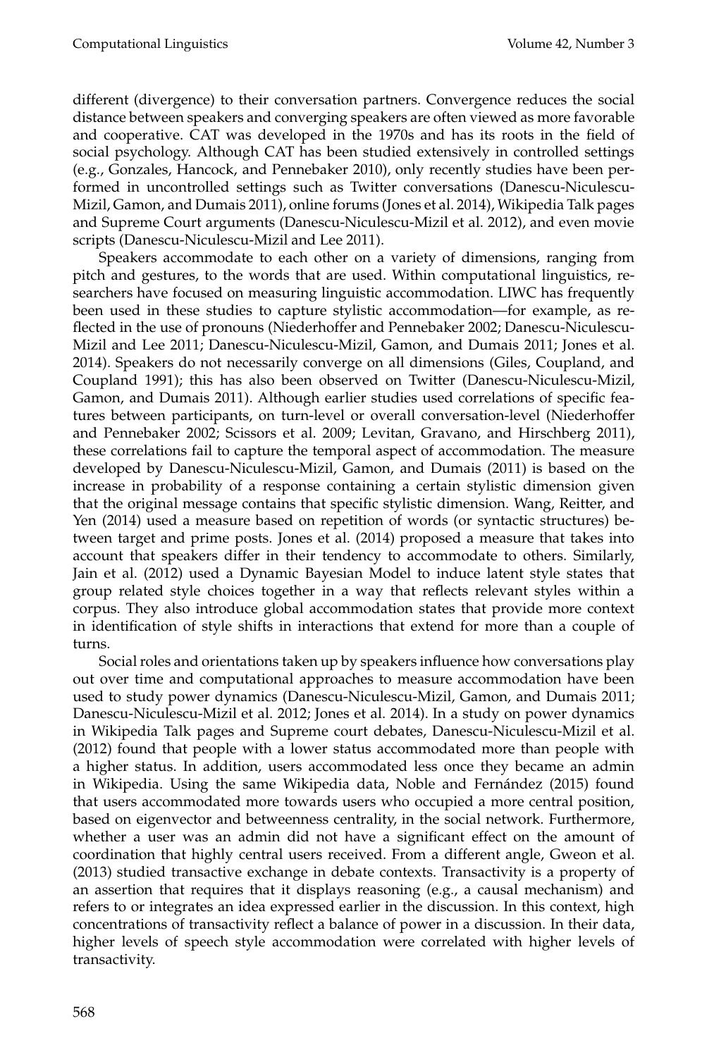different (divergence) to their conversation partners. Convergence reduces the social distance between speakers and converging speakers are often viewed as more favorable and cooperative. CAT was developed in the 1970s and has its roots in the field of social psychology. Although CAT has been studied extensively in controlled settings (e.g., Gonzales, Hancock, and Pennebaker 2010), only recently studies have been performed in uncontrolled settings such as Twitter conversations (Danescu-Niculescu-Mizil, Gamon, and Dumais 2011), online forums (Jones et al. 2014), Wikipedia Talk pages and Supreme Court arguments (Danescu-Niculescu-Mizil et al. 2012), and even movie scripts (Danescu-Niculescu-Mizil and Lee 2011).

Speakers accommodate to each other on a variety of dimensions, ranging from pitch and gestures, to the words that are used. Within computational linguistics, researchers have focused on measuring linguistic accommodation. LIWC has frequently been used in these studies to capture stylistic accommodation—for example, as reflected in the use of pronouns (Niederhoffer and Pennebaker 2002; Danescu-Niculescu-Mizil and Lee 2011; Danescu-Niculescu-Mizil, Gamon, and Dumais 2011; Jones et al. 2014). Speakers do not necessarily converge on all dimensions (Giles, Coupland, and Coupland 1991); this has also been observed on Twitter (Danescu-Niculescu-Mizil, Gamon, and Dumais 2011). Although earlier studies used correlations of specific features between participants, on turn-level or overall conversation-level (Niederhoffer and Pennebaker 2002; Scissors et al. 2009; Levitan, Gravano, and Hirschberg 2011), these correlations fail to capture the temporal aspect of accommodation. The measure developed by Danescu-Niculescu-Mizil, Gamon, and Dumais (2011) is based on the increase in probability of a response containing a certain stylistic dimension given that the original message contains that specific stylistic dimension. Wang, Reitter, and Yen (2014) used a measure based on repetition of words (or syntactic structures) between target and prime posts. Jones et al. (2014) proposed a measure that takes into account that speakers differ in their tendency to accommodate to others. Similarly, Jain et al. (2012) used a Dynamic Bayesian Model to induce latent style states that group related style choices together in a way that reflects relevant styles within a corpus. They also introduce global accommodation states that provide more context in identification of style shifts in interactions that extend for more than a couple of turns.

Social roles and orientations taken up by speakers influence how conversations play out over time and computational approaches to measure accommodation have been used to study power dynamics (Danescu-Niculescu-Mizil, Gamon, and Dumais 2011; Danescu-Niculescu-Mizil et al. 2012; Jones et al. 2014). In a study on power dynamics in Wikipedia Talk pages and Supreme court debates, Danescu-Niculescu-Mizil et al. (2012) found that people with a lower status accommodated more than people with a higher status. In addition, users accommodated less once they became an admin in Wikipedia. Using the same Wikipedia data, Noble and Fernández (2015) found that users accommodated more towards users who occupied a more central position, based on eigenvector and betweenness centrality, in the social network. Furthermore, whether a user was an admin did not have a significant effect on the amount of coordination that highly central users received. From a different angle, Gweon et al. (2013) studied transactive exchange in debate contexts. Transactivity is a property of an assertion that requires that it displays reasoning (e.g., a causal mechanism) and refers to or integrates an idea expressed earlier in the discussion. In this context, high concentrations of transactivity reflect a balance of power in a discussion. In their data, higher levels of speech style accommodation were correlated with higher levels of transactivity.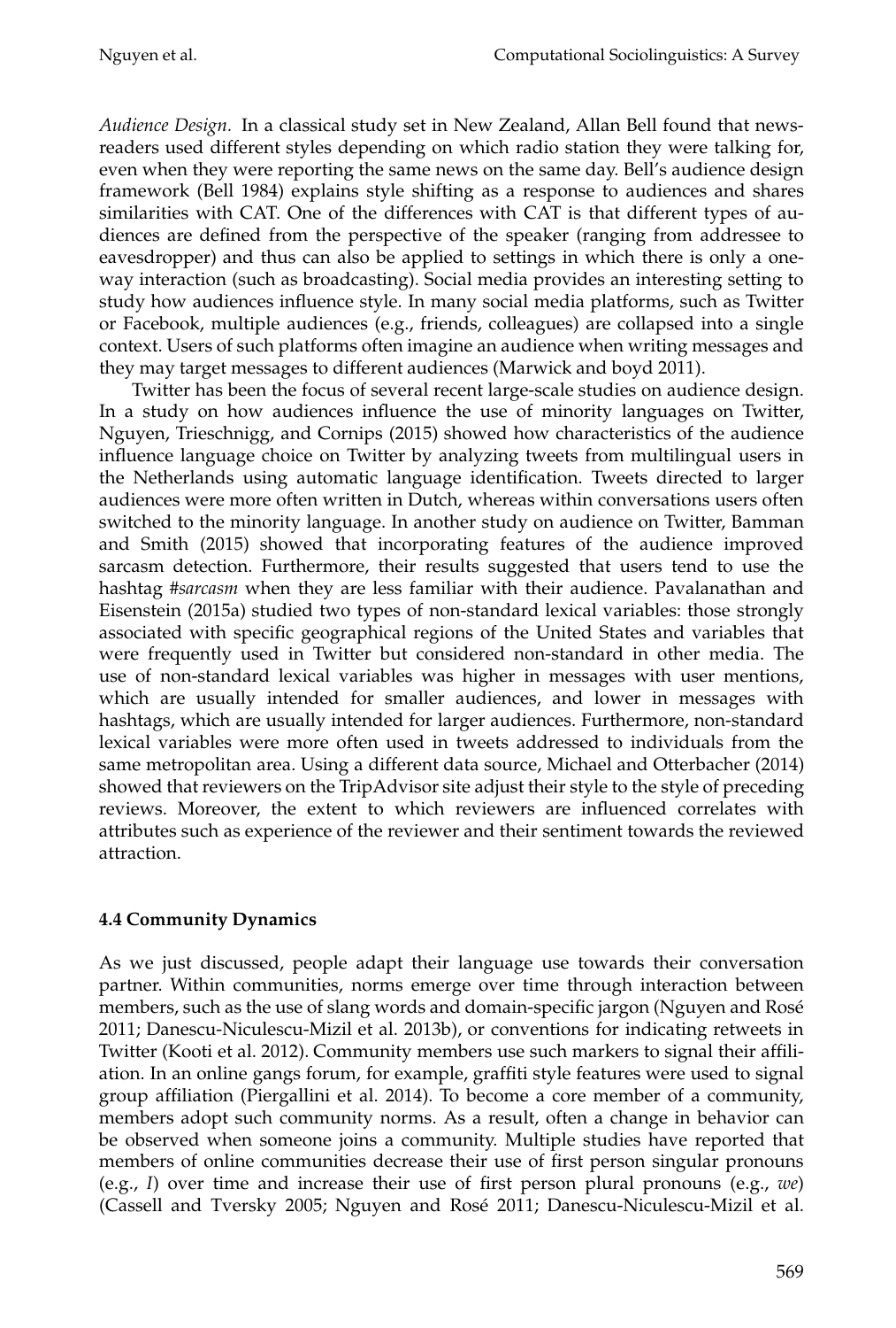*Audience Design.* In a classical study set in New Zealand, Allan Bell found that newsreaders used different styles depending on which radio station they were talking for, even when they were reporting the same news on the same day. Bell's audience design framework (Bell 1984) explains style shifting as a response to audiences and shares similarities with CAT. One of the differences with CAT is that different types of audiences are defined from the perspective of the speaker (ranging from addressee to eavesdropper) and thus can also be applied to settings in which there is only a one-way interaction (such as broadcasting). Social media provides an interesting setting to study how audiences influence style. In many social media platforms, such as Twitter or Facebook, multiple audiences (e.g., friends, colleagues) are collapsed into a single context. Users of such platforms often imagine an audience when writing messages and they may target messages to different audiences (Marwick and boyd 2011).

Twitter has been the focus of several recent large-scale studies on audience design. In a study on how audiences influence the use of minority languages on Twitter, Nguyen, Trieschnigg, and Cornips (2015) showed how characteristics of the audience influence language choice on Twitter by analyzing tweets from multilingual users in the Netherlands using automatic language identification. Tweets directed to larger audiences were more often written in Dutch, whereas within conversations users often switched to the minority language. In another study on audience on Twitter, Bamman and Smith (2015) showed that incorporating features of the audience improved sarcasm detection. Furthermore, their results suggested that users tend to use the hashtag *#sarcasm* when they are less familiar with their audience. Pavalanathan and Eisenstein (2015a) studied two types of non-standard lexical variables: those strongly associated with specific geographical regions of the United States and variables that were frequently used in Twitter but considered non-standard in other media. The use of non-standard lexical variables was higher in messages with user mentions, which are usually intended for smaller audiences, and lower in messages with hashtags, which are usually intended for larger audiences. Furthermore, non-standard lexical variables were more often used in tweets addressed to individuals from the same metropolitan area. Using a different data source, Michael and Otterbacher (2014) showed that reviewers on the TripAdvisor site adjust their style to the style of preceding reviews. Moreover, the extent to which reviewers are influenced correlates with attributes such as experience of the reviewer and their sentiment towards the reviewed attraction.

### 4.4 Community Dynamics

As we just discussed, people adapt their language use towards their conversation partner. Within communities, norms emerge over time through interaction between members, such as the use of slang words and domain-specific jargon (Nguyen and Rosé 2011; Danescu-Niculescu-Mizil et al. 2013b), or conventions for indicating retweets in Twitter (Kooti et al. 2012). Community members use such markers to signal their affiliation. In an online gangs forum, for example, graffiti style features were used to signal group affiliation (Piergallini et al. 2014). To become a core member of a community, members adopt such community norms. As a result, often a change in behavior can be observed when someone joins a community. Multiple studies have reported that members of online communities decrease their use of first person singular pronouns (e.g., *I*) over time and increase their use of first person plural pronouns (e.g., *we*) (Cassell and Tversky 2005; Nguyen and Rosé 2011; Danescu-Niculescu-Mizil et al.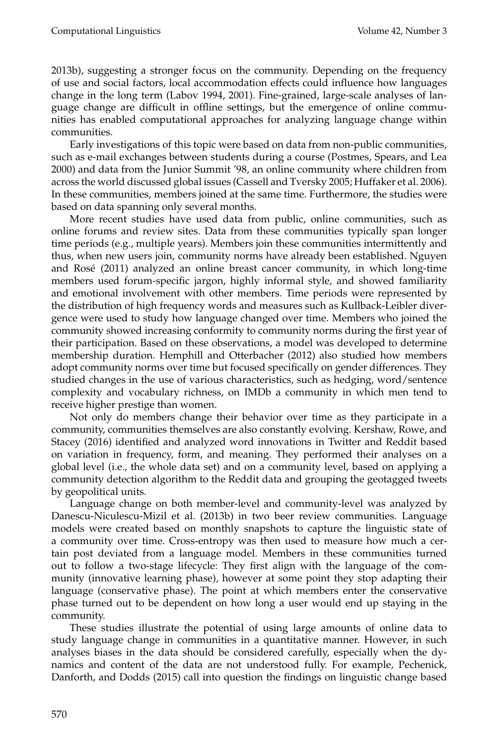2013b), suggesting a stronger focus on the community. Depending on the frequency of use and social factors, local accommodation effects could influence how languages change in the long term (Labov 1994, 2001). Fine-grained, large-scale analyses of language change are difficult in offline settings, but the emergence of online communities has enabled computational approaches for analyzing language change within communities.

Early investigations of this topic were based on data from non-public communities, such as e-mail exchanges between students during a course (Postmes, Spears, and Lea 2000) and data from the Junior Summit '98, an online community where children from across the world discussed global issues (Cassell and Tversky 2005; Huffaker et al. 2006). In these communities, members joined at the same time. Furthermore, the studies were based on data spanning only several months.

More recent studies have used data from public, online communities, such as online forums and review sites. Data from these communities typically span longer time periods (e.g., multiple years). Members join these communities intermittently and thus, when new users join, community norms have already been established. Nguyen and Rosé (2011) analyzed an online breast cancer community, in which long-time members used forum-specific jargon, highly informal style, and showed familiarity and emotional involvement with other members. Time periods were represented by the distribution of high frequency words and measures such as Kullback-Leibler divergence were used to study how language changed over time. Members who joined the community showed increasing conformity to community norms during the first year of their participation. Based on these observations, a model was developed to determine membership duration. Hemphill and Otterbacher (2012) also studied how members adopt community norms over time but focused specifically on gender differences. They studied changes in the use of various characteristics, such as hedging, word/sentence complexity and vocabulary richness, on IMDb a community in which men tend to receive higher prestige than women.

Not only do members change their behavior over time as they participate in a community, communities themselves are also constantly evolving. Kershaw, Rowe, and Stacey (2016) identified and analyzed word innovations in Twitter and Reddit based on variation in frequency, form, and meaning. They performed their analyses on a global level (i.e., the whole data set) and on a community level, based on applying a community detection algorithm to the Reddit data and grouping the geotagged tweets by geopolitical units.

Language change on both member-level and community-level was analyzed by Danescu-Niculescu-Mizil et al. (2013b) in two beer review communities. Language models were created based on monthly snapshots to capture the linguistic state of a community over time. Cross-entropy was then used to measure how much a certain post deviated from a language model. Members in these communities turned out to follow a two-stage lifecycle: They first align with the language of the community (innovative learning phase), however at some point they stop adapting their language (conservative phase). The point at which members enter the conservative phase turned out to be dependent on how long a user would end up staying in the community.

These studies illustrate the potential of using large amounts of online data to study language change in communities in a quantitative manner. However, in such analyses biases in the data should be considered carefully, especially when the dynamics and content of the data are not understood fully. For example, Pechenick, Danforth, and Dodds (2015) call into question the findings on linguistic change based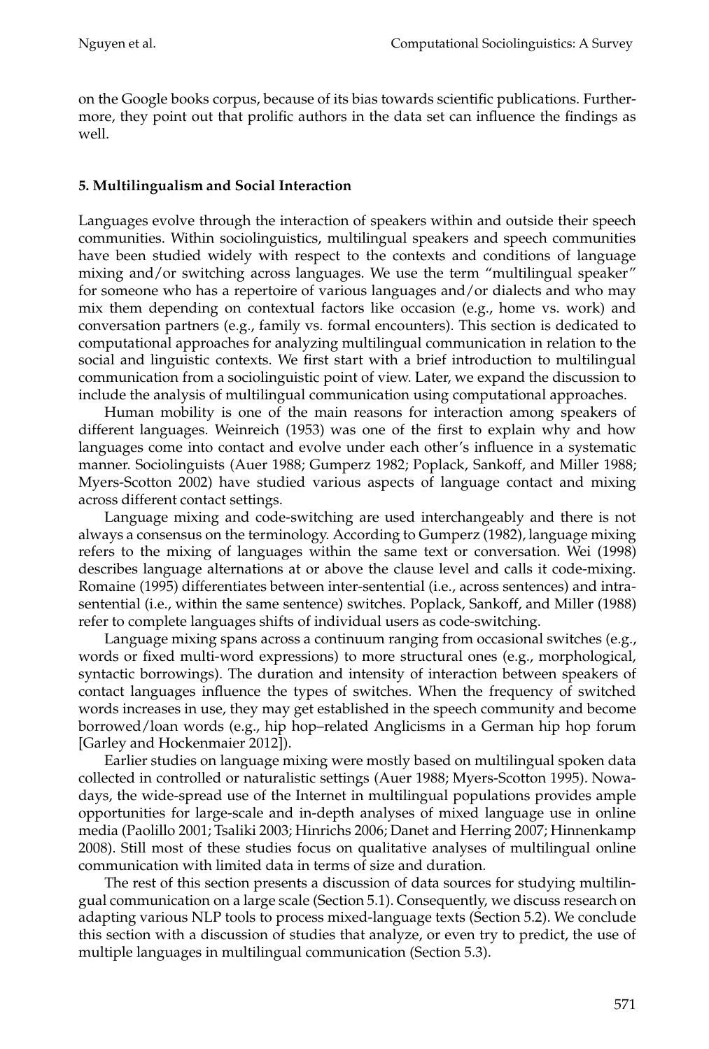on the Google books corpus, because of its bias towards scientific publications. Furthermore, they point out that prolific authors in the data set can influence the findings as well.

## 5. Multilingualism and Social Interaction

Languages evolve through the interaction of speakers within and outside their speech communities. Within sociolinguistics, multilingual speakers and speech communities have been studied widely with respect to the contexts and conditions of language mixing and/or switching across languages. We use the term "multilingual speaker" for someone who has a repertoire of various languages and/or dialects and who may mix them depending on contextual factors like occasion (e.g., home vs. work) and conversation partners (e.g., family vs. formal encounters). This section is dedicated to computational approaches for analyzing multilingual communication in relation to the social and linguistic contexts. We first start with a brief introduction to multilingual communication from a sociolinguistic point of view. Later, we expand the discussion to include the analysis of multilingual communication using computational approaches.

Human mobility is one of the main reasons for interaction among speakers of different languages. Weinreich (1953) was one of the first to explain why and how languages come into contact and evolve under each other's influence in a systematic manner. Sociolinguists (Auer 1988; Gumperz 1982; Poplack, Sankoff, and Miller 1988; Myers-Scotton 2002) have studied various aspects of language contact and mixing across different contact settings.

Language mixing and code-switching are used interchangeably and there is not always a consensus on the terminology. According to Gumperz (1982), language mixing refers to the mixing of languages within the same text or conversation. Wei (1998) describes language alternations at or above the clause level and calls it code-mixing. Romaine (1995) differentiates between inter-sentential (i.e., across sentences) and intra-sentential (i.e., within the same sentence) switches. Poplack, Sankoff, and Miller (1988) refer to complete languages shifts of individual users as code-switching.

Language mixing spans across a continuum ranging from occasional switches (e.g., words or fixed multi-word expressions) to more structural ones (e.g., morphological, syntactic borrowings). The duration and intensity of interaction between speakers of contact languages influence the types of switches. When the frequency of switched words increases in use, they may get established in the speech community and become borrowed/loan words (e.g., hip hop–related Anglicisms in a German hip hop forum [Garley and Hockenmaier 2012]).

Earlier studies on language mixing were mostly based on multilingual spoken data collected in controlled or naturalistic settings (Auer 1988; Myers-Scotton 1995). Nowadays, the wide-spread use of the Internet in multilingual populations provides ample opportunities for large-scale and in-depth analyses of mixed language use in online media (Paolillo 2001; Tsaliki 2003; Hinrichs 2006; Danet and Herring 2007; Hinnenkamp 2008). Still most of these studies focus on qualitative analyses of multilingual online communication with limited data in terms of size and duration.

The rest of this section presents a discussion of data sources for studying multilingual communication on a large scale (Section 5.1). Consequently, we discuss research on adapting various NLP tools to process mixed-language texts (Section 5.2). We conclude this section with a discussion of studies that analyze, or even try to predict, the use of multiple languages in multilingual communication (Section 5.3).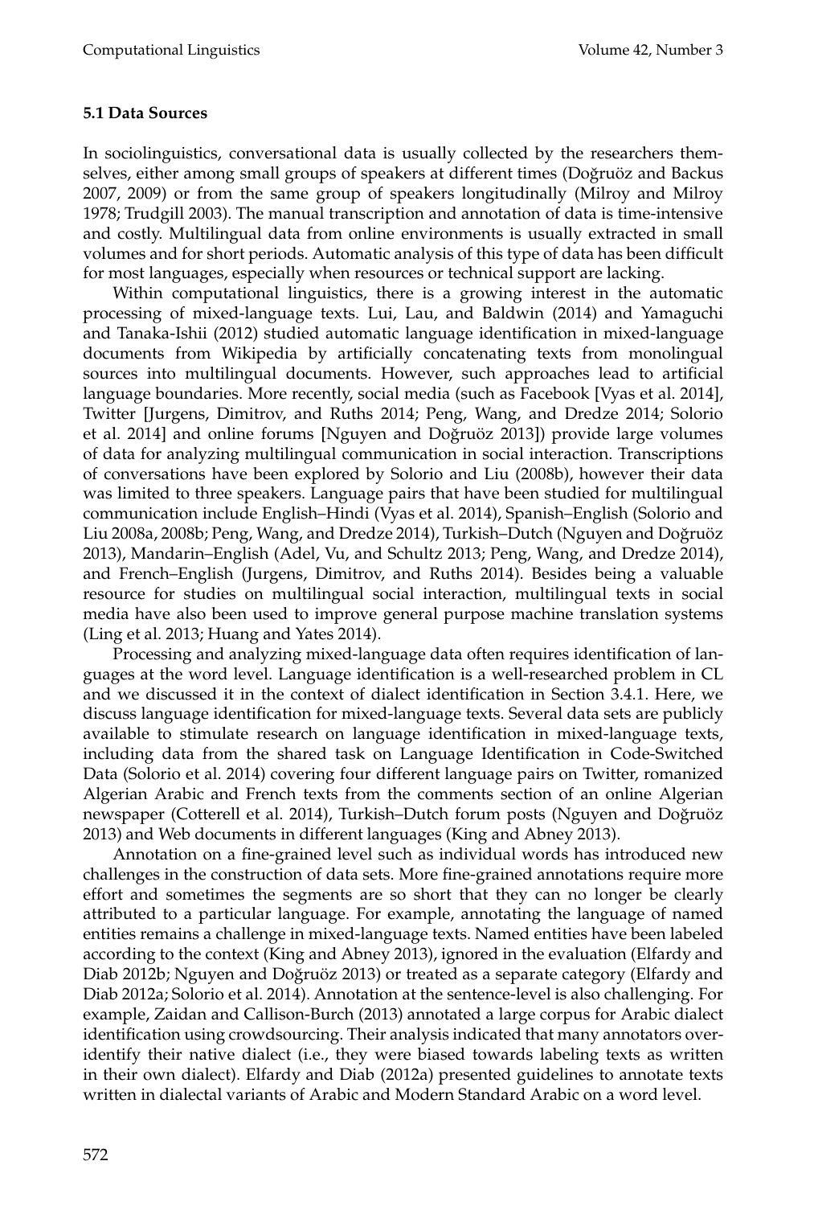### 5.1 Data Sources

In sociolinguistics, conversational data is usually collected by the researchers themselves, either among small groups of speakers at different times (Doğruöz and Backus 2007, 2009) or from the same group of speakers longitudinally (Milroy and Milroy 1978; Trudgill 2003). The manual transcription and annotation of data is time-intensive and costly. Multilingual data from online environments is usually extracted in small volumes and for short periods. Automatic analysis of this type of data has been difficult for most languages, especially when resources or technical support are lacking.

Within computational linguistics, there is a growing interest in the automatic processing of mixed-language texts. Lui, Lau, and Baldwin (2014) and Yamaguchi and Tanaka-Ishii (2012) studied automatic language identification in mixed-language documents from Wikipedia by artificially concatenating texts from monolingual sources into multilingual documents. However, such approaches lead to artificial language boundaries. More recently, social media (such as Facebook [Vyas et al. 2014], Twitter [Jurgens, Dimitrov, and Ruths 2014; Peng, Wang, and Dredze 2014; Solorio et al. 2014] and online forums [Nguyen and Doğruöz 2013]) provide large volumes of data for analyzing multilingual communication in social interaction. Transcriptions of conversations have been explored by Solorio and Liu (2008b), however their data was limited to three speakers. Language pairs that have been studied for multilingual communication include English–Hindi (Vyas et al. 2014), Spanish–English (Solorio and Liu 2008a, 2008b; Peng, Wang, and Dredze 2014), Turkish–Dutch (Nguyen and Doğruöz 2013), Mandarin–English (Adel, Vu, and Schultz 2013; Peng, Wang, and Dredze 2014), and French–English (Jurgens, Dimitrov, and Ruths 2014). Besides being a valuable resource for studies on multilingual social interaction, multilingual texts in social media have also been used to improve general purpose machine translation systems (Ling et al. 2013; Huang and Yates 2014).

Processing and analyzing mixed-language data often requires identification of languages at the word level. Language identification is a well-researched problem in CL and we discussed it in the context of dialect identification in Section 3.4.1. Here, we discuss language identification for mixed-language texts. Several data sets are publicly available to stimulate research on language identification in mixed-language texts, including data from the shared task on Language Identification in Code-Switched Data (Solorio et al. 2014) covering four different language pairs on Twitter, romanized Algerian Arabic and French texts from the comments section of an online Algerian newspaper (Cotterell et al. 2014), Turkish–Dutch forum posts (Nguyen and Doğruöz 2013) and Web documents in different languages (King and Abney 2013).

Annotation on a fine-grained level such as individual words has introduced new challenges in the construction of data sets. More fine-grained annotations require more effort and sometimes the segments are so short that they can no longer be clearly attributed to a particular language. For example, annotating the language of named entities remains a challenge in mixed-language texts. Named entities have been labeled according to the context (King and Abney 2013), ignored in the evaluation (Elfardy and Diab 2012b; Nguyen and Doğruöz 2013) or treated as a separate category (Elfardy and Diab 2012a; Solorio et al. 2014). Annotation at the sentence-level is also challenging. For example, Zaidan and Callison-Burch (2013) annotated a large corpus for Arabic dialect identification using crowdsourcing. Their analysis indicated that many annotators over-identify their native dialect (i.e., they were biased towards labeling texts as written in their own dialect). Elfardy and Diab (2012a) presented guidelines to annotate texts written in dialectal variants of Arabic and Modern Standard Arabic on a word level.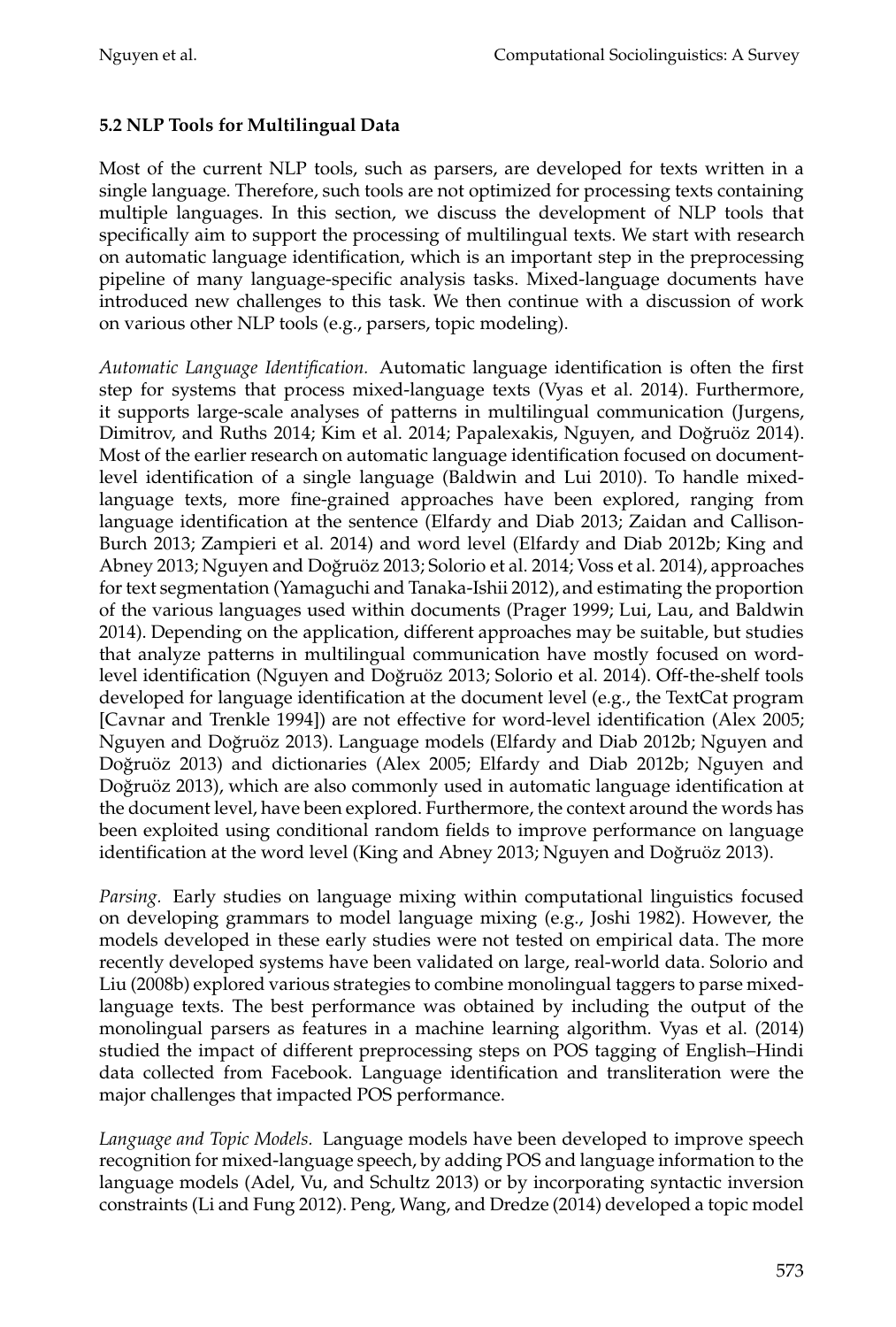### 5.2 NLP Tools for Multilingual Data

Most of the current NLP tools, such as parsers, are developed for texts written in a single language. Therefore, such tools are not optimized for processing texts containing multiple languages. In this section, we discuss the development of NLP tools that specifically aim to support the processing of multilingual texts. We start with research on automatic language identification, which is an important step in the preprocessing pipeline of many language-specific analysis tasks. Mixed-language documents have introduced new challenges to this task. We then continue with a discussion of work on various other NLP tools (e.g., parsers, topic modeling).

*Automatic Language Identification.* Automatic language identification is often the first step for systems that process mixed-language texts (Vyas et al. 2014). Furthermore, it supports large-scale analyses of patterns in multilingual communication (Jurgens, Dimitrov, and Ruths 2014; Kim et al. 2014; Papalexakis, Nguyen, and Doğruöz 2014). Most of the earlier research on automatic language identification focused on document-level identification of a single language (Baldwin and Lui 2010). To handle mixed-language texts, more fine-grained approaches have been explored, ranging from language identification at the sentence (Elfardy and Diab 2013; Zaidan and Callison-Burch 2013; Zampieri et al. 2014) and word level (Elfardy and Diab 2012b; King and Abney 2013; Nguyen and Doğruöz 2013; Solorio et al. 2014; Voss et al. 2014), approaches for text segmentation (Yamaguchi and Tanaka-Ishii 2012), and estimating the proportion of the various languages used within documents (Prager 1999; Lui, Lau, and Baldwin 2014). Depending on the application, different approaches may be suitable, but studies that analyze patterns in multilingual communication have mostly focused on word-level identification (Nguyen and Doğruöz 2013; Solorio et al. 2014). Off-the-shelf tools developed for language identification at the document level (e.g., the TextCat program [Cavnar and Trenkle 1994]) are not effective for word-level identification (Alex 2005; Nguyen and Doğruöz 2013). Language models (Elfardy and Diab 2012b; Nguyen and Doğruöz 2013) and dictionaries (Alex 2005; Elfardy and Diab 2012b; Nguyen and Doğruöz 2013), which are also commonly used in automatic language identification at the document level, have been explored. Furthermore, the context around the words has been exploited using conditional random fields to improve performance on language identification at the word level (King and Abney 2013; Nguyen and Doğruöz 2013).

*Parsing.* Early studies on language mixing within computational linguistics focused on developing grammars to model language mixing (e.g., Joshi 1982). However, the models developed in these early studies were not tested on empirical data. The more recently developed systems have been validated on large, real-world data. Solorio and Liu (2008b) explored various strategies to combine monolingual taggers to parse mixed-language texts. The best performance was obtained by including the output of the monolingual parsers as features in a machine learning algorithm. Vyas et al. (2014) studied the impact of different preprocessing steps on POS tagging of English–Hindi data collected from Facebook. Language identification and transliteration were the major challenges that impacted POS performance.

*Language and Topic Models.* Language models have been developed to improve speech recognition for mixed-language speech, by adding POS and language information to the language models (Adel, Vu, and Schultz 2013) or by incorporating syntactic inversion constraints (Li and Fung 2012). Peng, Wang, and Dredze (2014) developed a topic model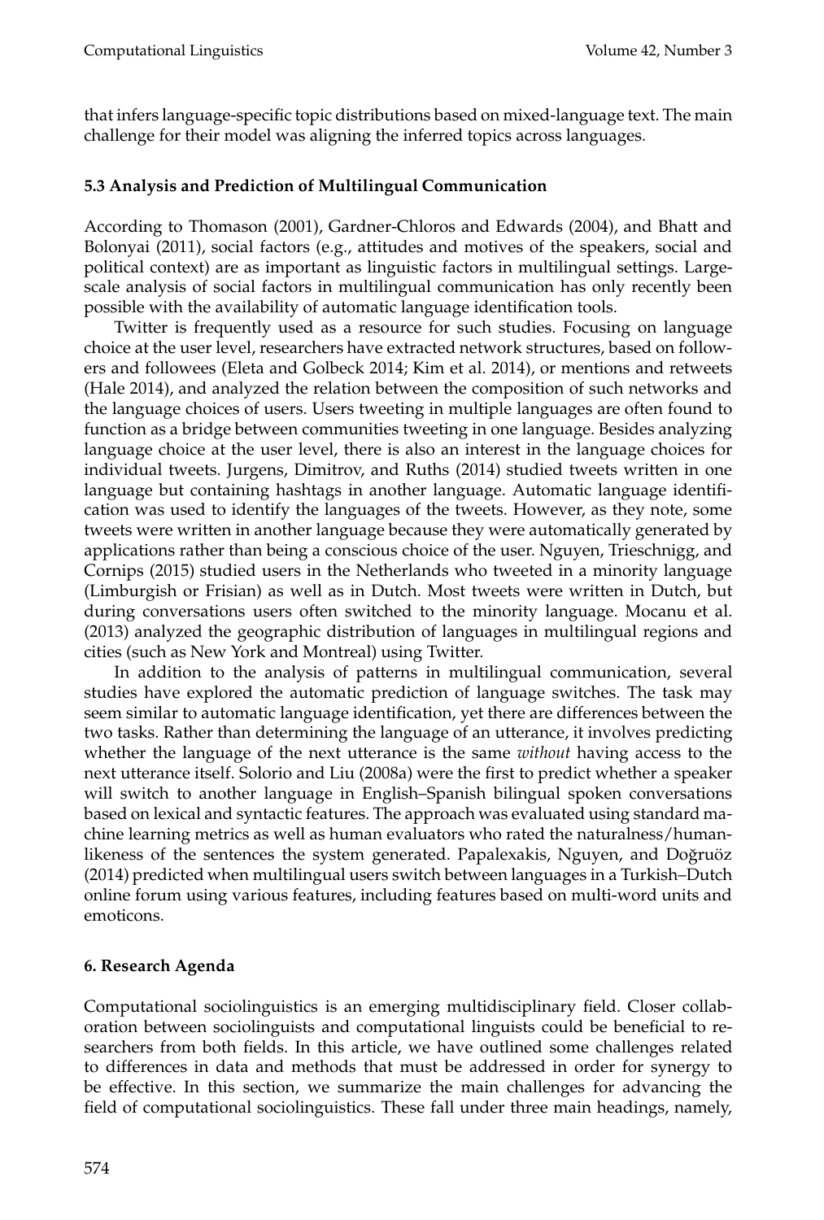that infers language-specific topic distributions based on mixed-language text. The main challenge for their model was aligning the inferred topics across languages.

### 5.3 Analysis and Prediction of Multilingual Communication

According to Thomason (2001), Gardner-Chloros and Edwards (2004), and Bhatt and Bolonyai (2011), social factors (e.g., attitudes and motives of the speakers, social and political context) are as important as linguistic factors in multilingual settings. Large-scale analysis of social factors in multilingual communication has only recently been possible with the availability of automatic language identification tools.

Twitter is frequently used as a resource for such studies. Focusing on language choice at the user level, researchers have extracted network structures, based on followers and followees (Eleta and Golbeck 2014; Kim et al. 2014), or mentions and retweets (Hale 2014), and analyzed the relation between the composition of such networks and the language choices of users. Users tweeting in multiple languages are often found to function as a bridge between communities tweeting in one language. Besides analyzing language choice at the user level, there is also an interest in the language choices for individual tweets. Jurgens, Dimitrov, and Ruths (2014) studied tweets written in one language but containing hashtags in another language. Automatic language identification was used to identify the languages of the tweets. However, as they note, some tweets were written in another language because they were automatically generated by applications rather than being a conscious choice of the user. Nguyen, Trieschnigg, and Cornips (2015) studied users in the Netherlands who tweeted in a minority language (Limburgish or Frisian) as well as in Dutch. Most tweets were written in Dutch, but during conversations users often switched to the minority language. Mocanu et al. (2013) analyzed the geographic distribution of languages in multilingual regions and cities (such as New York and Montreal) using Twitter.

In addition to the analysis of patterns in multilingual communication, several studies have explored the automatic prediction of language switches. The task may seem similar to automatic language identification, yet there are differences between the two tasks. Rather than determining the language of an utterance, it involves predicting whether the language of the next utterance is the same *without* having access to the next utterance itself. Solorio and Liu (2008a) were the first to predict whether a speaker will switch to another language in English–Spanish bilingual spoken conversations based on lexical and syntactic features. The approach was evaluated using standard machine learning metrics as well as human evaluators who rated the naturalness/human-likeness of the sentences the system generated. Papalexakis, Nguyen, and Doğruöz (2014) predicted when multilingual users switch between languages in a Turkish–Dutch online forum using various features, including features based on multi-word units and emoticons.

## 6. Research Agenda

Computational sociolinguistics is an emerging multidisciplinary field. Closer collaboration between sociolinguists and computational linguists could be beneficial to researchers from both fields. In this article, we have outlined some challenges related to differences in data and methods that must be addressed in order for synergy to be effective. In this section, we summarize the main challenges for advancing the field of computational sociolinguistics. These fall under three main headings, namely,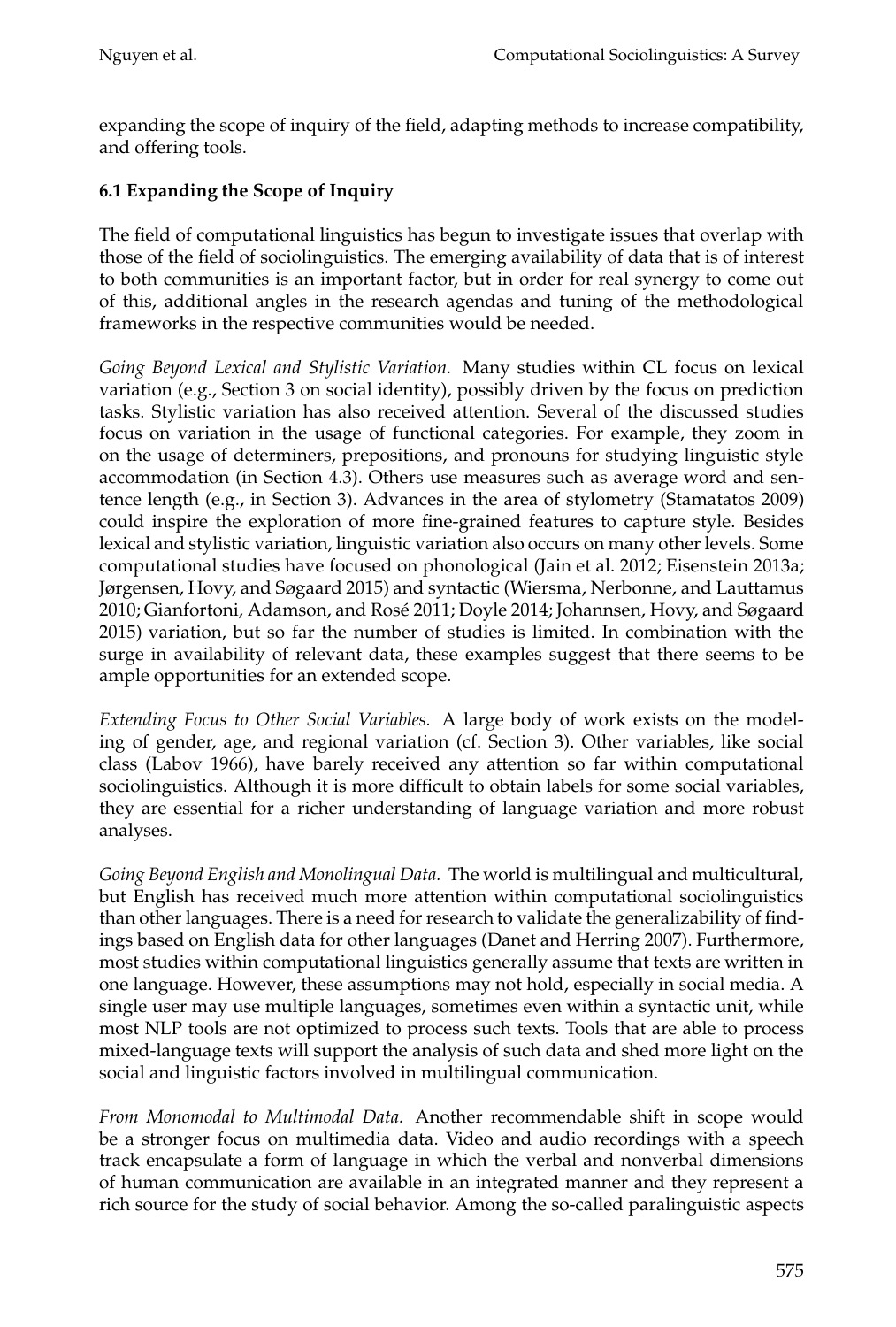expanding the scope of inquiry of the field, adapting methods to increase compatibility, and offering tools.

### 6.1 Expanding the Scope of Inquiry

The field of computational linguistics has begun to investigate issues that overlap with those of the field of sociolinguistics. The emerging availability of data that is of interest to both communities is an important factor, but in order for real synergy to come out of this, additional angles in the research agendas and tuning of the methodological frameworks in the respective communities would be needed.

*Going Beyond Lexical and Stylistic Variation.* Many studies within CL focus on lexical variation (e.g., Section 3 on social identity), possibly driven by the focus on prediction tasks. Stylistic variation has also received attention. Several of the discussed studies focus on variation in the usage of functional categories. For example, they zoom in on the usage of determiners, prepositions, and pronouns for studying linguistic style accommodation (in Section 4.3). Others use measures such as average word and sentence length (e.g., in Section 3). Advances in the area of stylometry (Stamatatos 2009) could inspire the exploration of more fine-grained features to capture style. Besides lexical and stylistic variation, linguistic variation also occurs on many other levels. Some computational studies have focused on phonological (Jain et al. 2012; Eisenstein 2013a; Jørgensen, Hovy, and Søgaard 2015) and syntactic (Wiersma, Nerbonne, and Lauttamus 2010; Gianfortoni, Adamson, and Rosé 2011; Doyle 2014; Johannsen, Hovy, and Søgaard 2015) variation, but so far the number of studies is limited. In combination with the surge in availability of relevant data, these examples suggest that there seems to be ample opportunities for an extended scope.

*Extending Focus to Other Social Variables.* A large body of work exists on the modeling of gender, age, and regional variation (cf. Section 3). Other variables, like social class (Labov 1966), have barely received any attention so far within computational sociolinguistics. Although it is more difficult to obtain labels for some social variables, they are essential for a richer understanding of language variation and more robust analyses.

*Going Beyond English and Monolingual Data.* The world is multilingual and multicultural, but English has received much more attention within computational sociolinguistics than other languages. There is a need for research to validate the generalizability of findings based on English data for other languages (Danet and Herring 2007). Furthermore, most studies within computational linguistics generally assume that texts are written in one language. However, these assumptions may not hold, especially in social media. A single user may use multiple languages, sometimes even within a syntactic unit, while most NLP tools are not optimized to process such texts. Tools that are able to process mixed-language texts will support the analysis of such data and shed more light on the social and linguistic factors involved in multilingual communication.

*From Monomodal to Multimodal Data.* Another recommendable shift in scope would be a stronger focus on multimedia data. Video and audio recordings with a speech track encapsulate a form of language in which the verbal and nonverbal dimensions of human communication are available in an integrated manner and they represent a rich source for the study of social behavior. Among the so-called paralinguistic aspects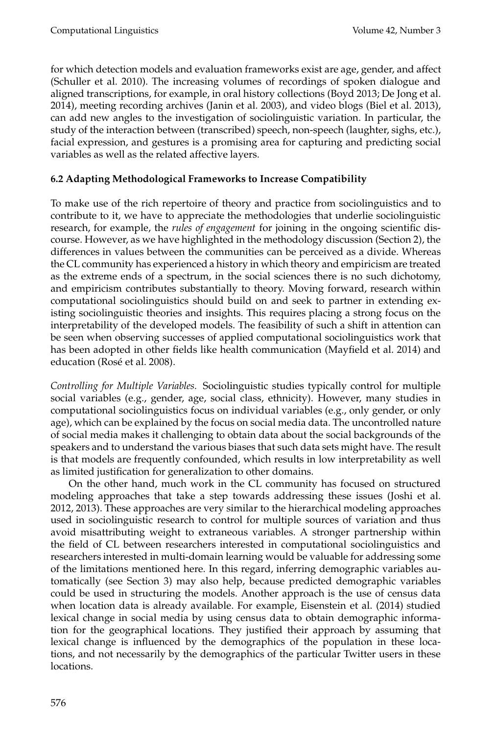for which detection models and evaluation frameworks exist are age, gender, and affect (Schuller et al. 2010). The increasing volumes of recordings of spoken dialogue and aligned transcriptions, for example, in oral history collections (Boyd 2013; De Jong et al. 2014), meeting recording archives (Janin et al. 2003), and video blogs (Biel et al. 2013), can add new angles to the investigation of sociolinguistic variation. In particular, the study of the interaction between (transcribed) speech, non-speech (laughter, sighs, etc.), facial expression, and gestures is a promising area for capturing and predicting social variables as well as the related affective layers.

### 6.2 Adapting Methodological Frameworks to Increase Compatibility

To make use of the rich repertoire of theory and practice from sociolinguistics and to contribute to it, we have to appreciate the methodologies that underlie sociolinguistic research, for example, the *rules of engagement* for joining in the ongoing scientific discourse. However, as we have highlighted in the methodology discussion (Section 2), the differences in values between the communities can be perceived as a divide. Whereas the CL community has experienced a history in which theory and empiricism are treated as the extreme ends of a spectrum, in the social sciences there is no such dichotomy, and empiricism contributes substantially to theory. Moving forward, research within computational sociolinguistics should build on and seek to partner in extending existing sociolinguistic theories and insights. This requires placing a strong focus on the interpretability of the developed models. The feasibility of such a shift in attention can be seen when observing successes of applied computational sociolinguistics work that has been adopted in other fields like health communication (Mayfield et al. 2014) and education (Rosé et al. 2008).

*Controlling for Multiple Variables.* Sociolinguistic studies typically control for multiple social variables (e.g., gender, age, social class, ethnicity). However, many studies in computational sociolinguistics focus on individual variables (e.g., only gender, or only age), which can be explained by the focus on social media data. The uncontrolled nature of social media makes it challenging to obtain data about the social backgrounds of the speakers and to understand the various biases that such data sets might have. The result is that models are frequently confounded, which results in low interpretability as well as limited justification for generalization to other domains.

On the other hand, much work in the CL community has focused on structured modeling approaches that take a step towards addressing these issues (Joshi et al. 2012, 2013). These approaches are very similar to the hierarchical modeling approaches used in sociolinguistic research to control for multiple sources of variation and thus avoid misattributing weight to extraneous variables. A stronger partnership within the field of CL between researchers interested in computational sociolinguistics and researchers interested in multi-domain learning would be valuable for addressing some of the limitations mentioned here. In this regard, inferring demographic variables automatically (see Section 3) may also help, because predicted demographic variables could be used in structuring the models. Another approach is the use of census data when location data is already available. For example, Eisenstein et al. (2014) studied lexical change in social media by using census data to obtain demographic information for the geographical locations. They justified their approach by assuming that lexical change is influenced by the demographics of the population in these locations, and not necessarily by the demographics of the particular Twitter users in these locations.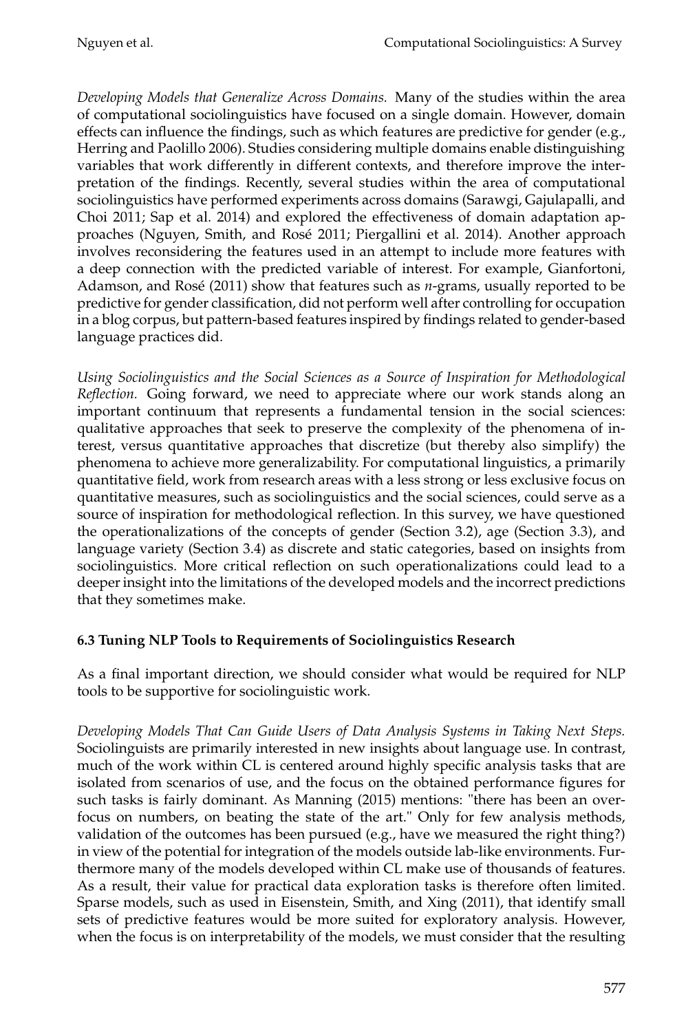*Developing Models that Generalize Across Domains.* Many of the studies within the area of computational sociolinguistics have focused on a single domain. However, domain effects can influence the findings, such as which features are predictive for gender (e.g., Herring and Paolillo 2006). Studies considering multiple domains enable distinguishing variables that work differently in different contexts, and therefore improve the interpretation of the findings. Recently, several studies within the area of computational sociolinguistics have performed experiments across domains (Sarawgi, Gajulapalli, and Choi 2011; Sap et al. 2014) and explored the effectiveness of domain adaptation approaches (Nguyen, Smith, and Rosé 2011; Piergallini et al. 2014). Another approach involves reconsidering the features used in an attempt to include more features with a deep connection with the predicted variable of interest. For example, Gianfortoni, Adamson, and Rosé (2011) show that features such as *n*-grams, usually reported to be predictive for gender classification, did not perform well after controlling for occupation in a blog corpus, but pattern-based features inspired by findings related to gender-based language practices did.

*Using Sociolinguistics and the Social Sciences as a Source of Inspiration for Methodological Reflection.* Going forward, we need to appreciate where our work stands along an important continuum that represents a fundamental tension in the social sciences: qualitative approaches that seek to preserve the complexity of the phenomena of interest, versus quantitative approaches that discretize (but thereby also simplify) the phenomena to achieve more generalizability. For computational linguistics, a primarily quantitative field, work from research areas with a less strong or less exclusive focus on quantitative measures, such as sociolinguistics and the social sciences, could serve as a source of inspiration for methodological reflection. In this survey, we have questioned the operationalizations of the concepts of gender (Section 3.2), age (Section 3.3), and language variety (Section 3.4) as discrete and static categories, based on insights from sociolinguistics. More critical reflection on such operationalizations could lead to a deeper insight into the limitations of the developed models and the incorrect predictions that they sometimes make.

### 6.3 Tuning NLP Tools to Requirements of Sociolinguistics Research

As a final important direction, we should consider what would be required for NLP tools to be supportive for sociolinguistic work.

*Developing Models That Can Guide Users of Data Analysis Systems in Taking Next Steps.* Sociolinguists are primarily interested in new insights about language use. In contrast, much of the work within CL is centered around highly specific analysis tasks that are isolated from scenarios of use, and the focus on the obtained performance figures for such tasks is fairly dominant. As Manning (2015) mentions: "there has been an over-focus on numbers, on beating the state of the art." Only for few analysis methods, validation of the outcomes has been pursued (e.g., have we measured the right thing?) in view of the potential for integration of the models outside lab-like environments. Furthermore many of the models developed within CL make use of thousands of features. As a result, their value for practical data exploration tasks is therefore often limited. Sparse models, such as used in Eisenstein, Smith, and Xing (2011), that identify small sets of predictive features would be more suited for exploratory analysis. However, when the focus is on interpretability of the models, we must consider that the resulting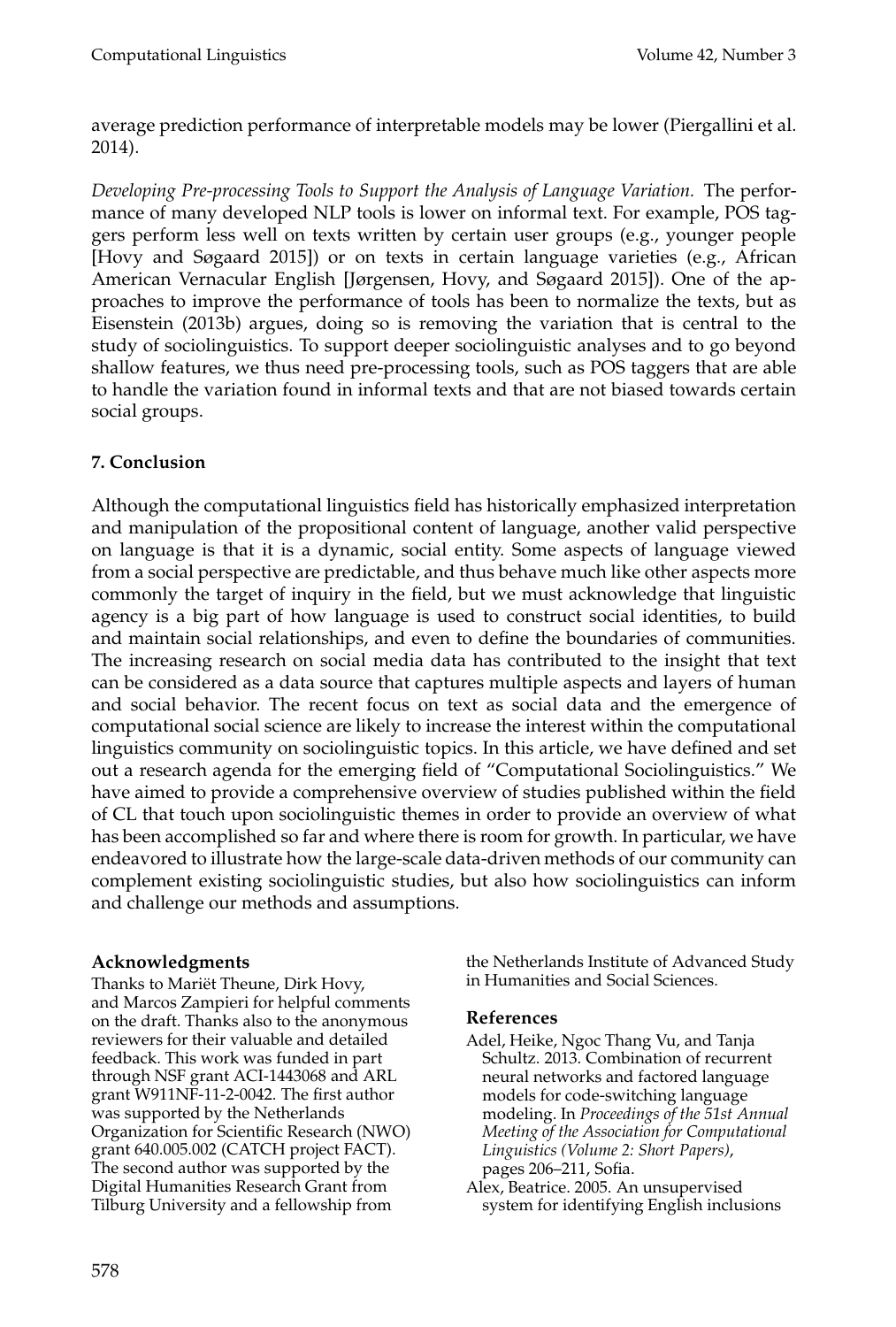average prediction performance of interpretable models may be lower (Piergallini et al. 2014).

*Developing Pre-processing Tools to Support the Analysis of Language Variation.* The performance of many developed NLP tools is lower on informal text. For example, POS taggers perform less well on texts written by certain user groups (e.g., younger people [Hovy and Søgaard 2015]) or on texts in certain language varieties (e.g., African American Vernacular English [Jørgensen, Hovy, and Søgaard 2015]). One of the approaches to improve the performance of tools has been to normalize the texts, but as Eisenstein (2013b) argues, doing so is removing the variation that is central to the study of sociolinguistics. To support deeper sociolinguistic analyses and to go beyond shallow features, we thus need pre-processing tools, such as POS taggers that are able to handle the variation found in informal texts and that are not biased towards certain social groups.

## 7. Conclusion

Although the computational linguistics field has historically emphasized interpretation and manipulation of the propositional content of language, another valid perspective on language is that it is a dynamic, social entity. Some aspects of language viewed from a social perspective are predictable, and thus behave much like other aspects more commonly the target of inquiry in the field, but we must acknowledge that linguistic agency is a big part of how language is used to construct social identities, to build and maintain social relationships, and even to define the boundaries of communities. The increasing research on social media data has contributed to the insight that text can be considered as a data source that captures multiple aspects and layers of human and social behavior. The recent focus on text as social data and the emergence of computational social science are likely to increase the interest within the computational linguistics community on sociolinguistic topics. In this article, we have defined and set out a research agenda for the emerging field of "Computational Sociolinguistics." We have aimed to provide a comprehensive overview of studies published within the field of CL that touch upon sociolinguistic themes in order to provide an overview of what has been accomplished so far and where there is room for growth. In particular, we have endeavored to illustrate how the large-scale data-driven methods of our community can complement existing sociolinguistic studies, but also how sociolinguistics can inform and challenge our methods and assumptions.

### Acknowledgments

Thanks to Mariët Theune, Dirk Hovy, and Marcos Zampieri for helpful comments on the draft. Thanks also to the anonymous reviewers for their valuable and detailed feedback. This work was funded in part through NSF grant ACI-1443068 and ARL grant W911NF-11-2-0042. The first author was supported by the Netherlands Organization for Scientific Research (NWO) grant 640.005.002 (CATCH project FACT). The second author was supported by the Digital Humanities Research Grant from Tilburg University and a fellowship from the Netherlands Institute of Advanced Study in Humanities and Social Sciences.

### References

Adel, Heike, Ngoc Thang Vu, and Tanja Schultz. 2013. Combination of recurrent neural networks and factored language models for code-switching language modeling. In *Proceedings of the 51st Annual Meeting of the Association for Computational Linguistics (Volume 2: Short Papers)*, pages 206–211, Sofia.

Alex, Beatrice. 2005. An unsupervised system for identifying English inclusions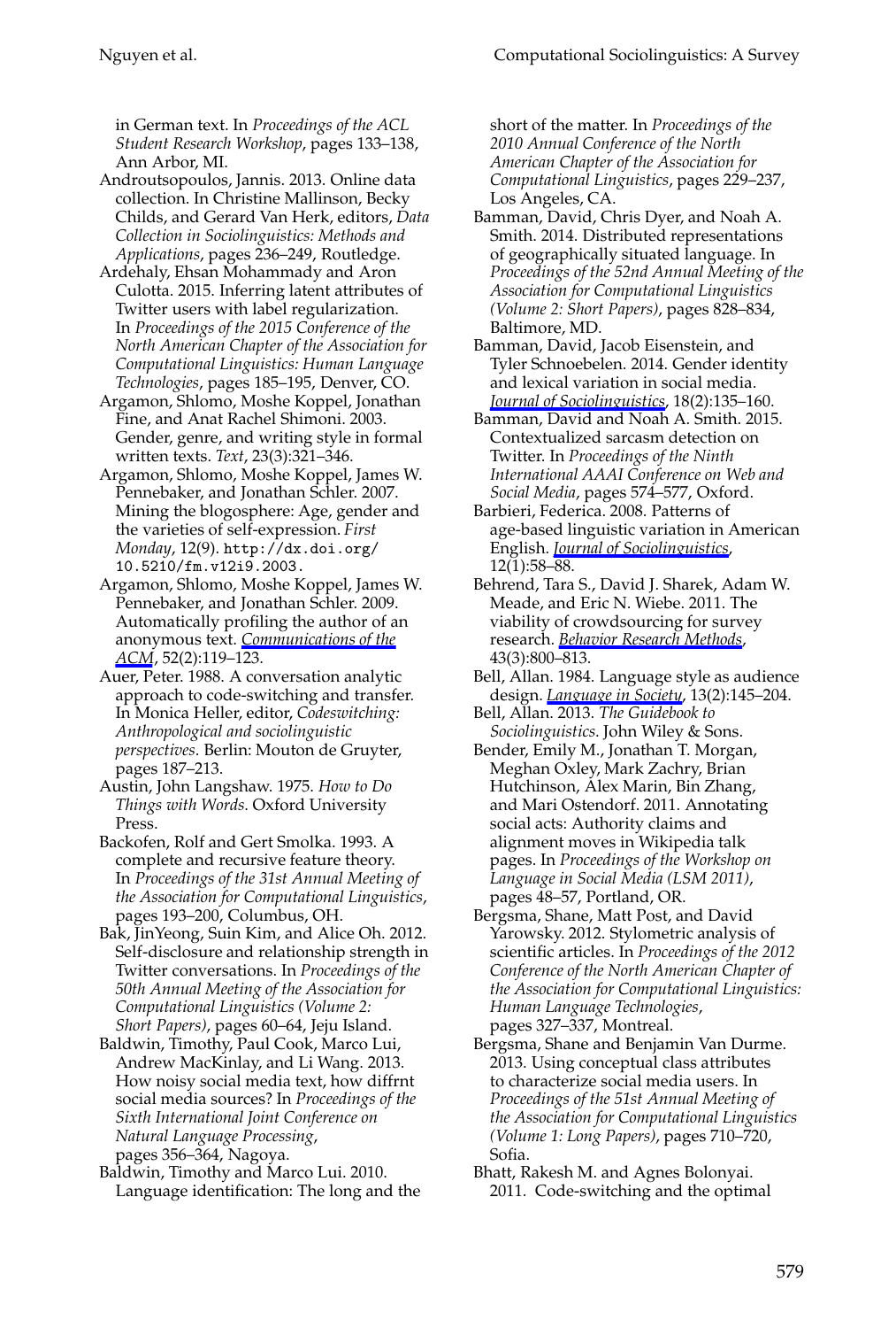in German text. In *Proceedings of the ACL Student Research Workshop*, pages 133–138, Ann Arbor, MI.

Androutsopoulos, Jannis. 2013. Online data collection. In Christine Mallinson, Becky Childs, and Gerard Van Herk, editors, *Data Collection in Sociolinguistics: Methods and Applications*, pages 236–249, Routledge.

Ardehaly, Ehsan Mohammady and Aron Culotta. 2015. Inferring latent attributes of Twitter users with label regularization. In *Proceedings of the 2015 Conference of the North American Chapter of the Association for Computational Linguistics: Human Language Technologies*, pages 185–195, Denver, CO.

Argamon, Shlomo, Moshe Koppel, Jonathan Fine, and Anat Rachel Shimoni. 2003. Gender, genre, and writing style in formal written texts. *Text*, 23(3):321–346.

Argamon, Shlomo, Moshe Koppel, James W. Pennebaker, and Jonathan Schler. 2007. Mining the blogosphere: Age, gender and the varieties of self-expression. *First Monday*, 12(9). http://dx.doi.org/10.5210/fm.v12i9.2003.

Argamon, Shlomo, Moshe Koppel, James W. Pennebaker, and Jonathan Schler. 2009. Automatically profiling the author of an anonymous text. *Communications of the ACM*, 52(2):119–123.

Auer, Peter. 1988. A conversation analytic approach to code-switching and transfer. In Monica Heller, editor, *Codeswitching: Anthropological and sociolinguistic perspectives*. Berlin: Mouton de Gruyter, pages 187–213.

Austin, John Langshaw. 1975. *How to Do Things with Words*. Oxford University Press.

Backofen, Rolf and Gert Smolka. 1993. A complete and recursive feature theory. In *Proceedings of the 31st Annual Meeting of the Association for Computational Linguistics*, pages 193–200, Columbus, OH.

Bak, JinYeong, Suin Kim, and Alice Oh. 2012. Self-disclosure and relationship strength in Twitter conversations. In *Proceedings of the 50th Annual Meeting of the Association for Computational Linguistics (Volume 2: Short Papers)*, pages 60–64, Jeju Island.

Baldwin, Timothy, Paul Cook, Marco Lui, Andrew MacKinlay, and Li Wang. 2013. How noisy social media text, how diffrnt social media sources? In *Proceedings of the Sixth International Joint Conference on Natural Language Processing*, pages 356–364, Nagoya.

Baldwin, Timothy and Marco Lui. 2010. Language identification: The long and the short of the matter. In *Proceedings of the 2010 Annual Conference of the North American Chapter of the Association for Computational Linguistics*, pages 229–237, Los Angeles, CA.

Bamman, David, Chris Dyer, and Noah A. Smith. 2014. Distributed representations of geographically situated language. In *Proceedings of the 52nd Annual Meeting of the Association for Computational Linguistics (Volume 2: Short Papers)*, pages 828–834, Baltimore, MD.

Bamman, David, Jacob Eisenstein, and Tyler Schnoebelen. 2014. Gender identity and lexical variation in social media. *Journal of Sociolinguistics*, 18(2):135–160.

Bamman, David and Noah A. Smith. 2015. Contextualized sarcasm detection on Twitter. In *Proceedings of the Ninth International AAAI Conference on Web and Social Media*, pages 574–577, Oxford.

Barbieri, Federica. 2008. Patterns of age-based linguistic variation in American English. *Journal of Sociolinguistics*, 12(1):58–88.

Behrend, Tara S., David J. Sharek, Adam W. Meade, and Eric N. Wiebe. 2011. The viability of crowdsourcing for survey research. *Behavior Research Methods*, 43(3):800–813.

Bell, Allan. 1984. Language style as audience design. *Language in Society*, 13(2):145–204.

Bell, Allan. 2013. *The Guidebook to Sociolinguistics*. John Wiley & Sons.

Bender, Emily M., Jonathan T. Morgan, Meghan Oxley, Mark Zachry, Brian Hutchinson, Alex Marin, Bin Zhang, and Mari Ostendorf. 2011. Annotating social acts: Authority claims and alignment moves in Wikipedia talk pages. In *Proceedings of the Workshop on Language in Social Media (LSM 2011)*, pages 48–57, Portland, OR.

Bergsma, Shane, Matt Post, and David Yarowsky. 2012. Stylometric analysis of scientific articles. In *Proceedings of the 2012 Conference of the North American Chapter of the Association for Computational Linguistics: Human Language Technologies*, pages 327–337, Montreal.

Bergsma, Shane and Benjamin Van Durme. 2013. Using conceptual class attributes to characterize social media users. In *Proceedings of the 51st Annual Meeting of the Association for Computational Linguistics (Volume 1: Long Papers)*, pages 710–720, Sofia.

Bhatt, Rakesh M. and Agnes Bolonyai. 2011. Code-switching and the optimal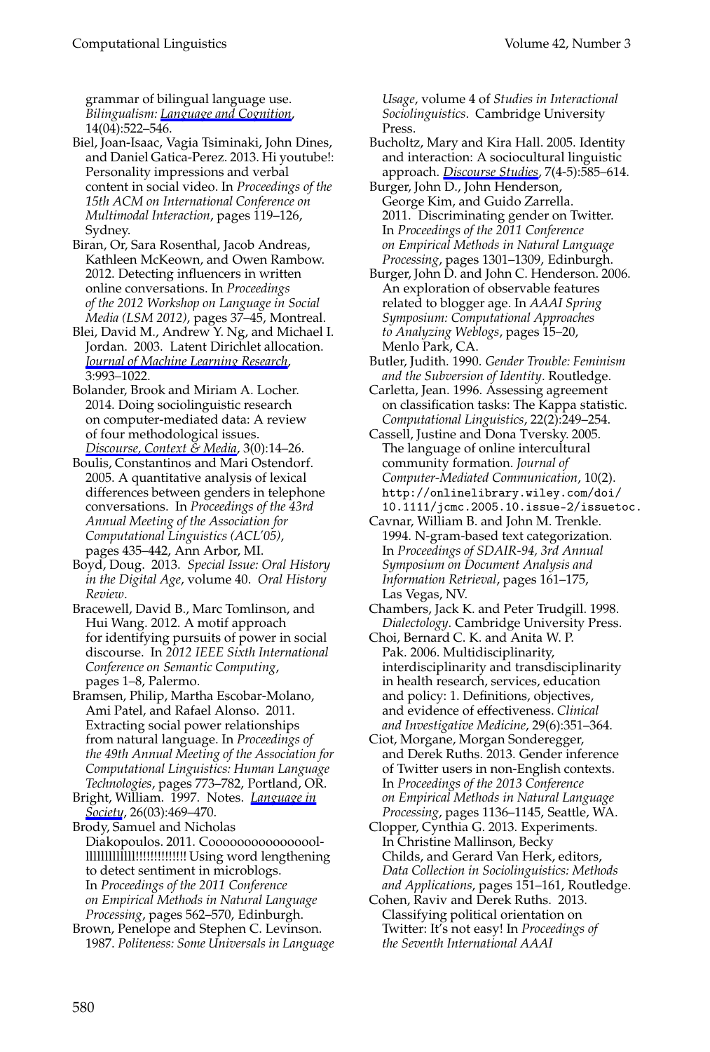grammar of bilingual language use. *Bilingualism: Language and Cognition*, 14(04):522–546.

Biel, Joan-Isaac, Vagia Tsiminaki, John Dines, and Daniel Gatica-Perez. 2013. Hi youtube!: Personality impressions and verbal content in social video. In *Proceedings of the 15th ACM on International Conference on Multimodal Interaction*, pages 119–126, Sydney.

Biran, Or, Sara Rosenthal, Jacob Andreas, Kathleen McKeown, and Owen Rambow. 2012. Detecting influencers in written online conversations. In *Proceedings of the 2012 Workshop on Language in Social Media (LSM 2012)*, pages 37–45, Montreal.

Blei, David M., Andrew Y. Ng, and Michael I. Jordan. 2003. Latent Dirichlet allocation. *Journal of Machine Learning Research*, 3:993–1022.

Bolander, Brook and Miriam A. Locher. 2014. Doing sociolinguistic research on computer-mediated data: A review of four methodological issues. *Discourse, Context & Media*, 3(0):14–26.

Boulis, Constantinos and Mari Ostendorf. 2005. A quantitative analysis of lexical differences between genders in telephone conversations. In *Proceedings of the 43rd Annual Meeting of the Association for Computational Linguistics (ACL'05)*, pages 435–442, Ann Arbor, MI.

Boyd, Doug. 2013. *Special Issue: Oral History in the Digital Age*, volume 40. *Oral History Review*.

Bracewell, David B., Marc Tomlinson, and Hui Wang. 2012. A motif approach for identifying pursuits of power in social discourse. In *2012 IEEE Sixth International Conference on Semantic Computing*, pages 1–8, Palermo.

Bramsen, Philip, Martha Escobar-Molano, Ami Patel, and Rafael Alonso. 2011. Extracting social power relationships from natural language. In *Proceedings of the 49th Annual Meeting of the Association for Computational Linguistics: Human Language Technologies*, pages 773–782, Portland, OR.

Bright, William. 1997. Notes. *Language in Society*, 26(03):469–470.

Brody, Samuel and Nicholas Diakopoulos. 2011. Cooooooooooooooollllllllllllll!!!!!!!!!!!!!! Using word lengthening to detect sentiment in microblogs. In *Proceedings of the 2011 Conference on Empirical Methods in Natural Language Processing*, pages 562–570, Edinburgh.

Brown, Penelope and Stephen C. Levinson. 1987. *Politeness: Some Universals in Language Usage*, volume 4 of *Studies in Interactional Sociolinguistics*. Cambridge University Press.

Bucholtz, Mary and Kira Hall. 2005. Identity and interaction: A sociocultural linguistic approach. *Discourse Studies*, 7(4-5):585–614.

Burger, John D., John Henderson, George Kim, and Guido Zarrella. 2011. Discriminating gender on Twitter. In *Proceedings of the 2011 Conference on Empirical Methods in Natural Language Processing*, pages 1301–1309, Edinburgh.

Burger, John D. and John C. Henderson. 2006. An exploration of observable features related to blogger age. In *AAAI Spring Symposium: Computational Approaches to Analyzing Weblogs*, pages 15–20, Menlo Park, CA.

Butler, Judith. 1990. *Gender Trouble: Feminism and the Subversion of Identity*. Routledge.

Carletta, Jean. 1996. Assessing agreement on classification tasks: The Kappa statistic. *Computational Linguistics*, 22(2):249–254.

Cassell, Justine and Dona Tversky. 2005. The language of online intercultural community formation. *Journal of Computer-Mediated Communication*, 10(2). `http://onlinelibrary.wiley.com/doi/10.1111/jcmc.2005.10.issue-2/issuetoc`.

Cavnar, William B. and John M. Trenkle. 1994. N-gram-based text categorization. In *Proceedings of SDAIR-94, 3rd Annual Symposium on Document Analysis and Information Retrieval*, pages 161–175, Las Vegas, NV.

Chambers, Jack K. and Peter Trudgill. 1998. *Dialectology*. Cambridge University Press.

Choi, Bernard C. K. and Anita W. P. Pak. 2006. Multidisciplinarity, interdisciplinarity and transdisciplinarity in health research, services, education and policy: 1. Definitions, objectives, and evidence of effectiveness. *Clinical and Investigative Medicine*, 29(6):351–364.

Ciot, Morgane, Morgan Sonderegger, and Derek Ruths. 2013. Gender inference of Twitter users in non-English contexts. In *Proceedings of the 2013 Conference on Empirical Methods in Natural Language Processing*, pages 1136–1145, Seattle, WA.

Clopper, Cynthia G. 2013. Experiments. In Christine Mallinson, Becky Childs, and Gerard Van Herk, editors, *Data Collection in Sociolinguistics: Methods and Applications*, pages 151–161, Routledge.

Cohen, Raviv and Derek Ruths. 2013. Classifying political orientation on Twitter: It's not easy! In *Proceedings of the Seventh International AAAI*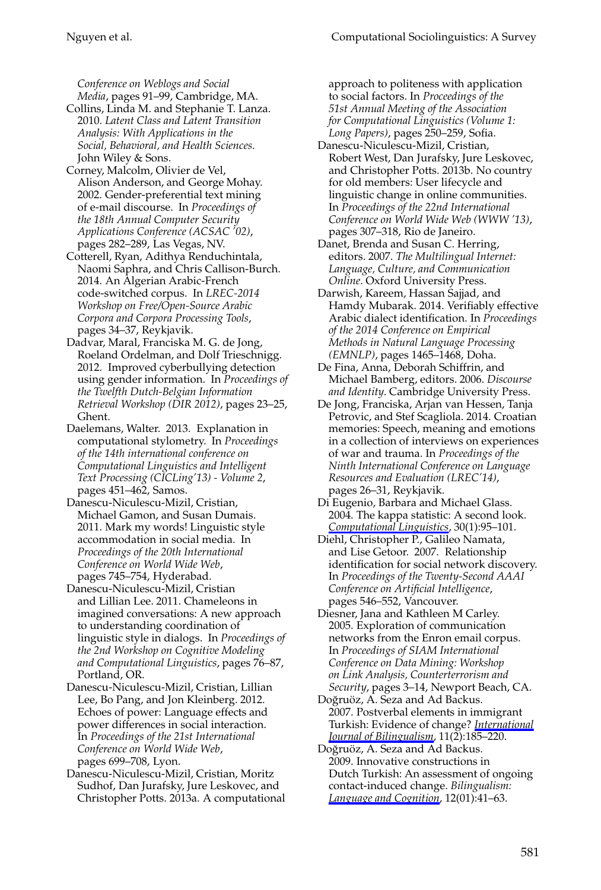*Conference on Weblogs and Social Media*, pages 91–99, Cambridge, MA.

Collins, Linda M. and Stephanie T. Lanza. 2010. *Latent Class and Latent Transition Analysis: With Applications in the Social, Behavioral, and Health Sciences.* John Wiley & Sons.

Corney, Malcolm, Olivier de Vel, Alison Anderson, and George Mohay. 2002. Gender-preferential text mining of e-mail discourse. In *Proceedings of the 18th Annual Computer Security Applications Conference (ACSAC '02)*, pages 282–289, Las Vegas, NV.

Cotterell, Ryan, Adithya Renduchintala, Naomi Saphra, and Chris Callison-Burch. 2014. An Algerian Arabic-French code-switched corpus. In *LREC-2014 Workshop on Free/Open-Source Arabic Corpora and Corpora Processing Tools*, pages 34–37, Reykjavik.

Dadvar, Maral, Franciska M. G. de Jong, Roeland Ordelman, and Dolf Trieschnigg. 2012. Improved cyberbullying detection using gender information. In *Proceedings of the Twelfth Dutch-Belgian Information Retrieval Workshop (DIR 2012)*, pages 23–25, Ghent.

Daelemans, Walter. 2013. Explanation in computational stylometry. In *Proceedings of the 14th international conference on Computational Linguistics and Intelligent Text Processing (CICLing'13) - Volume 2*, pages 451–462, Samos.

Danescu-Niculescu-Mizil, Cristian, Michael Gamon, and Susan Dumais. 2011. Mark my words! Linguistic style accommodation in social media. In *Proceedings of the 20th International Conference on World Wide Web*, pages 745–754, Hyderabad.

Danescu-Niculescu-Mizil, Cristian and Lillian Lee. 2011. Chameleons in imagined conversations: A new approach to understanding coordination of linguistic style in dialogs. In *Proceedings of the 2nd Workshop on Cognitive Modeling and Computational Linguistics*, pages 76–87, Portland, OR.

Danescu-Niculescu-Mizil, Cristian, Lillian Lee, Bo Pang, and Jon Kleinberg. 2012. Echoes of power: Language effects and power differences in social interaction. In *Proceedings of the 21st International Conference on World Wide Web*, pages 699–708, Lyon.

Danescu-Niculescu-Mizil, Cristian, Moritz Sudhof, Dan Jurafsky, Jure Leskovec, and Christopher Potts. 2013a. A computational approach to politeness with application to social factors. In *Proceedings of the 51st Annual Meeting of the Association for Computational Linguistics (Volume 1: Long Papers)*, pages 250–259, Sofia.

Danescu-Niculescu-Mizil, Cristian, Robert West, Dan Jurafsky, Jure Leskovec, and Christopher Potts. 2013b. No country for old members: User lifecycle and linguistic change in online communities. In *Proceedings of the 22nd International Conference on World Wide Web (WWW '13)*, pages 307–318, Rio de Janeiro.

Danet, Brenda and Susan C. Herring, editors. 2007. *The Multilingual Internet: Language, Culture, and Communication Online*. Oxford University Press.

Darwish, Kareem, Hassan Sajjad, and Hamdy Mubarak. 2014. Verifiably effective Arabic dialect identification. In *Proceedings of the 2014 Conference on Empirical Methods in Natural Language Processing (EMNLP)*, pages 1465–1468, Doha.

De Fina, Anna, Deborah Schiffrin, and Michael Bamberg, editors. 2006. *Discourse and Identity*. Cambridge University Press.

De Jong, Franciska, Arjan van Hessen, Tanja Petrovic, and Stef Scagliola. 2014. Croatian memories: Speech, meaning and emotions in a collection of interviews on experiences of war and trauma. In *Proceedings of the Ninth International Conference on Language Resources and Evaluation (LREC'14)*, pages 26–31, Reykjavik.

Di Eugenio, Barbara and Michael Glass. 2004. The kappa statistic: A second look. *Computational Linguistics*, 30(1):95–101.

Diehl, Christopher P., Galileo Namata, and Lise Getoor. 2007. Relationship identification for social network discovery. In *Proceedings of the Twenty-Second AAAI Conference on Artificial Intelligence*, pages 546–552, Vancouver.

Diesner, Jana and Kathleen M Carley. 2005. Exploration of communication networks from the Enron email corpus. In *Proceedings of SIAM International Conference on Data Mining: Workshop on Link Analysis, Counterterrorism and Security*, pages 3–14, Newport Beach, CA.

Doğruöz, A. Seza and Ad Backus. 2007. Postverbal elements in immigrant Turkish: Evidence of change? *International Journal of Bilingualism*, 11(2):185–220.

Doğruöz, A. Seza and Ad Backus. 2009. Innovative constructions in Dutch Turkish: An assessment of ongoing contact-induced change. *Bilingualism: Language and Cognition*, 12(01):41–63.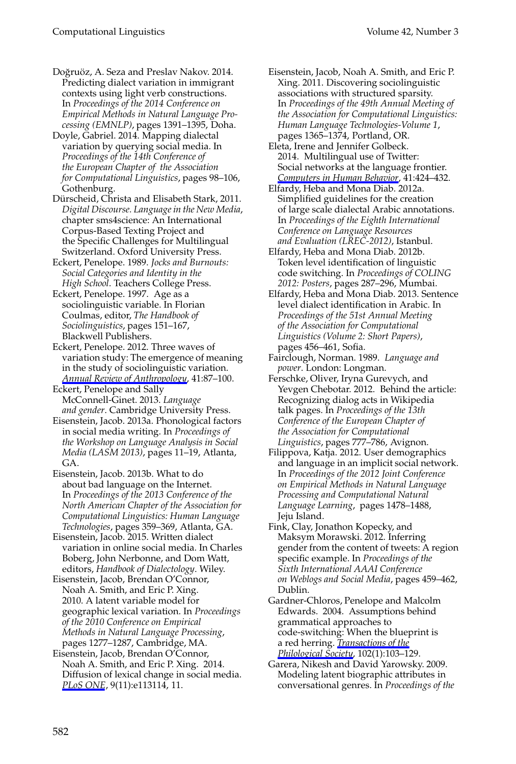Doğruöz, A. Seza and Preslav Nakov. 2014. Predicting dialect variation in immigrant contexts using light verb constructions. In *Proceedings of the 2014 Conference on Empirical Methods in Natural Language Processing (EMNLP)*, pages 1391–1395, Doha.

Doyle, Gabriel. 2014. Mapping dialectal variation by querying social media. In *Proceedings of the 14th Conference of the European Chapter of the Association for Computational Linguistics*, pages 98–106, Gothenburg.

Dürscheid, Christa and Elisabeth Stark, 2011. *Digital Discourse. Language in the New Media*, chapter sms4science: An International Corpus-Based Texting Project and the Specific Challenges for Multilingual Switzerland. Oxford University Press.

Eckert, Penelope. 1989. *Jocks and Burnouts: Social Categories and Identity in the High School*. Teachers College Press.

Eckert, Penelope. 1997. Age as a sociolinguistic variable. In Florian Coulmas, editor, *The Handbook of Sociolinguistics*, pages 151–167, Blackwell Publishers.

Eckert, Penelope. 2012. Three waves of variation study: The emergence of meaning in the study of sociolinguistic variation. *Annual Review of Anthropology*, 41:87–100.

Eckert, Penelope and Sally McConnell-Ginet. 2013. *Language and gender*. Cambridge University Press.

Eisenstein, Jacob. 2013a. Phonological factors in social media writing. In *Proceedings of the Workshop on Language Analysis in Social Media (LASM 2013)*, pages 11–19, Atlanta, GA.

Eisenstein, Jacob. 2013b. What to do about bad language on the Internet. In *Proceedings of the 2013 Conference of the North American Chapter of the Association for Computational Linguistics: Human Language Technologies*, pages 359–369, Atlanta, GA.

Eisenstein, Jacob. 2015. Written dialect variation in online social media. In Charles Boberg, John Nerbonne, and Dom Watt, editors, *Handbook of Dialectology*. Wiley.

Eisenstein, Jacob, Brendan O'Connor, Noah A. Smith, and Eric P. Xing. 2010. A latent variable model for geographic lexical variation. In *Proceedings of the 2010 Conference on Empirical Methods in Natural Language Processing*, pages 1277–1287, Cambridge, MA.

Eisenstein, Jacob, Brendan O'Connor, Noah A. Smith, and Eric P. Xing. 2014. Diffusion of lexical change in social media. *PLoS ONE*, 9(11):e113114, 11.

Eisenstein, Jacob, Noah A. Smith, and Eric P. Xing. 2011. Discovering sociolinguistic associations with structured sparsity. In *Proceedings of the 49th Annual Meeting of the Association for Computational Linguistics: Human Language Technologies-Volume 1*, pages 1365–1374, Portland, OR.

Eleta, Irene and Jennifer Golbeck. 2014. Multilingual use of Twitter: Social networks at the language frontier. *Computers in Human Behavior*, 41:424–432.

Elfardy, Heba and Mona Diab. 2012a. Simplified guidelines for the creation of large scale dialectal Arabic annotations. In *Proceedings of the Eighth International Conference on Language Resources and Evaluation (LREC-2012)*, Istanbul.

Elfardy, Heba and Mona Diab. 2012b. Token level identification of linguistic code switching. In *Proceedings of COLING 2012: Posters*, pages 287–296, Mumbai.

Elfardy, Heba and Mona Diab. 2013. Sentence level dialect identification in Arabic. In *Proceedings of the 51st Annual Meeting of the Association for Computational Linguistics (Volume 2: Short Papers)*, pages 456–461, Sofia.

Fairclough, Norman. 1989. *Language and power*. London: Longman.

Ferschke, Oliver, Iryna Gurevych, and Yevgen Chebotar. 2012. Behind the article: Recognizing dialog acts in Wikipedia talk pages. In *Proceedings of the 13th Conference of the European Chapter of the Association for Computational Linguistics*, pages 777–786, Avignon.

Filippova, Katja. 2012. User demographics and language in an implicit social network. In *Proceedings of the 2012 Joint Conference on Empirical Methods in Natural Language Processing and Computational Natural Language Learning*, pages 1478–1488, Jeju Island.

Fink, Clay, Jonathon Kopecky, and Maksym Morawski. 2012. Inferring gender from the content of tweets: A region specific example. In *Proceedings of the Sixth International AAAI Conference on Weblogs and Social Media*, pages 459–462, Dublin.

Gardner-Chloros, Penelope and Malcolm Edwards. 2004. Assumptions behind grammatical approaches to code-switching: When the blueprint is a red herring. *Transactions of the Philological Society*, 102(1):103–129.

Garera, Nikesh and David Yarowsky. 2009. Modeling latent biographic attributes in conversational genres. In *Proceedings of the*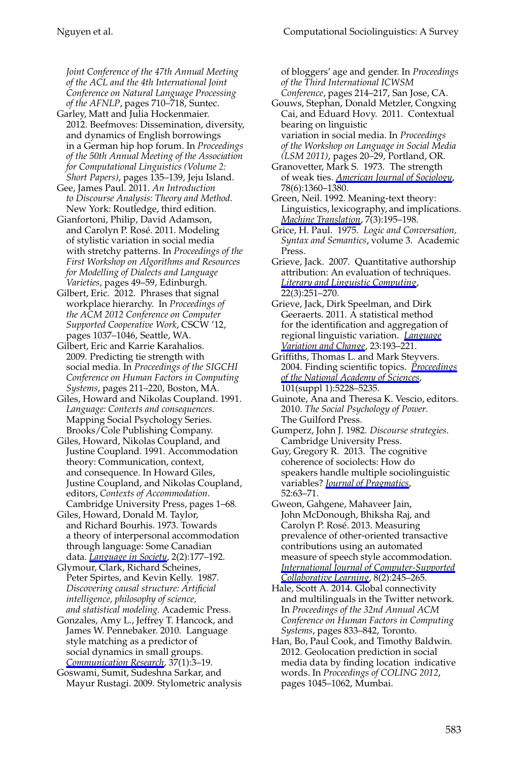*Joint Conference of the 47th Annual Meeting of the ACL and the 4th International Joint Conference on Natural Language Processing of the AFNLP*, pages 710–718, Suntec.

Garley, Matt and Julia Hockenmaier. 2012. Beefmoves: Dissemination, diversity, and dynamics of English borrowings in a German hip hop forum. In *Proceedings of the 50th Annual Meeting of the Association for Computational Linguistics (Volume 2: Short Papers)*, pages 135–139, Jeju Island.

Gee, James Paul. 2011. *An Introduction to Discourse Analysis: Theory and Method*. New York: Routledge, third edition.

Gianfortoni, Philip, David Adamson, and Carolyn P. Rosé. 2011. Modeling of stylistic variation in social media with stretchy patterns. In *Proceedings of the First Workshop on Algorithms and Resources for Modelling of Dialects and Language Varieties*, pages 49–59, Edinburgh.

Gilbert, Eric. 2012. Phrases that signal workplace hierarchy. In *Proceedings of the ACM 2012 Conference on Computer Supported Cooperative Work*, CSCW '12, pages 1037–1046, Seattle, WA.

Gilbert, Eric and Karrie Karahalios. 2009. Predicting tie strength with social media. In *Proceedings of the SIGCHI Conference on Human Factors in Computing Systems*, pages 211–220, Boston, MA.

Giles, Howard and Nikolas Coupland. 1991. *Language: Contexts and consequences*. Mapping Social Psychology Series. Brooks/Cole Publishing Company.

Giles, Howard, Nikolas Coupland, and Justine Coupland. 1991. Accommodation theory: Communication, context, and consequence. In Howard Giles, Justine Coupland, and Nikolas Coupland, editors, *Contexts of Accommodation*. Cambridge University Press, pages 1–68.

Giles, Howard, Donald M. Taylor, and Richard Bourhis. 1973. Towards a theory of interpersonal accommodation through language: Some Canadian data. *Language in Society*, 2(2):177–192.

Glymour, Clark, Richard Scheines, Peter Spirtes, and Kevin Kelly. 1987. *Discovering causal structure: Artificial intelligence, philosophy of science, and statistical modeling*. Academic Press.

Gonzales, Amy L., Jeffrey T. Hancock, and James W. Pennebaker. 2010. Language style matching as a predictor of social dynamics in small groups. *Communication Research*, 37(1):3–19.

Goswami, Sumit, Sudeshna Sarkar, and Mayur Rustagi. 2009. Stylometric analysis of bloggers' age and gender. In *Proceedings of the Third International ICWSM Conference*, pages 214–217, San Jose, CA.

Gouws, Stephan, Donald Metzler, Congxing Cai, and Eduard Hovy. 2011. Contextual bearing on linguistic variation in social media. In *Proceedings of the Workshop on Language in Social Media (LSM 2011)*, pages 20–29, Portland, OR.

Granovetter, Mark S. 1973. The strength of weak ties. *American Journal of Sociology*, 78(6):1360–1380.

Green, Neil. 1992. Meaning-text theory: Linguistics, lexicography, and implications. *Machine Translation*, 7(3):195–198.

Grice, H. Paul. 1975. *Logic and Conversation, Syntax and Semantics*, volume 3. Academic Press.

Grieve, Jack. 2007. Quantitative authorship attribution: An evaluation of techniques. *Literary and Linguistic Computing*, 22(3):251–270.

Grieve, Jack, Dirk Speelman, and Dirk Geeraerts. 2011. A statistical method for the identification and aggregation of regional linguistic variation. *Language Variation and Change*, 23:193–221.

Griffiths, Thomas L. and Mark Steyvers. 2004. Finding scientific topics. *Proceedings of the National Academy of Sciences*, 101(suppl 1):5228–5235.

Guinote, Ana and Theresa K. Vescio, editors. 2010. *The Social Psychology of Power*. The Guilford Press.

Gumperz, John J. 1982. *Discourse strategies*. Cambridge University Press.

Guy, Gregory R. 2013. The cognitive coherence of sociolects: How do speakers handle multiple sociolinguistic variables? *Journal of Pragmatics*, 52:63–71.

Gweon, Gahgene, Mahaveer Jain, John McDonough, Bhiksha Raj, and Carolyn P. Rosé. 2013. Measuring prevalence of other-oriented transactive contributions using an automated measure of speech style accommodation. *International Journal of Computer-Supported Collaborative Learning*, 8(2):245–265.

Hale, Scott A. 2014. Global connectivity and multilinguals in the Twitter network. In *Proceedings of the 32nd Annual ACM Conference on Human Factors in Computing Systems*, pages 833–842, Toronto.

Han, Bo, Paul Cook, and Timothy Baldwin. 2012. Geolocation prediction in social media data by finding location indicative words. In *Proceedings of COLING 2012*, pages 1045–1062, Mumbai.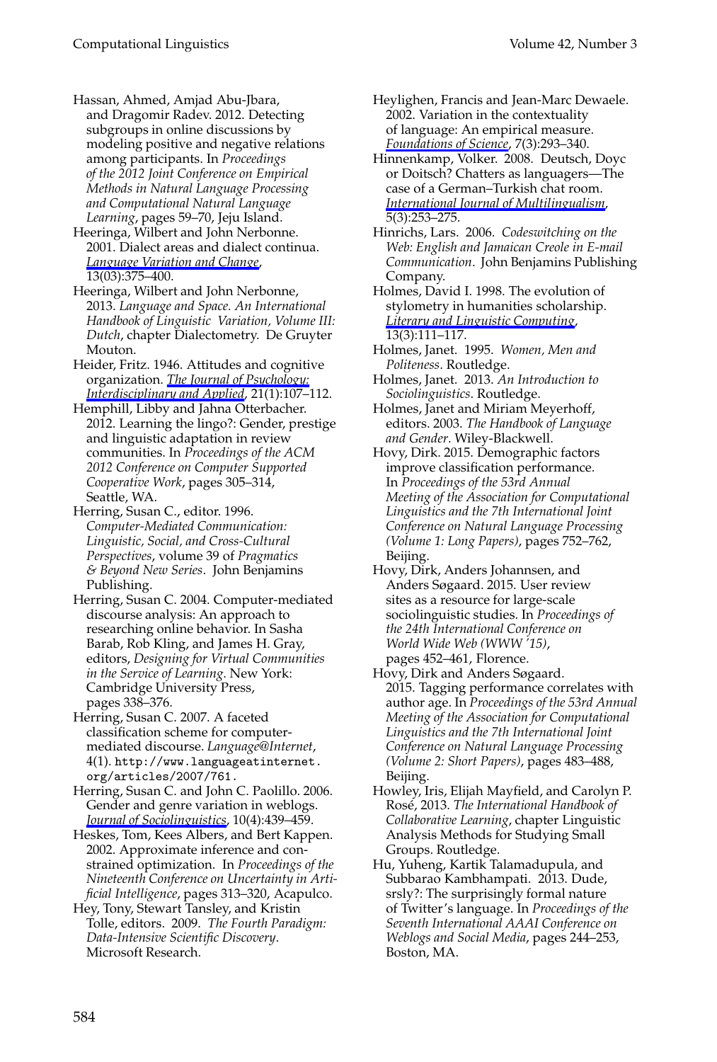Hassan, Ahmed, Amjad Abu-Jbara, and Dragomir Radev. 2012. Detecting subgroups in online discussions by modeling positive and negative relations among participants. In *Proceedings of the 2012 Joint Conference on Empirical Methods in Natural Language Processing and Computational Natural Language Learning*, pages 59–70, Jeju Island.

Heeringa, Wilbert and John Nerbonne. 2001. Dialect areas and dialect continua. *Language Variation and Change*, 13(03):375–400.

Heeringa, Wilbert and John Nerbonne, 2013. *Language and Space. An International Handbook of Linguistic Variation, Volume III: Dutch*, chapter Dialectometry. De Gruyter Mouton.

Heider, Fritz. 1946. Attitudes and cognitive organization. *The Journal of Psychology: Interdisciplinary and Applied*, 21(1):107–112.

Hemphill, Libby and Jahna Otterbacher. 2012. Learning the lingo?: Gender, prestige and linguistic adaptation in review communities. In *Proceedings of the ACM 2012 Conference on Computer Supported Cooperative Work*, pages 305–314, Seattle, WA.

Herring, Susan C., editor. 1996. *Computer-Mediated Communication: Linguistic, Social, and Cross-Cultural Perspectives*, volume 39 of *Pragmatics & Beyond New Series*. John Benjamins Publishing.

Herring, Susan C. 2004. Computer-mediated discourse analysis: An approach to researching online behavior. In Sasha Barab, Rob Kling, and James H. Gray, editors, *Designing for Virtual Communities in the Service of Learning*. New York: Cambridge University Press, pages 338–376.

Herring, Susan C. 2007. A faceted classification scheme for computer-mediated discourse. *Language@Internet*, 4(1). http://www.languageatinternet.org/articles/2007/761.

Herring, Susan C. and John C. Paolillo. 2006. Gender and genre variation in weblogs. *Journal of Sociolinguistics*, 10(4):439–459.

Heskes, Tom, Kees Albers, and Bert Kappen. 2002. Approximate inference and constrained optimization. In *Proceedings of the Nineteenth Conference on Uncertainty in Artificial Intelligence*, pages 313–320, Acapulco.

Hey, Tony, Stewart Tansley, and Kristin Tolle, editors. 2009. *The Fourth Paradigm: Data-Intensive Scientific Discovery*. Microsoft Research.

Heylighen, Francis and Jean-Marc Dewaele. 2002. Variation in the contextuality of language: An empirical measure. *Foundations of Science*, 7(3):293–340.

Hinnenkamp, Volker. 2008. Deutsch, Doyc or Doitsch? Chatters as languagers—The case of a German–Turkish chat room. *International Journal of Multilingualism*, 5(3):253–275.

Hinrichs, Lars. 2006. *Codeswitching on the Web: English and Jamaican Creole in E-mail Communication*. John Benjamins Publishing Company.

Holmes, David I. 1998. The evolution of stylometry in humanities scholarship. *Literary and Linguistic Computing*, 13(3):111–117.

Holmes, Janet. 1995. *Women, Men and Politeness*. Routledge.

Holmes, Janet. 2013. *An Introduction to Sociolinguistics*. Routledge.

Holmes, Janet and Miriam Meyerhoff, editors. 2003. *The Handbook of Language and Gender*. Wiley-Blackwell.

Hovy, Dirk. 2015. Demographic factors improve classification performance. In *Proceedings of the 53rd Annual Meeting of the Association for Computational Linguistics and the 7th International Joint Conference on Natural Language Processing (Volume 1: Long Papers)*, pages 752–762, Beijing.

Hovy, Dirk, Anders Johannsen, and Anders Søgaard. 2015. User review sites as a resource for large-scale sociolinguistic studies. In *Proceedings of the 24th International Conference on World Wide Web (WWW '15)*, pages 452–461, Florence.

Hovy, Dirk and Anders Søgaard. 2015. Tagging performance correlates with author age. In *Proceedings of the 53rd Annual Meeting of the Association for Computational Linguistics and the 7th International Joint Conference on Natural Language Processing (Volume 2: Short Papers)*, pages 483–488, Beijing.

Howley, Iris, Elijah Mayfield, and Carolyn P. Rosé, 2013. *The International Handbook of Collaborative Learning*, chapter Linguistic Analysis Methods for Studying Small Groups. Routledge.

Hu, Yuheng, Kartik Talamadupula, and Subbarao Kambhampati. 2013. Dude, srsly?: The surprisingly formal nature of Twitter's language. In *Proceedings of the Seventh International AAAI Conference on Weblogs and Social Media*, pages 244–253, Boston, MA.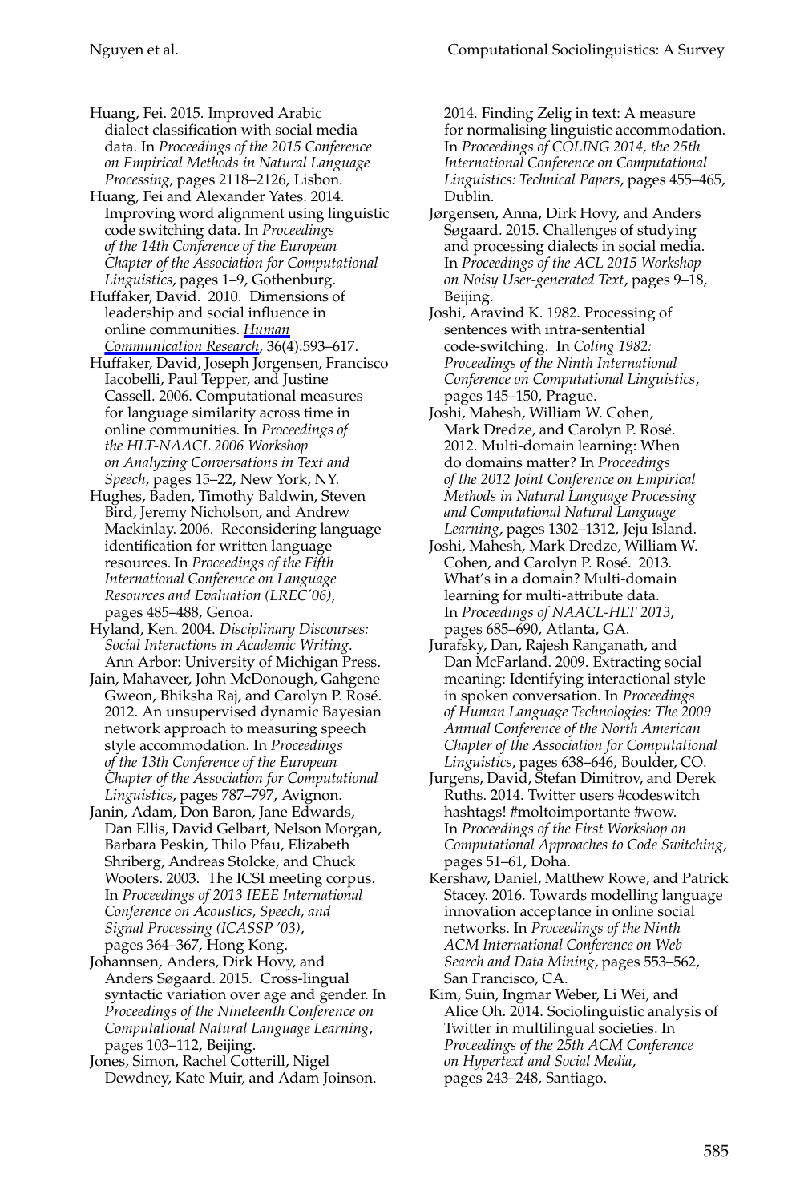Huang, Fei. 2015. Improved Arabic dialect classification with social media data. In *Proceedings of the 2015 Conference on Empirical Methods in Natural Language Processing*, pages 2118–2126, Lisbon.

Huang, Fei and Alexander Yates. 2014. Improving word alignment using linguistic code switching data. In *Proceedings of the 14th Conference of the European Chapter of the Association for Computational Linguistics*, pages 1–9, Gothenburg.

Huffaker, David. 2010. Dimensions of leadership and social influence in online communities. *Human Communication Research*, 36(4):593–617.

Huffaker, David, Joseph Jorgensen, Francisco Iacobelli, Paul Tepper, and Justine Cassell. 2006. Computational measures for language similarity across time in online communities. In *Proceedings of the HLT-NAACL 2006 Workshop on Analyzing Conversations in Text and Speech*, pages 15–22, New York, NY.

Hughes, Baden, Timothy Baldwin, Steven Bird, Jeremy Nicholson, and Andrew Mackinlay. 2006. Reconsidering language identification for written language resources. In *Proceedings of the Fifth International Conference on Language Resources and Evaluation (LREC'06)*, pages 485–488, Genoa.

Hyland, Ken. 2004. *Disciplinary Discourses: Social Interactions in Academic Writing*. Ann Arbor: University of Michigan Press.

Jain, Mahaveer, John McDonough, Gahgene Gweon, Bhiksha Raj, and Carolyn P. Rosé. 2012. An unsupervised dynamic Bayesian network approach to measuring speech style accommodation. In *Proceedings of the 13th Conference of the European Chapter of the Association for Computational Linguistics*, pages 787–797, Avignon.

Janin, Adam, Don Baron, Jane Edwards, Dan Ellis, David Gelbart, Nelson Morgan, Barbara Peskin, Thilo Pfau, Elizabeth Shriberg, Andreas Stolcke, and Chuck Wooters. 2003. The ICSI meeting corpus. In *Proceedings of 2013 IEEE International Conference on Acoustics, Speech, and Signal Processing (ICASSP '03)*, pages 364–367, Hong Kong.

Johannsen, Anders, Dirk Hovy, and Anders Søgaard. 2015. Cross-lingual syntactic variation over age and gender. In *Proceedings of the Nineteenth Conference on Computational Natural Language Learning*, pages 103–112, Beijing.

Jones, Simon, Rachel Cotterill, Nigel Dewdney, Kate Muir, and Adam Joinson. 2014. Finding Zelig in text: A measure for normalising linguistic accommodation. In *Proceedings of COLING 2014, the 25th International Conference on Computational Linguistics: Technical Papers*, pages 455–465, Dublin.

Jørgensen, Anna, Dirk Hovy, and Anders Søgaard. 2015. Challenges of studying and processing dialects in social media. In *Proceedings of the ACL 2015 Workshop on Noisy User-generated Text*, pages 9–18, Beijing.

Joshi, Aravind K. 1982. Processing of sentences with intra-sentential code-switching. In *Coling 1982: Proceedings of the Ninth International Conference on Computational Linguistics*, pages 145–150, Prague.

Joshi, Mahesh, William W. Cohen, Mark Dredze, and Carolyn P. Rosé. 2012. Multi-domain learning: When do domains matter? In *Proceedings of the 2012 Joint Conference on Empirical Methods in Natural Language Processing and Computational Natural Language Learning*, pages 1302–1312, Jeju Island.

Joshi, Mahesh, Mark Dredze, William W. Cohen, and Carolyn P. Rosé. 2013. What's in a domain? Multi-domain learning for multi-attribute data. In *Proceedings of NAACL-HLT 2013*, pages 685–690, Atlanta, GA.

Jurafsky, Dan, Rajesh Ranganath, and Dan McFarland. 2009. Extracting social meaning: Identifying interactional style in spoken conversation. In *Proceedings of Human Language Technologies: The 2009 Annual Conference of the North American Chapter of the Association for Computational Linguistics*, pages 638–646, Boulder, CO.

Jurgens, David, Stefan Dimitrov, and Derek Ruths. 2014. Twitter users #codeswitch hashtags! #moltoimportante #wow. In *Proceedings of the First Workshop on Computational Approaches to Code Switching*, pages 51–61, Doha.

Kershaw, Daniel, Matthew Rowe, and Patrick Stacey. 2016. Towards modelling language innovation acceptance in online social networks. In *Proceedings of the Ninth ACM International Conference on Web Search and Data Mining*, pages 553–562, San Francisco, CA.

Kim, Suin, Ingmar Weber, Li Wei, and Alice Oh. 2014. Sociolinguistic analysis of Twitter in multilingual societies. In *Proceedings of the 25th ACM Conference on Hypertext and Social Media*, pages 243–248, Santiago.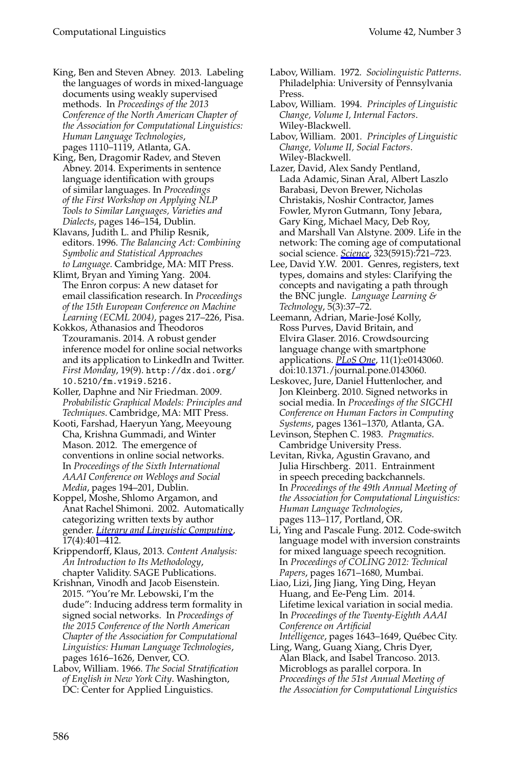King, Ben and Steven Abney. 2013. Labeling the languages of words in mixed-language documents using weakly supervised methods. In *Proceedings of the 2013 Conference of the North American Chapter of the Association for Computational Linguistics: Human Language Technologies*, pages 1110–1119, Atlanta, GA.

King, Ben, Dragomir Radev, and Steven Abney. 2014. Experiments in sentence language identification with groups of similar languages. In *Proceedings of the First Workshop on Applying NLP Tools to Similar Languages, Varieties and Dialects*, pages 146–154, Dublin.

Klavans, Judith L. and Philip Resnik, editors. 1996. *The Balancing Act: Combining Symbolic and Statistical Approaches to Language*. Cambridge, MA: MIT Press.

Klimt, Bryan and Yiming Yang. 2004. The Enron corpus: A new dataset for email classification research. In *Proceedings of the 15th European Conference on Machine Learning (ECML 2004)*, pages 217–226, Pisa.

Kokkos, Athanasios and Theodoros Tzouramanis. 2014. A robust gender inference model for online social networks and its application to LinkedIn and Twitter. *First Monday*, 19(9). http://dx.doi.org/10.5210/fm.v19i9.5216.

Koller, Daphne and Nir Friedman. 2009. *Probabilistic Graphical Models: Principles and Techniques*. Cambridge, MA: MIT Press.

Kooti, Farshad, Haeryun Yang, Meeyoung Cha, Krishna Gummadi, and Winter Mason. 2012. The emergence of conventions in online social networks. In *Proceedings of the Sixth International AAAI Conference on Weblogs and Social Media*, pages 194–201, Dublin.

Koppel, Moshe, Shlomo Argamon, and Anat Rachel Shimoni. 2002. Automatically categorizing written texts by author gender. *Literary and Linguistic Computing*, 17(4):401–412.

Krippendorff, Klaus, 2013. *Content Analysis: An Introduction to Its Methodology*, chapter Validity. SAGE Publications.

Krishnan, Vinodh and Jacob Eisenstein. 2015. "You're Mr. Lebowski, I'm the dude": Inducing address term formality in signed social networks. In *Proceedings of the 2015 Conference of the North American Chapter of the Association for Computational Linguistics: Human Language Technologies*, pages 1616–1626, Denver, CO.

Labov, William. 1966. *The Social Stratification of English in New York City*. Washington, DC: Center for Applied Linguistics.

Labov, William. 1972. *Sociolinguistic Patterns*. Philadelphia: University of Pennsylvania Press.

Labov, William. 1994. *Principles of Linguistic Change, Volume I, Internal Factors*. Wiley-Blackwell.

Labov, William. 2001. *Principles of Linguistic Change, Volume II, Social Factors*. Wiley-Blackwell.

Lazer, David, Alex Sandy Pentland, Lada Adamic, Sinan Aral, Albert Laszlo Barabasi, Devon Brewer, Nicholas Christakis, Noshir Contractor, James Fowler, Myron Gutmann, Tony Jebara, Gary King, Michael Macy, Deb Roy, and Marshall Van Alstyne. 2009. Life in the network: The coming age of computational social science. *Science*, 323(5915):721–723.

Lee, David Y.W. 2001. Genres, registers, text types, domains and styles: Clarifying the concepts and navigating a path through the BNC jungle. *Language Learning & Technology*, 5(3):37–72.

Leemann, Adrian, Marie-José Kolly, Ross Purves, David Britain, and Elvira Glaser. 2016. Crowdsourcing language change with smartphone applications. *PLoS One*, 11(1):e0143060. doi:10.1371./journal.pone.0143060.

Leskovec, Jure, Daniel Huttenlocher, and Jon Kleinberg. 2010. Signed networks in social media. In *Proceedings of the SIGCHI Conference on Human Factors in Computing Systems*, pages 1361–1370, Atlanta, GA.

Levinson, Stephen C. 1983. *Pragmatics*. Cambridge University Press.

Levitan, Rivka, Agustin Gravano, and Julia Hirschberg. 2011. Entrainment in speech preceding backchannels. In *Proceedings of the 49th Annual Meeting of the Association for Computational Linguistics: Human Language Technologies*, pages 113–117, Portland, OR.

Li, Ying and Pascale Fung. 2012. Code-switch language model with inversion constraints for mixed language speech recognition. In *Proceedings of COLING 2012: Technical Papers*, pages 1671–1680, Mumbai.

Liao, Lizi, Jing Jiang, Ying Ding, Heyan Huang, and Ee-Peng Lim. 2014. Lifetime lexical variation in social media. In *Proceedings of the Twenty-Eighth AAAI Conference on Artificial Intelligence*, pages 1643–1649, Québec City.

Ling, Wang, Guang Xiang, Chris Dyer, Alan Black, and Isabel Trancoso. 2013. Microblogs as parallel corpora. In *Proceedings of the 51st Annual Meeting of the Association for Computational Linguistics*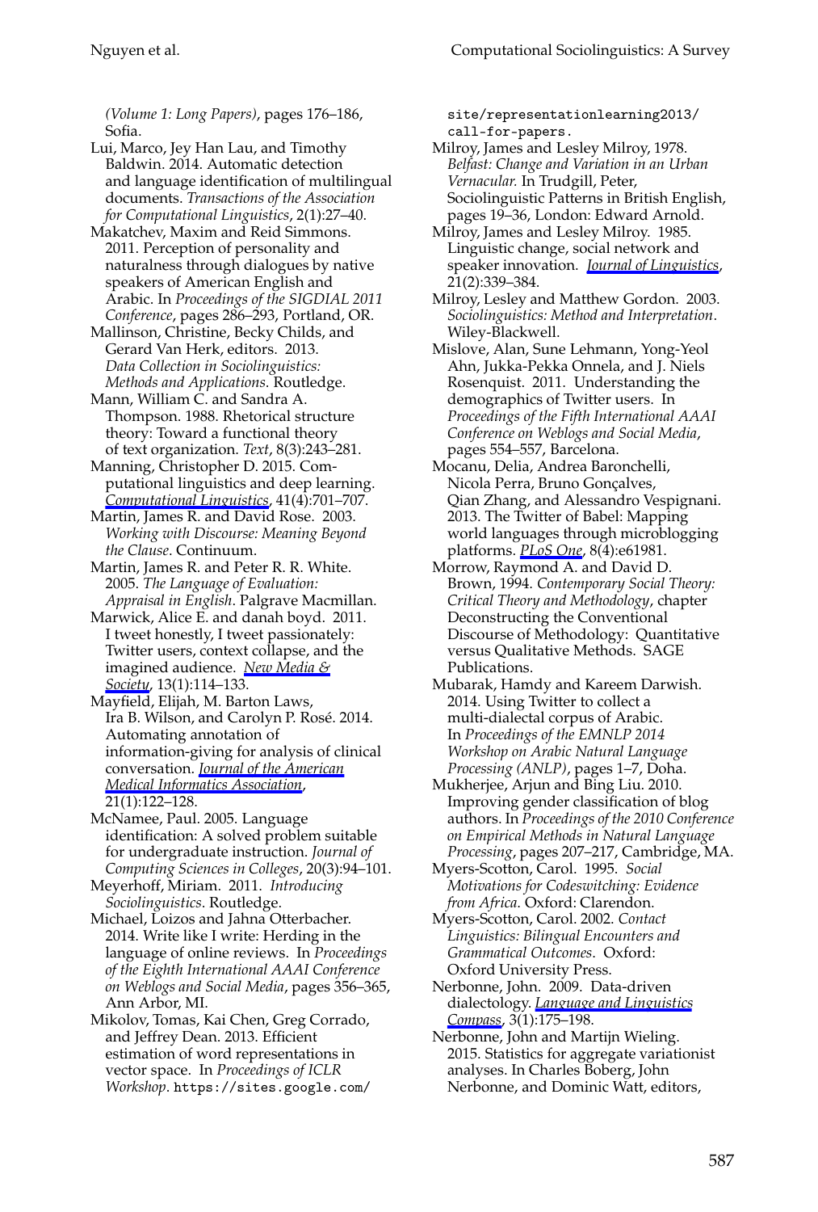*(Volume 1: Long Papers)*, pages 176–186, Sofia.

Lui, Marco, Jey Han Lau, and Timothy Baldwin. 2014. Automatic detection and language identification of multilingual documents. *Transactions of the Association for Computational Linguistics*, 2(1):27–40.

Makatchev, Maxim and Reid Simmons. 2011. Perception of personality and naturalness through dialogues by native speakers of American English and Arabic. In *Proceedings of the SIGDIAL 2011 Conference*, pages 286–293, Portland, OR.

Mallinson, Christine, Becky Childs, and Gerard Van Herk, editors. 2013. *Data Collection in Sociolinguistics: Methods and Applications*. Routledge.

Mann, William C. and Sandra A. Thompson. 1988. Rhetorical structure theory: Toward a functional theory of text organization. *Text*, 8(3):243–281.

Manning, Christopher D. 2015. Computational linguistics and deep learning. *Computational Linguistics*, 41(4):701–707.

Martin, James R. and David Rose. 2003. *Working with Discourse: Meaning Beyond the Clause*. Continuum.

Martin, James R. and Peter R. R. White. 2005. *The Language of Evaluation: Appraisal in English*. Palgrave Macmillan.

Marwick, Alice E. and danah boyd. 2011. I tweet honestly, I tweet passionately: Twitter users, context collapse, and the imagined audience. *New Media & Society*, 13(1):114–133.

Mayfield, Elijah, M. Barton Laws, Ira B. Wilson, and Carolyn P. Rosé. 2014. Automating annotation of information-giving for analysis of clinical conversation. *Journal of the American Medical Informatics Association*, 21(1):122–128.

McNamee, Paul. 2005. Language identification: A solved problem suitable for undergraduate instruction. *Journal of Computing Sciences in Colleges*, 20(3):94–101.

Meyerhoff, Miriam. 2011. *Introducing Sociolinguistics*. Routledge.

Michael, Loizos and Jahna Otterbacher. 2014. Write like I write: Herding in the language of online reviews. In *Proceedings of the Eighth International AAAI Conference on Weblogs and Social Media*, pages 356–365, Ann Arbor, MI.

Mikolov, Tomas, Kai Chen, Greg Corrado, and Jeffrey Dean. 2013. Efficient estimation of word representations in vector space. In *Proceedings of ICLR Workshop*. https://sites.google.com/site/representationlearning2013/call-for-papers.

Milroy, James and Lesley Milroy, 1978. *Belfast: Change and Variation in an Urban Vernacular.* In Trudgill, Peter, Sociolinguistic Patterns in British English, pages 19–36, London: Edward Arnold.

Milroy, James and Lesley Milroy. 1985. Linguistic change, social network and speaker innovation. *Journal of Linguistics*, 21(2):339–384.

Milroy, Lesley and Matthew Gordon. 2003. *Sociolinguistics: Method and Interpretation*. Wiley-Blackwell.

Mislove, Alan, Sune Lehmann, Yong-Yeol Ahn, Jukka-Pekka Onnela, and J. Niels Rosenquist. 2011. Understanding the demographics of Twitter users. In *Proceedings of the Fifth International AAAI Conference on Weblogs and Social Media*, pages 554–557, Barcelona.

Mocanu, Delia, Andrea Baronchelli, Nicola Perra, Bruno Gonçalves, Qian Zhang, and Alessandro Vespignani. 2013. The Twitter of Babel: Mapping world languages through microblogging platforms. *PLoS One*, 8(4):e61981.

Morrow, Raymond A. and David D. Brown, 1994. *Contemporary Social Theory: Critical Theory and Methodology*, chapter Deconstructing the Conventional Discourse of Methodology: Quantitative versus Qualitative Methods. SAGE Publications.

Mubarak, Hamdy and Kareem Darwish. 2014. Using Twitter to collect a multi-dialectal corpus of Arabic. In *Proceedings of the EMNLP 2014 Workshop on Arabic Natural Language Processing (ANLP)*, pages 1–7, Doha.

Mukherjee, Arjun and Bing Liu. 2010. Improving gender classification of blog authors. In *Proceedings of the 2010 Conference on Empirical Methods in Natural Language Processing*, pages 207–217, Cambridge, MA.

Myers-Scotton, Carol. 1995. *Social Motivations for Codeswitching: Evidence from Africa*. Oxford: Clarendon.

Myers-Scotton, Carol. 2002. *Contact Linguistics: Bilingual Encounters and Grammatical Outcomes*. Oxford: Oxford University Press.

Nerbonne, John. 2009. Data-driven dialectology. *Language and Linguistics Compass*, 3(1):175–198.

Nerbonne, John and Martijn Wieling. 2015. Statistics for aggregate variationist analyses. In Charles Boberg, John Nerbonne, and Dominic Watt, editors,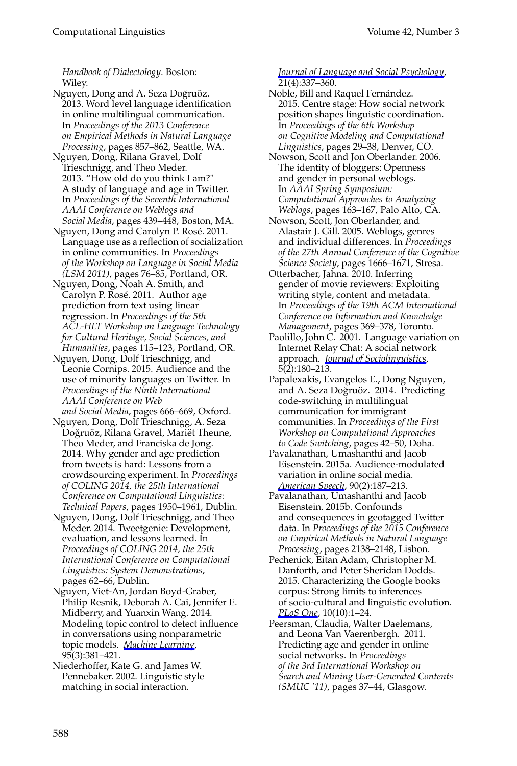*Handbook of Dialectology*. Boston: Wiley.

Nguyen, Dong and A. Seza Doğruöz. 2013. Word level language identification in online multilingual communication. In *Proceedings of the 2013 Conference on Empirical Methods in Natural Language Processing*, pages 857–862, Seattle, WA.

Nguyen, Dong, Rilana Gravel, Dolf Trieschnigg, and Theo Meder. 2013. "How old do you think I am?" A study of language and age in Twitter. In *Proceedings of the Seventh International AAAI Conference on Weblogs and Social Media*, pages 439–448, Boston, MA.

Nguyen, Dong and Carolyn P. Rosé. 2011. Language use as a reflection of socialization in online communities. In *Proceedings of the Workshop on Language in Social Media (LSM 2011)*, pages 76–85, Portland, OR.

Nguyen, Dong, Noah A. Smith, and Carolyn P. Rosé. 2011. Author age prediction from text using linear regression. In *Proceedings of the 5th ACL-HLT Workshop on Language Technology for Cultural Heritage, Social Sciences, and Humanities*, pages 115–123, Portland, OR.

Nguyen, Dong, Dolf Trieschnigg, and Leonie Cornips. 2015. Audience and the use of minority languages on Twitter. In *Proceedings of the Ninth International AAAI Conference on Web and Social Media*, pages 666–669, Oxford.

Nguyen, Dong, Dolf Trieschnigg, A. Seza Doğruöz, Rilana Gravel, Mariët Theune, Theo Meder, and Franciska de Jong. 2014. Why gender and age prediction from tweets is hard: Lessons from a crowdsourcing experiment. In *Proceedings of COLING 2014, the 25th International Conference on Computational Linguistics: Technical Papers*, pages 1950–1961, Dublin.

Nguyen, Dong, Dolf Trieschnigg, and Theo Meder. 2014. Tweetgenie: Development, evaluation, and lessons learned. In *Proceedings of COLING 2014, the 25th International Conference on Computational Linguistics: System Demonstrations*, pages 62–66, Dublin.

Nguyen, Viet-An, Jordan Boyd-Graber, Philip Resnik, Deborah A. Cai, Jennifer E. Midberry, and Yuanxin Wang. 2014. Modeling topic control to detect influence in conversations using nonparametric topic models. *Machine Learning*, 95(3):381–421.

Niederhoffer, Kate G. and James W. Pennebaker. 2002. Linguistic style matching in social interaction. *Journal of Language and Social Psychology*, 21(4):337–360.

Noble, Bill and Raquel Fernández. 2015. Centre stage: How social network position shapes linguistic coordination. In *Proceedings of the 6th Workshop on Cognitive Modeling and Computational Linguistics*, pages 29–38, Denver, CO.

Nowson, Scott and Jon Oberlander. 2006. The identity of bloggers: Openness and gender in personal weblogs. In *AAAI Spring Symposium: Computational Approaches to Analyzing Weblogs*, pages 163–167, Palo Alto, CA.

Nowson, Scott, Jon Oberlander, and Alastair J. Gill. 2005. Weblogs, genres and individual differences. In *Proceedings of the 27th Annual Conference of the Cognitive Science Society*, pages 1666–1671, Stresa.

Otterbacher, Jahna. 2010. Inferring gender of movie reviewers: Exploiting writing style, content and metadata. In *Proceedings of the 19th ACM International Conference on Information and Knowledge Management*, pages 369–378, Toronto.

Paolillo, John C. 2001. Language variation on Internet Relay Chat: A social network approach. *Journal of Sociolinguistics*, 5(2):180–213.

Papalexakis, Evangelos E., Dong Nguyen, and A. Seza Doğruöz. 2014. Predicting code-switching in multilingual communication for immigrant communities. In *Proceedings of the First Workshop on Computational Approaches to Code Switching*, pages 42–50, Doha.

Pavalanathan, Umashanthi and Jacob Eisenstein. 2015a. Audience-modulated variation in online social media. *American Speech*, 90(2):187–213.

Pavalanathan, Umashanthi and Jacob Eisenstein. 2015b. Confounds and consequences in geotagged Twitter data. In *Proceedings of the 2015 Conference on Empirical Methods in Natural Language Processing*, pages 2138–2148, Lisbon.

Pechenick, Eitan Adam, Christopher M. Danforth, and Peter Sheridan Dodds. 2015. Characterizing the Google books corpus: Strong limits to inferences of socio-cultural and linguistic evolution. *PLoS One*, 10(10):1–24.

Peersman, Claudia, Walter Daelemans, and Leona Van Vaerenbergh. 2011. Predicting age and gender in online social networks. In *Proceedings of the 3rd International Workshop on Search and Mining User-Generated Contents (SMUC '11)*, pages 37–44, Glasgow.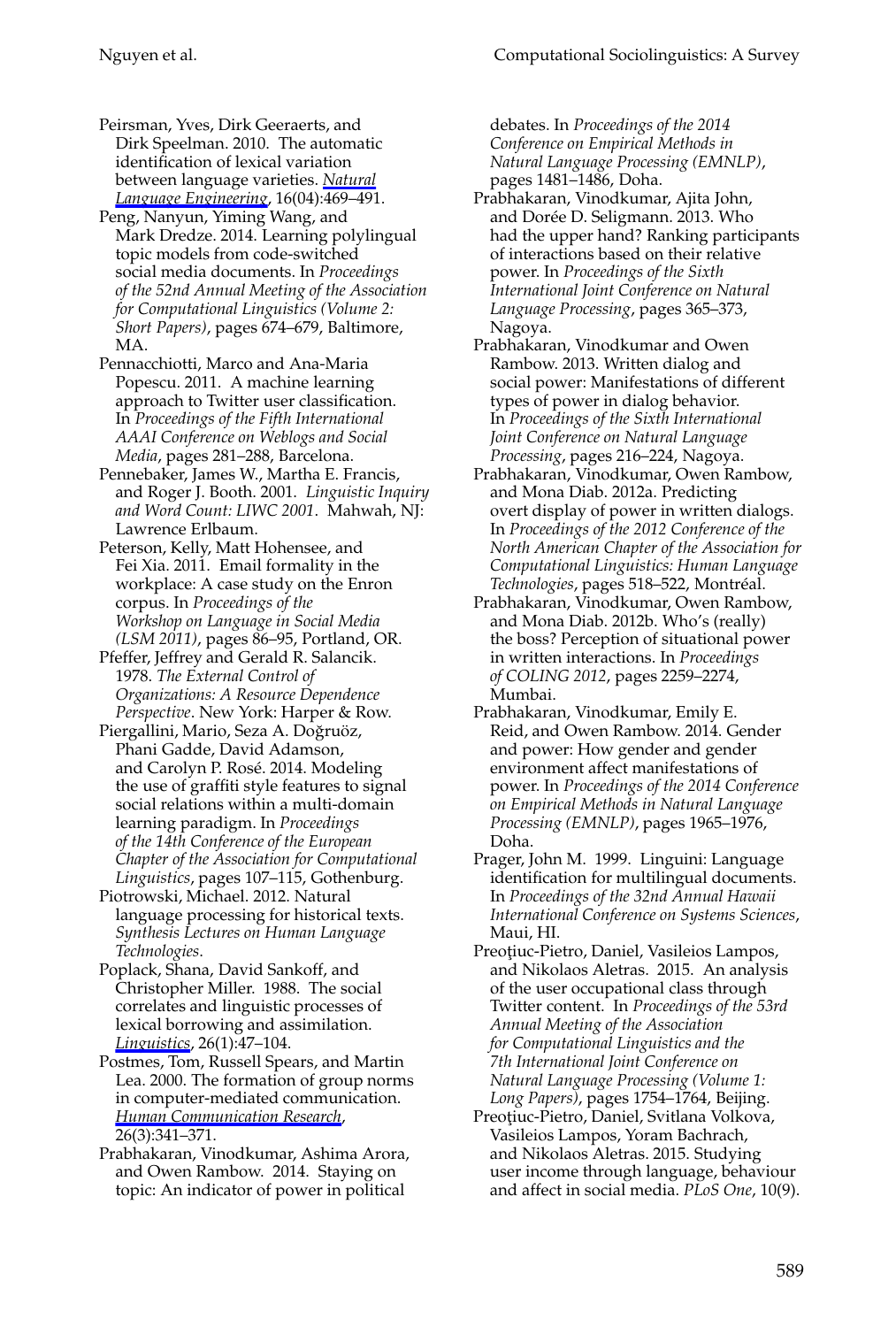Peirsman, Yves, Dirk Geeraerts, and Dirk Speelman. 2010. The automatic identification of lexical variation between language varieties. *Natural Language Engineering*, 16(04):469–491.

Peng, Nanyun, Yiming Wang, and Mark Dredze. 2014. Learning polylingual topic models from code-switched social media documents. In *Proceedings of the 52nd Annual Meeting of the Association for Computational Linguistics (Volume 2: Short Papers)*, pages 674–679, Baltimore, MA.

Pennacchiotti, Marco and Ana-Maria Popescu. 2011. A machine learning approach to Twitter user classification. In *Proceedings of the Fifth International AAAI Conference on Weblogs and Social Media*, pages 281–288, Barcelona.

Pennebaker, James W., Martha E. Francis, and Roger J. Booth. 2001. *Linguistic Inquiry and Word Count: LIWC 2001*. Mahwah, NJ: Lawrence Erlbaum.

Peterson, Kelly, Matt Hohensee, and Fei Xia. 2011. Email formality in the workplace: A case study on the Enron corpus. In *Proceedings of the Workshop on Language in Social Media (LSM 2011)*, pages 86–95, Portland, OR.

Pfeffer, Jeffrey and Gerald R. Salancik. 1978. *The External Control of Organizations: A Resource Dependence Perspective*. New York: Harper & Row.

Piergallini, Mario, Seza A. Doğruöz, Phani Gadde, David Adamson, and Carolyn P. Rosé. 2014. Modeling the use of graffiti style features to signal social relations within a multi-domain learning paradigm. In *Proceedings of the 14th Conference of the European Chapter of the Association for Computational Linguistics*, pages 107–115, Gothenburg.

Piotrowski, Michael. 2012. Natural language processing for historical texts. *Synthesis Lectures on Human Language Technologies*.

Poplack, Shana, David Sankoff, and Christopher Miller. 1988. The social correlates and linguistic processes of lexical borrowing and assimilation. *Linguistics*, 26(1):47–104.

Postmes, Tom, Russell Spears, and Martin Lea. 2000. The formation of group norms in computer-mediated communication. *Human Communication Research*, 26(3):341–371.

Prabhakaran, Vinodkumar, Ashima Arora, and Owen Rambow. 2014. Staying on topic: An indicator of power in political debates. In *Proceedings of the 2014 Conference on Empirical Methods in Natural Language Processing (EMNLP)*, pages 1481–1486, Doha.

Prabhakaran, Vinodkumar, Ajita John, and Dorée D. Seligmann. 2013. Who had the upper hand? Ranking participants of interactions based on their relative power. In *Proceedings of the Sixth International Joint Conference on Natural Language Processing*, pages 365–373, Nagoya.

Prabhakaran, Vinodkumar and Owen Rambow. 2013. Written dialog and social power: Manifestations of different types of power in dialog behavior. In *Proceedings of the Sixth International Joint Conference on Natural Language Processing*, pages 216–224, Nagoya.

Prabhakaran, Vinodkumar, Owen Rambow, and Mona Diab. 2012a. Predicting overt display of power in written dialogs. In *Proceedings of the 2012 Conference of the North American Chapter of the Association for Computational Linguistics: Human Language Technologies*, pages 518–522, Montréal.

Prabhakaran, Vinodkumar, Owen Rambow, and Mona Diab. 2012b. Who's (really) the boss? Perception of situational power in written interactions. In *Proceedings of COLING 2012*, pages 2259–2274, Mumbai.

Prabhakaran, Vinodkumar, Emily E. Reid, and Owen Rambow. 2014. Gender and power: How gender and gender environment affect manifestations of power. In *Proceedings of the 2014 Conference on Empirical Methods in Natural Language Processing (EMNLP)*, pages 1965–1976, Doha.

Prager, John M. 1999. Linguini: Language identification for multilingual documents. In *Proceedings of the 32nd Annual Hawaii International Conference on Systems Sciences*, Maui, HI.

Preoţiuc-Pietro, Daniel, Vasileios Lampos, and Nikolaos Aletras. 2015. An analysis of the user occupational class through Twitter content. In *Proceedings of the 53rd Annual Meeting of the Association for Computational Linguistics and the 7th International Joint Conference on Natural Language Processing (Volume 1: Long Papers)*, pages 1754–1764, Beijing.

Preoţiuc-Pietro, Daniel, Svitlana Volkova, Vasileios Lampos, Yoram Bachrach, and Nikolaos Aletras. 2015. Studying user income through language, behaviour and affect in social media. *PLoS One*, 10(9).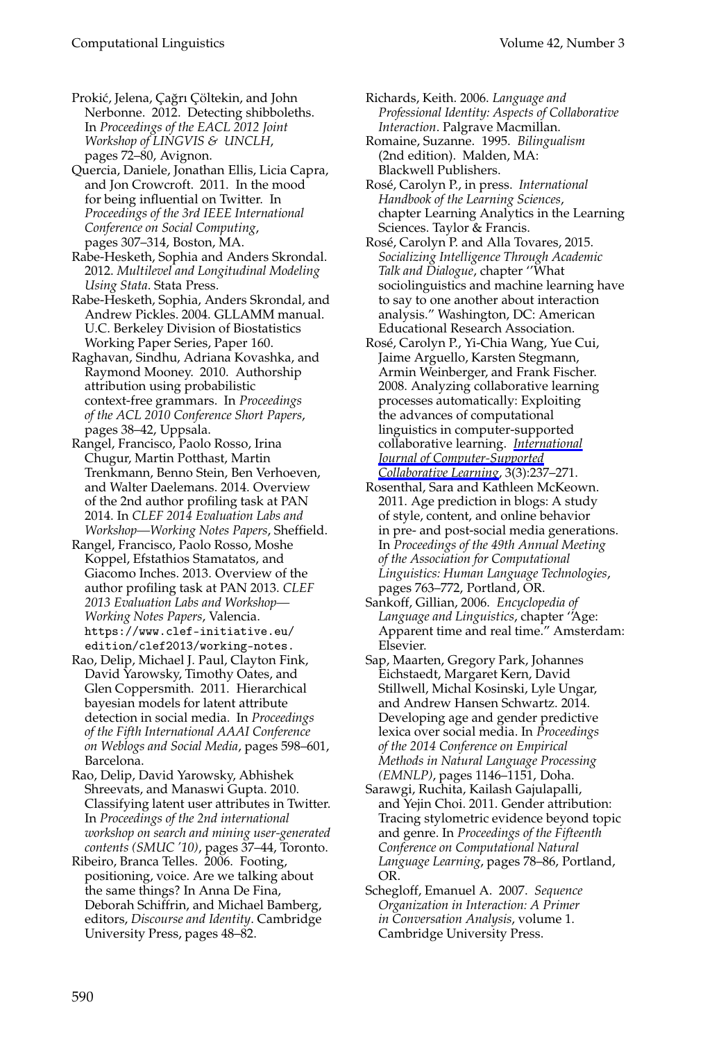Prokić, Jelena, Çağrı Çöltekin, and John Nerbonne. 2012. Detecting shibboleths. In *Proceedings of the EACL 2012 Joint Workshop of LINGVIS & UNCLH*, pages 72–80, Avignon.

Quercia, Daniele, Jonathan Ellis, Licia Capra, and Jon Crowcroft. 2011. In the mood for being influential on Twitter. In *Proceedings of the 3rd IEEE International Conference on Social Computing*, pages 307–314, Boston, MA.

Rabe-Hesketh, Sophia and Anders Skrondal. 2012. *Multilevel and Longitudinal Modeling Using Stata*. Stata Press.

Rabe-Hesketh, Sophia, Anders Skrondal, and Andrew Pickles. 2004. GLLAMM manual. U.C. Berkeley Division of Biostatistics Working Paper Series, Paper 160.

Raghavan, Sindhu, Adriana Kovashka, and Raymond Mooney. 2010. Authorship attribution using probabilistic context-free grammars. In *Proceedings of the ACL 2010 Conference Short Papers*, pages 38–42, Uppsala.

Rangel, Francisco, Paolo Rosso, Irina Chugur, Martin Potthast, Martin Trenkmann, Benno Stein, Ben Verhoeven, and Walter Daelemans. 2014. Overview of the 2nd author profiling task at PAN 2014. In *CLEF 2014 Evaluation Labs and Workshop—Working Notes Papers*, Sheffield.

Rangel, Francisco, Paolo Rosso, Moshe Koppel, Efstathios Stamatatos, and Giacomo Inches. 2013. Overview of the author profiling task at PAN 2013. *CLEF 2013 Evaluation Labs and Workshop—Working Notes Papers*, Valencia. `https://www.clef-initiative.eu/edition/clef2013/working-notes.`

Rao, Delip, Michael J. Paul, Clayton Fink, David Yarowsky, Timothy Oates, and Glen Coppersmith. 2011. Hierarchical bayesian models for latent attribute detection in social media. In *Proceedings of the Fifth International AAAI Conference on Weblogs and Social Media*, pages 598–601, Barcelona.

Rao, Delip, David Yarowsky, Abhishek Shreevats, and Manaswi Gupta. 2010. Classifying latent user attributes in Twitter. In *Proceedings of the 2nd international workshop on search and mining user-generated contents (SMUC '10)*, pages 37–44, Toronto.

Ribeiro, Branca Telles. 2006. Footing, positioning, voice. Are we talking about the same things? In Anna De Fina, Deborah Schiffrin, and Michael Bamberg, editors, *Discourse and Identity*. Cambridge University Press, pages 48–82.

Richards, Keith. 2006. *Language and Professional Identity: Aspects of Collaborative Interaction*. Palgrave Macmillan.

Romaine, Suzanne. 1995. *Bilingualism* (2nd edition). Malden, MA: Blackwell Publishers.

Rosé, Carolyn P., in press. *International Handbook of the Learning Sciences*, chapter Learning Analytics in the Learning Sciences. Taylor & Francis.

Rosé, Carolyn P. and Alla Tovares, 2015. *Socializing Intelligence Through Academic Talk and Dialogue*, chapter ''What sociolinguistics and machine learning have to say to one another about interaction analysis.'' Washington, DC: American Educational Research Association.

Rosé, Carolyn P., Yi-Chia Wang, Yue Cui, Jaime Arguello, Karsten Stegmann, Armin Weinberger, and Frank Fischer. 2008. Analyzing collaborative learning processes automatically: Exploiting the advances of computational linguistics in computer-supported collaborative learning. *International Journal of Computer-Supported Collaborative Learning*, 3(3):237–271.

Rosenthal, Sara and Kathleen McKeown. 2011. Age prediction in blogs: A study of style, content, and online behavior in pre- and post-social media generations. In *Proceedings of the 49th Annual Meeting of the Association for Computational Linguistics: Human Language Technologies*, pages 763–772, Portland, OR.

Sankoff, Gillian, 2006. *Encyclopedia of Language and Linguistics*, chapter ''Age: Apparent time and real time.'' Amsterdam: Elsevier.

Sap, Maarten, Gregory Park, Johannes Eichstaedt, Margaret Kern, David Stillwell, Michal Kosinski, Lyle Ungar, and Andrew Hansen Schwartz. 2014. Developing age and gender predictive lexica over social media. In *Proceedings of the 2014 Conference on Empirical Methods in Natural Language Processing (EMNLP)*, pages 1146–1151, Doha.

Sarawgi, Ruchita, Kailash Gajulapalli, and Yejin Choi. 2011. Gender attribution: Tracing stylometric evidence beyond topic and genre. In *Proceedings of the Fifteenth Conference on Computational Natural Language Learning*, pages 78–86, Portland, OR.

Schegloff, Emanuel A. 2007. *Sequence Organization in Interaction: A Primer in Conversation Analysis*, volume 1. Cambridge University Press.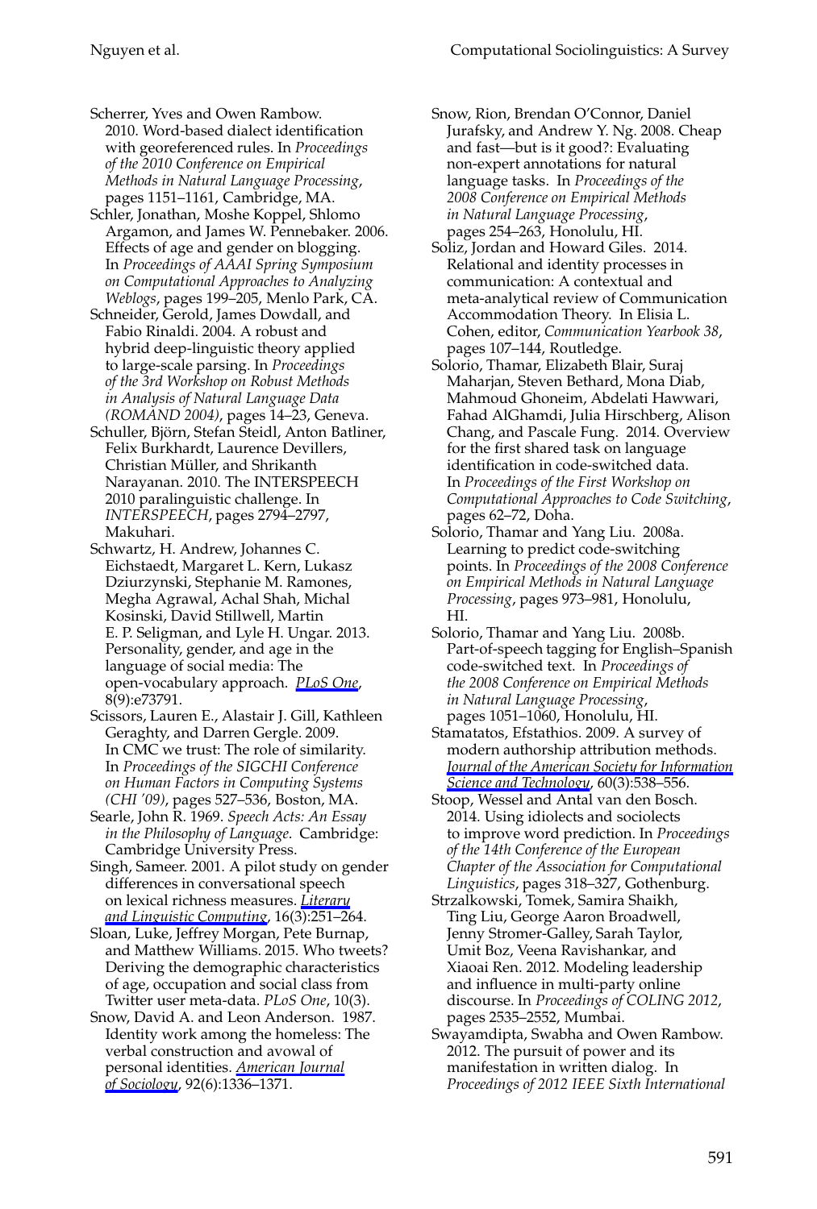Scherrer, Yves and Owen Rambow. 2010. Word-based dialect identification with georeferenced rules. In *Proceedings of the 2010 Conference on Empirical Methods in Natural Language Processing*, pages 1151–1161, Cambridge, MA.

Schler, Jonathan, Moshe Koppel, Shlomo Argamon, and James W. Pennebaker. 2006. Effects of age and gender on blogging. In *Proceedings of AAAI Spring Symposium on Computational Approaches to Analyzing Weblogs*, pages 199–205, Menlo Park, CA.

Schneider, Gerold, James Dowdall, and Fabio Rinaldi. 2004. A robust and hybrid deep-linguistic theory applied to large-scale parsing. In *Proceedings of the 3rd Workshop on Robust Methods in Analysis of Natural Language Data (ROMAND 2004)*, pages 14–23, Geneva.

Schuller, Björn, Stefan Steidl, Anton Batliner, Felix Burkhardt, Laurence Devillers, Christian Müller, and Shrikanth Narayanan. 2010. The INTERSPEECH 2010 paralinguistic challenge. In *INTERSPEECH*, pages 2794–2797, Makuhari.

Schwartz, H. Andrew, Johannes C. Eichstaedt, Margaret L. Kern, Lukasz Dziurzynski, Stephanie M. Ramones, Megha Agrawal, Achal Shah, Michal Kosinski, David Stillwell, Martin E. P. Seligman, and Lyle H. Ungar. 2013. Personality, gender, and age in the language of social media: The open-vocabulary approach. *PLoS One*, 8(9):e73791.

Scissors, Lauren E., Alastair J. Gill, Kathleen Geraghty, and Darren Gergle. 2009. In CMC we trust: The role of similarity. In *Proceedings of the SIGCHI Conference on Human Factors in Computing Systems (CHI '09)*, pages 527–536, Boston, MA.

Searle, John R. 1969. *Speech Acts: An Essay in the Philosophy of Language*. Cambridge: Cambridge University Press.

Singh, Sameer. 2001. A pilot study on gender differences in conversational speech on lexical richness measures. *Literary and Linguistic Computing*, 16(3):251–264.

Sloan, Luke, Jeffrey Morgan, Pete Burnap, and Matthew Williams. 2015. Who tweets? Deriving the demographic characteristics of age, occupation and social class from Twitter user meta-data. *PLoS One*, 10(3).

Snow, David A. and Leon Anderson. 1987. Identity work among the homeless: The verbal construction and avowal of personal identities. *American Journal of Sociology*, 92(6):1336–1371.

Snow, Rion, Brendan O'Connor, Daniel Jurafsky, and Andrew Y. Ng. 2008. Cheap and fast—but is it good?: Evaluating non-expert annotations for natural language tasks. In *Proceedings of the 2008 Conference on Empirical Methods in Natural Language Processing*, pages 254–263, Honolulu, HI.

Soliz, Jordan and Howard Giles. 2014. Relational and identity processes in communication: A contextual and meta-analytical review of Communication Accommodation Theory. In Elisia L. Cohen, editor, *Communication Yearbook 38*, pages 107–144, Routledge.

Solorio, Thamar, Elizabeth Blair, Suraj Maharjan, Steven Bethard, Mona Diab, Mahmoud Ghoneim, Abdelati Hawwari, Fahad AlGhamdi, Julia Hirschberg, Alison Chang, and Pascale Fung. 2014. Overview for the first shared task on language identification in code-switched data. In *Proceedings of the First Workshop on Computational Approaches to Code Switching*, pages 62–72, Doha.

Solorio, Thamar and Yang Liu. 2008a. Learning to predict code-switching points. In *Proceedings of the 2008 Conference on Empirical Methods in Natural Language Processing*, pages 973–981, Honolulu, HI.

Solorio, Thamar and Yang Liu. 2008b. Part-of-speech tagging for English–Spanish code-switched text. In *Proceedings of the 2008 Conference on Empirical Methods in Natural Language Processing*, pages 1051–1060, Honolulu, HI.

Stamatatos, Efstathios. 2009. A survey of modern authorship attribution methods. *Journal of the American Society for Information Science and Technology*, 60(3):538–556.

Stoop, Wessel and Antal van den Bosch. 2014. Using idiolects and sociolects to improve word prediction. In *Proceedings of the 14th Conference of the European Chapter of the Association for Computational Linguistics*, pages 318–327, Gothenburg.

Strzalkowski, Tomek, Samira Shaikh, Ting Liu, George Aaron Broadwell, Jenny Stromer-Galley, Sarah Taylor, Umit Boz, Veena Ravishankar, and Xiaoai Ren. 2012. Modeling leadership and influence in multi-party online discourse. In *Proceedings of COLING 2012*, pages 2535–2552, Mumbai.

Swayamdipta, Swabha and Owen Rambow. 2012. The pursuit of power and its manifestation in written dialog. In *Proceedings of 2012 IEEE Sixth International*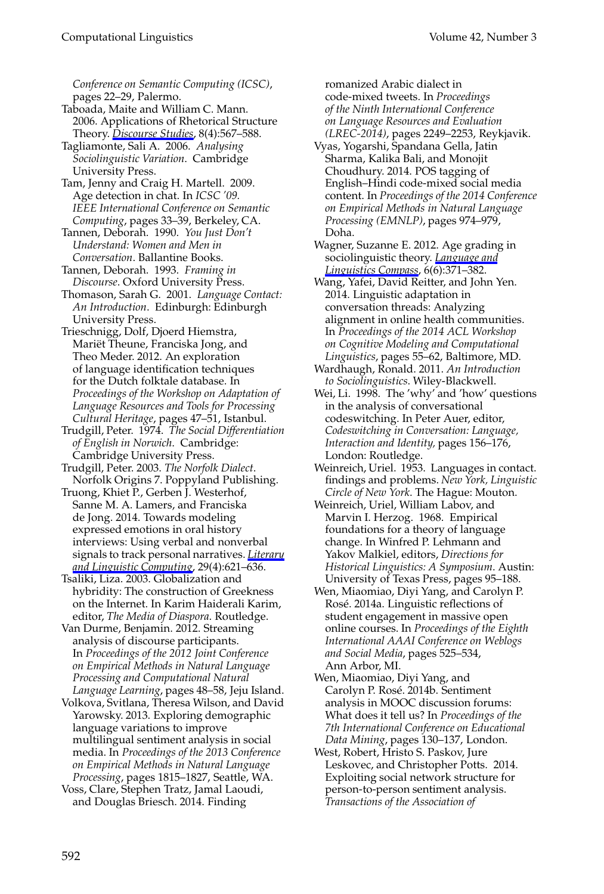*Conference on Semantic Computing (ICSC)*, pages 22–29, Palermo.

Taboada, Maite and William C. Mann. 2006. Applications of Rhetorical Structure Theory. *Discourse Studies*, 8(4):567–588.

Tagliamonte, Sali A. 2006. *Analysing Sociolinguistic Variation*. Cambridge University Press.

Tam, Jenny and Craig H. Martell. 2009. Age detection in chat. In *ICSC '09. IEEE International Conference on Semantic Computing*, pages 33–39, Berkeley, CA.

Tannen, Deborah. 1990. *You Just Don't Understand: Women and Men in Conversation*. Ballantine Books.

Tannen, Deborah. 1993. *Framing in Discourse*. Oxford University Press.

Thomason, Sarah G. 2001. *Language Contact: An Introduction*. Edinburgh: Edinburgh University Press.

Trieschnigg, Dolf, Djoerd Hiemstra, Mariët Theune, Franciska Jong, and Theo Meder. 2012. An exploration of language identification techniques for the Dutch folktale database. In *Proceedings of the Workshop on Adaptation of Language Resources and Tools for Processing Cultural Heritage*, pages 47–51, Istanbul.

Trudgill, Peter. 1974. *The Social Differentiation of English in Norwich*. Cambridge: Cambridge University Press.

Trudgill, Peter. 2003. *The Norfolk Dialect*. Norfolk Origins 7. Poppyland Publishing.

Truong, Khiet P., Gerben J. Westerhof, Sanne M. A. Lamers, and Franciska de Jong. 2014. Towards modeling expressed emotions in oral history interviews: Using verbal and nonverbal signals to track personal narratives. *Literary and Linguistic Computing*, 29(4):621–636.

Tsaliki, Liza. 2003. Globalization and hybridity: The construction of Greekness on the Internet. In Karim Haiderali Karim, editor, *The Media of Diaspora*. Routledge.

Van Durme, Benjamin. 2012. Streaming analysis of discourse participants. In *Proceedings of the 2012 Joint Conference on Empirical Methods in Natural Language Processing and Computational Natural Language Learning*, pages 48–58, Jeju Island.

Volkova, Svitlana, Theresa Wilson, and David Yarowsky. 2013. Exploring demographic language variations to improve multilingual sentiment analysis in social media. In *Proceedings of the 2013 Conference on Empirical Methods in Natural Language Processing*, pages 1815–1827, Seattle, WA.

Voss, Clare, Stephen Tratz, Jamal Laoudi, and Douglas Briesch. 2014. Finding romanized Arabic dialect in code-mixed tweets. In *Proceedings of the Ninth International Conference on Language Resources and Evaluation (LREC-2014)*, pages 2249–2253, Reykjavik.

Vyas, Yogarshi, Spandana Gella, Jatin Sharma, Kalika Bali, and Monojit Choudhury. 2014. POS tagging of English–Hindi code-mixed social media content. In *Proceedings of the 2014 Conference on Empirical Methods in Natural Language Processing (EMNLP)*, pages 974–979, Doha.

Wagner, Suzanne E. 2012. Age grading in sociolinguistic theory. *Language and Linguistics Compass*, 6(6):371–382.

Wang, Yafei, David Reitter, and John Yen. 2014. Linguistic adaptation in conversation threads: Analyzing alignment in online health communities. In *Proceedings of the 2014 ACL Workshop on Cognitive Modeling and Computational Linguistics*, pages 55–62, Baltimore, MD.

Wardhaugh, Ronald. 2011. *An Introduction to Sociolinguistics*. Wiley-Blackwell.

Wei, Li. 1998. The 'why' and 'how' questions in the analysis of conversational codeswitching. In Peter Auer, editor, *Codeswitching in Conversation: Language, Interaction and Identity,* pages 156–176, London: Routledge.

Weinreich, Uriel. 1953. Languages in contact. findings and problems. *New York, Linguistic Circle of New York*. The Hague: Mouton.

Weinreich, Uriel, William Labov, and Marvin I. Herzog. 1968. Empirical foundations for a theory of language change. In Winfred P. Lehmann and Yakov Malkiel, editors, *Directions for Historical Linguistics: A Symposium*. Austin: University of Texas Press, pages 95–188.

Wen, Miaomiao, Diyi Yang, and Carolyn P. Rosé. 2014a. Linguistic reflections of student engagement in massive open online courses. In *Proceedings of the Eighth International AAAI Conference on Weblogs and Social Media*, pages 525–534, Ann Arbor, MI.

Wen, Miaomiao, Diyi Yang, and Carolyn P. Rosé. 2014b. Sentiment analysis in MOOC discussion forums: What does it tell us? In *Proceedings of the 7th International Conference on Educational Data Mining*, pages 130–137, London.

West, Robert, Hristo S. Paskov, Jure Leskovec, and Christopher Potts. 2014. Exploiting social network structure for person-to-person sentiment analysis. *Transactions of the Association of*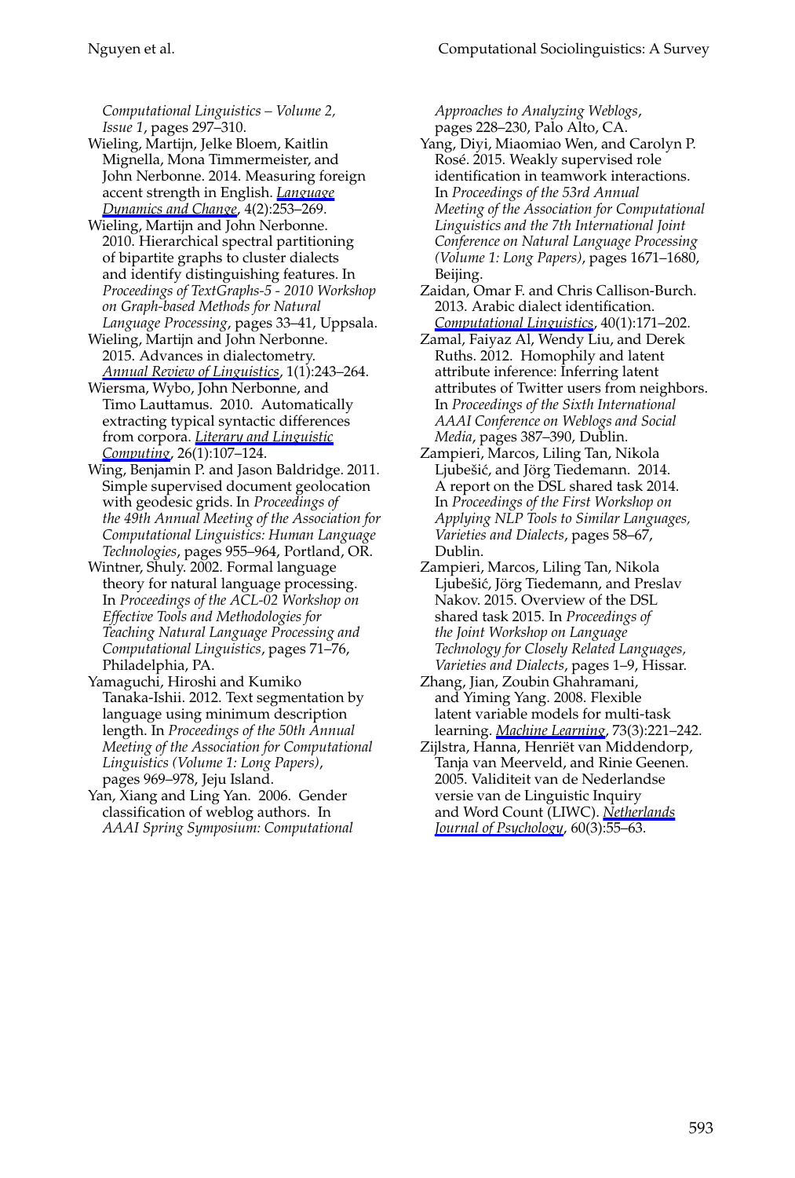*Computational Linguistics – Volume 2, Issue 1*, pages 297–310.

Wieling, Martijn, Jelke Bloem, Kaitlin Mignella, Mona Timmermeister, and John Nerbonne. 2014. Measuring foreign accent strength in English. *Language Dynamics and Change*, 4(2):253–269.

Wieling, Martijn and John Nerbonne. 2010. Hierarchical spectral partitioning of bipartite graphs to cluster dialects and identify distinguishing features. In *Proceedings of TextGraphs-5 - 2010 Workshop on Graph-based Methods for Natural Language Processing*, pages 33–41, Uppsala.

Wieling, Martijn and John Nerbonne. 2015. Advances in dialectometry. *Annual Review of Linguistics*, 1(1):243–264.

Wiersma, Wybo, John Nerbonne, and Timo Lauttamus. 2010. Automatically extracting typical syntactic differences from corpora. *Literary and Linguistic Computing*, 26(1):107–124.

Wing, Benjamin P. and Jason Baldridge. 2011. Simple supervised document geolocation with geodesic grids. In *Proceedings of the 49th Annual Meeting of the Association for Computational Linguistics: Human Language Technologies*, pages 955–964, Portland, OR.

Wintner, Shuly. 2002. Formal language theory for natural language processing. In *Proceedings of the ACL-02 Workshop on Effective Tools and Methodologies for Teaching Natural Language Processing and Computational Linguistics*, pages 71–76, Philadelphia, PA.

Yamaguchi, Hiroshi and Kumiko Tanaka-Ishii. 2012. Text segmentation by language using minimum description length. In *Proceedings of the 50th Annual Meeting of the Association for Computational Linguistics (Volume 1: Long Papers)*, pages 969–978, Jeju Island.

Yan, Xiang and Ling Yan. 2006. Gender classification of weblog authors. In *AAAI Spring Symposium: Computational Approaches to Analyzing Weblogs*, pages 228–230, Palo Alto, CA.

Yang, Diyi, Miaomiao Wen, and Carolyn P. Rosé. 2015. Weakly supervised role identification in teamwork interactions. In *Proceedings of the 53rd Annual Meeting of the Association for Computational Linguistics and the 7th International Joint Conference on Natural Language Processing (Volume 1: Long Papers)*, pages 1671–1680, Beijing.

Zaidan, Omar F. and Chris Callison-Burch. 2013. Arabic dialect identification. *Computational Linguistics*, 40(1):171–202.

Zamal, Faiyaz Al, Wendy Liu, and Derek Ruths. 2012. Homophily and latent attribute inference: Inferring latent attributes of Twitter users from neighbors. In *Proceedings of the Sixth International AAAI Conference on Weblogs and Social Media*, pages 387–390, Dublin.

Zampieri, Marcos, Liling Tan, Nikola Ljubešić, and Jörg Tiedemann. 2014. A report on the DSL shared task 2014. In *Proceedings of the First Workshop on Applying NLP Tools to Similar Languages, Varieties and Dialects*, pages 58–67, Dublin.

Zampieri, Marcos, Liling Tan, Nikola Ljubešić, Jörg Tiedemann, and Preslav Nakov. 2015. Overview of the DSL shared task 2015. In *Proceedings of the Joint Workshop on Language Technology for Closely Related Languages, Varieties and Dialects*, pages 1–9, Hissar.

Zhang, Jian, Zoubin Ghahramani, and Yiming Yang. 2008. Flexible latent variable models for multi-task learning. *Machine Learning*, 73(3):221–242.

Zijlstra, Hanna, Henriët van Middendorp, Tanja van Meerveld, and Rinie Geenen. 2005. Validiteit van de Nederlandse versie van de Linguistic Inquiry and Word Count (LIWC). *Netherlands Journal of Psychology*, 60(3):55–63.